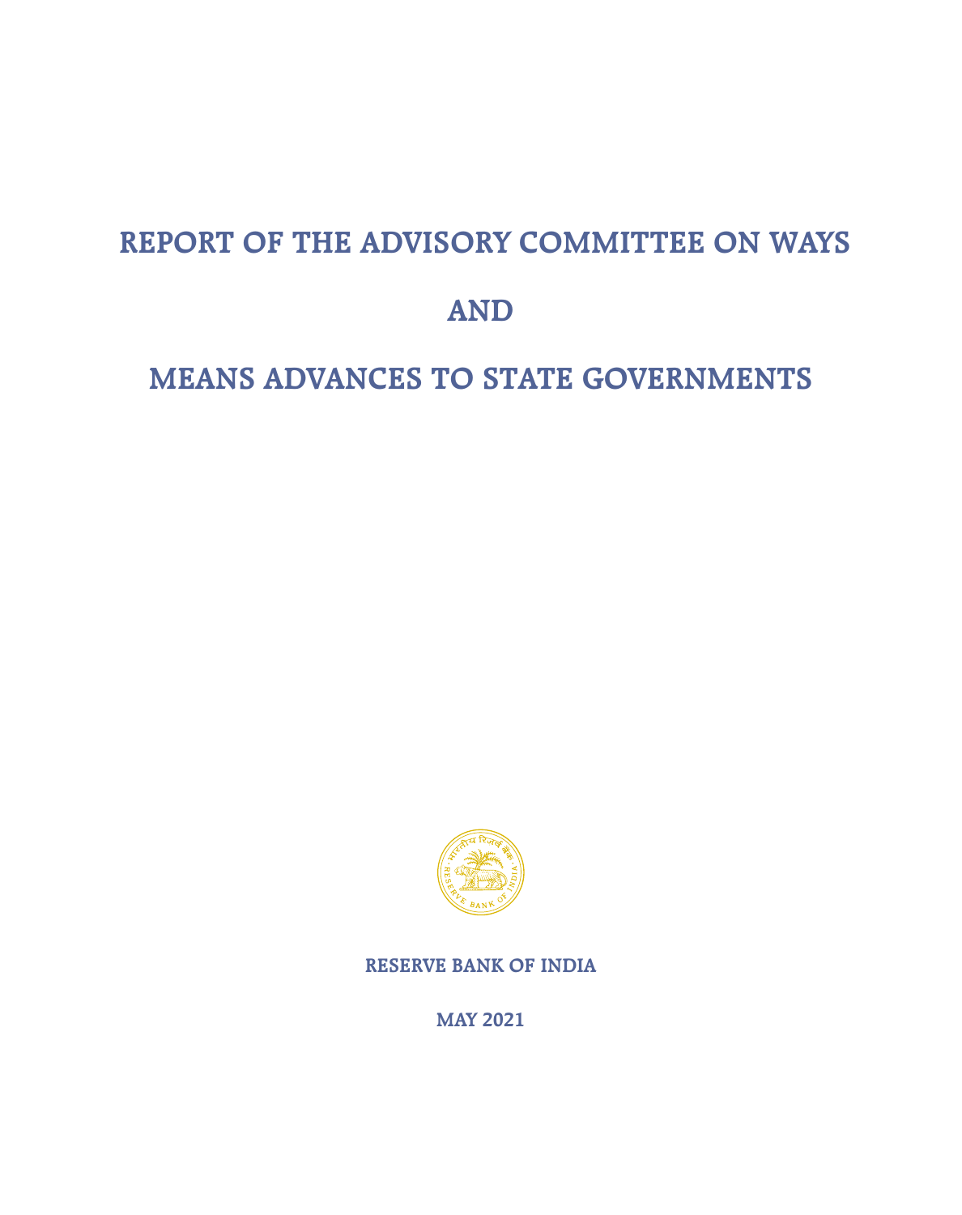# REPORT OF THE ADVISORY COMMITTEE ON WAYS AND MEANS ADVANCES TO STATE GOVERNMENTS

**RESERVE BANK OF INDIA**

**MAY 2021**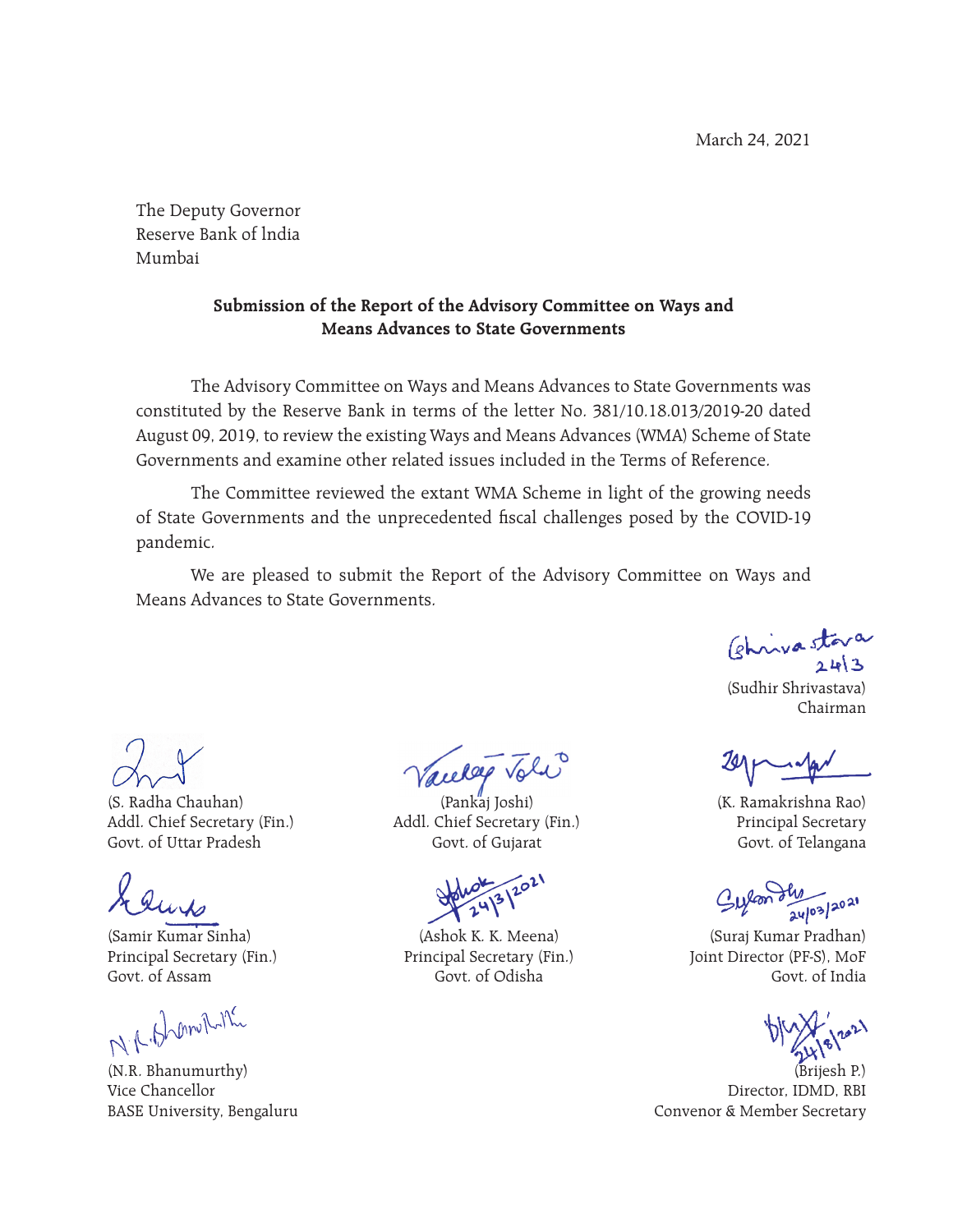March 24, 2021

The Deputy Governor
Reserve Bank of India
Mumbai

**Submission of the Report of the Advisory Committee on Ways and Means Advances to State Governments**

The Advisory Committee on Ways and Means Advances to State Governments was constituted by the Reserve Bank in terms of the letter No. 381/10.18.013/2019-20 dated August 09, 2019, to review the existing Ways and Means Advances (WMA) Scheme of State Governments and examine other related issues included in the Terms of Reference.

The Committee reviewed the extant WMA Scheme in light of the growing needs of State Governments and the unprecedented fiscal challenges posed by the COVID-19 pandemic.

We are pleased to submit the Report of the Advisory Committee on Ways and Means Advances to State Governments.

(Sudhir Shrivastava)
Chairman

(S. Radha Chauhan)
Addl. Chief Secretary (Fin.)
Govt. of Uttar Pradesh

(Pankaj Joshi)
Addl. Chief Secretary (Fin.)
Govt. of Gujarat

(K. Ramakrishna Rao)
Principal Secretary
Govt. of Telangana

(Samir Kumar Sinha)
Principal Secretary (Fin.)
Govt. of Assam

(Ashok K. K. Meena)
Principal Secretary (Fin.)
Govt. of Odisha

(Suraj Kumar Pradhan)
Joint Director (PF-S), MoF
Govt. of India

(N.R. Bhanumurthy)
Vice Chancellor
BASE University, Bengaluru

(Brijesh P.)
Director, IDMD, RBI
Convenor & Member Secretary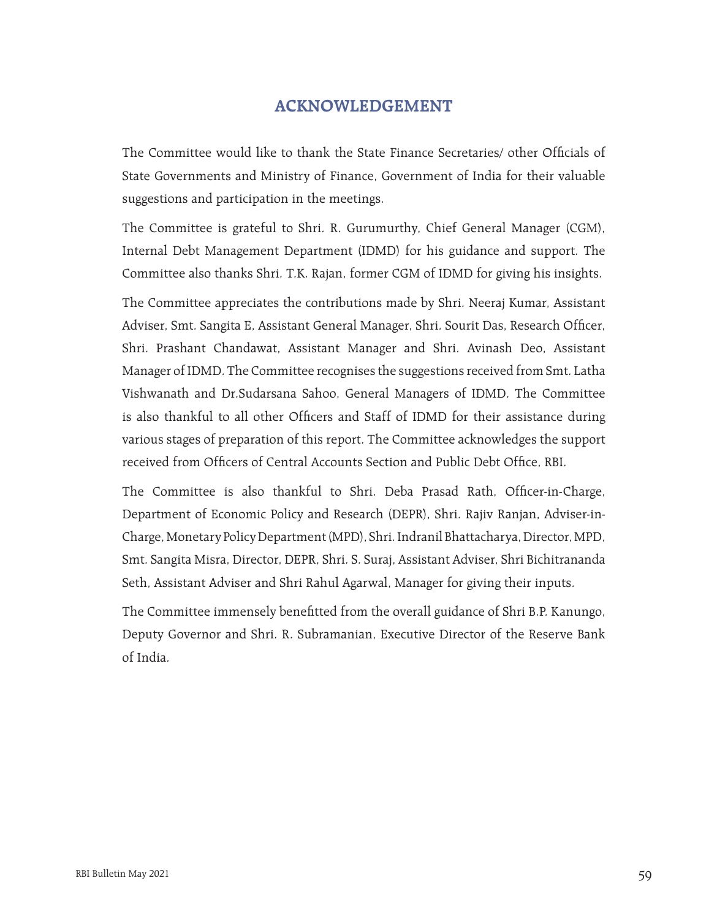## ACKNOWLEDGEMENT

The Committee would like to thank the State Finance Secretaries/ other Officials of State Governments and Ministry of Finance, Government of India for their valuable suggestions and participation in the meetings.

The Committee is grateful to Shri. R. Gurumurthy, Chief General Manager (CGM), Internal Debt Management Department (IDMD) for his guidance and support. The Committee also thanks Shri. T.K. Rajan, former CGM of IDMD for giving his insights.

The Committee appreciates the contributions made by Shri. Neeraj Kumar, Assistant Adviser, Smt. Sangita E, Assistant General Manager, Shri. Sourit Das, Research Officer, Shri. Prashant Chandawat, Assistant Manager and Shri. Avinash Deo, Assistant Manager of IDMD. The Committee recognises the suggestions received from Smt. Latha Vishwanath and Dr.Sudarsana Sahoo, General Managers of IDMD. The Committee is also thankful to all other Officers and Staff of IDMD for their assistance during various stages of preparation of this report. The Committee acknowledges the support received from Officers of Central Accounts Section and Public Debt Office, RBI.

The Committee is also thankful to Shri. Deba Prasad Rath, Officer-in-Charge, Department of Economic Policy and Research (DEPR), Shri. Rajiv Ranjan, Adviser-in-Charge, Monetary Policy Department (MPD), Shri. Indranil Bhattacharya, Director, MPD, Smt. Sangita Misra, Director, DEPR, Shri. S. Suraj, Assistant Adviser, Shri Bichitrananda Seth, Assistant Adviser and Shri Rahul Agarwal, Manager for giving their inputs.

The Committee immensely benefitted from the overall guidance of Shri B.P. Kanungo, Deputy Governor and Shri. R. Subramanian, Executive Director of the Reserve Bank of India.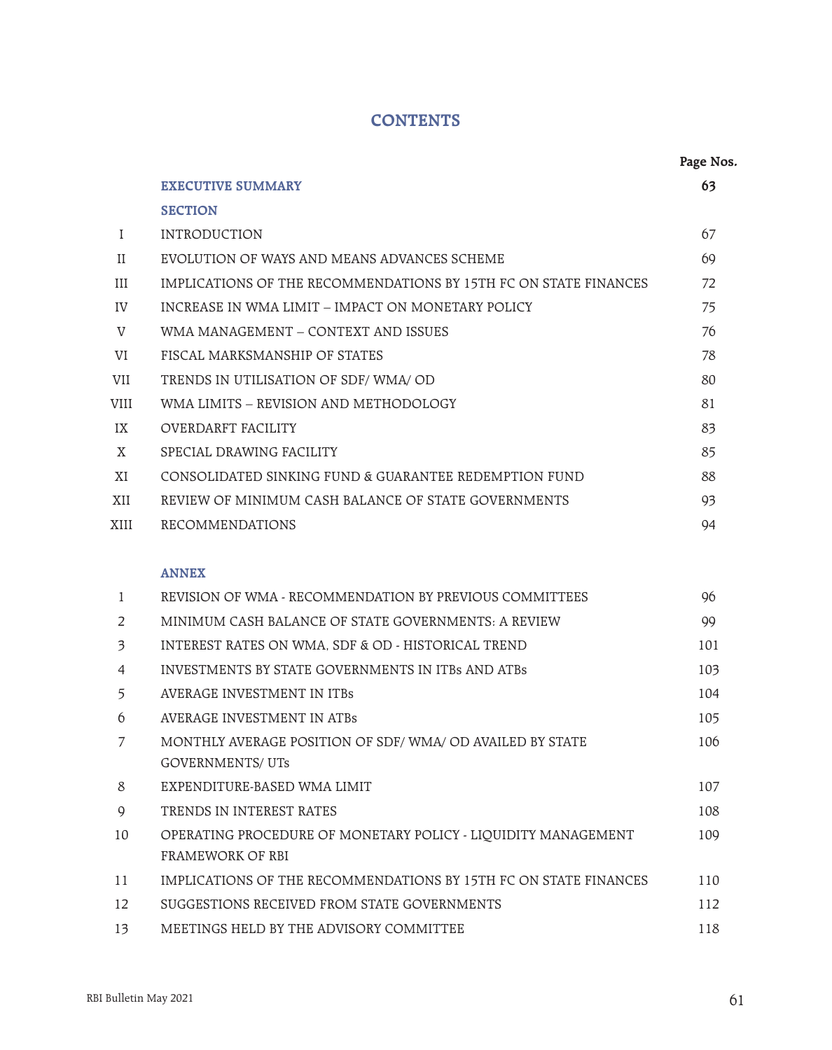# CONTENTS

| | | Page Nos. |
|---|---|---|
| | **EXECUTIVE SUMMARY** | **63** |
| | **SECTION** | |
| I | INTRODUCTION | 67 |
| II | EVOLUTION OF WAYS AND MEANS ADVANCES SCHEME | 69 |
| III | IMPLICATIONS OF THE RECOMMENDATIONS BY 15TH FC ON STATE FINANCES | 72 |
| IV | INCREASE IN WMA LIMIT – IMPACT ON MONETARY POLICY | 75 |
| V | WMA MANAGEMENT – CONTEXT AND ISSUES | 76 |
| VI | FISCAL MARKSMANSHIP OF STATES | 78 |
| VII | TRENDS IN UTILISATION OF SDF/ WMA/ OD | 80 |
| VIII | WMA LIMITS – REVISION AND METHODOLOGY | 81 |
| IX | OVERDARFT FACILITY | 83 |
| X | SPECIAL DRAWING FACILITY | 85 |
| XI | CONSOLIDATED SINKING FUND & GUARANTEE REDEMPTION FUND | 88 |
| XII | REVIEW OF MINIMUM CASH BALANCE OF STATE GOVERNMENTS | 93 |
| XIII | RECOMMENDATIONS | 94 |
| | **ANNEX** | |
| 1 | REVISION OF WMA - RECOMMENDATION BY PREVIOUS COMMITTEES | 96 |
| 2 | MINIMUM CASH BALANCE OF STATE GOVERNMENTS: A REVIEW | 99 |
| 3 | INTEREST RATES ON WMA, SDF & OD - HISTORICAL TREND | 101 |
| 4 | INVESTMENTS BY STATE GOVERNMENTS IN ITBs AND ATBs | 103 |
| 5 | AVERAGE INVESTMENT IN ITBs | 104 |
| 6 | AVERAGE INVESTMENT IN ATBs | 105 |
| 7 | MONTHLY AVERAGE POSITION OF SDF/ WMA/ OD AVAILED BY STATE GOVERNMENTS/ UTs | 106 |
| 8 | EXPENDITURE-BASED WMA LIMIT | 107 |
| 9 | TRENDS IN INTEREST RATES | 108 |
| 10 | OPERATING PROCEDURE OF MONETARY POLICY - LIQUIDITY MANAGEMENT FRAMEWORK OF RBI | 109 |
| 11 | IMPLICATIONS OF THE RECOMMENDATIONS BY 15TH FC ON STATE FINANCES | 110 |
| 12 | SUGGESTIONS RECEIVED FROM STATE GOVERNMENTS | 112 |
| 13 | MEETINGS HELD BY THE ADVISORY COMMITTEE | 118 |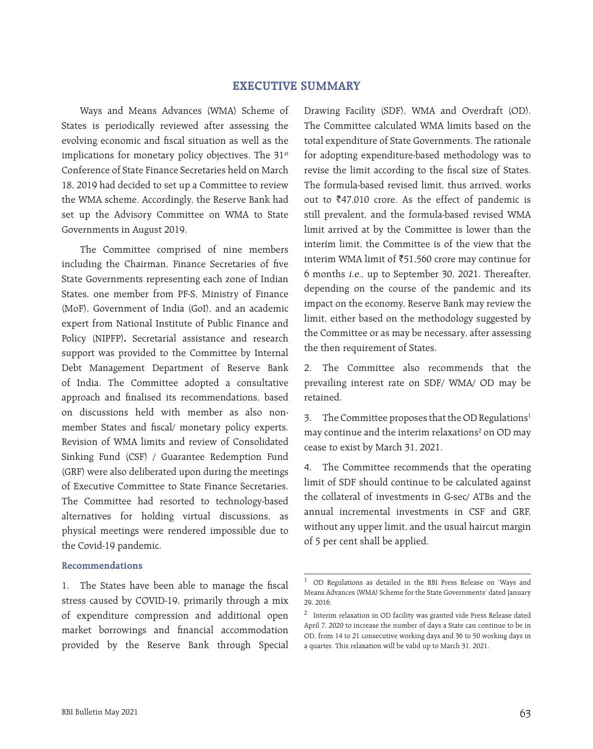# EXECUTIVE SUMMARY

Ways and Means Advances (WMA) Scheme of States is periodically reviewed after assessing the evolving economic and fiscal situation as well as the implications for monetary policy objectives. The 31st Conference of State Finance Secretaries held on March 18, 2019 had decided to set up a Committee to review the WMA scheme. Accordingly, the Reserve Bank had set up the Advisory Committee on WMA to State Governments in August 2019.

The Committee comprised of nine members including the Chairman, Finance Secretaries of five State Governments representing each zone of Indian States, one member from PF-S, Ministry of Finance (MoF), Government of India (GoI), and an academic expert from National Institute of Public Finance and Policy (NIPFP). Secretarial assistance and research support was provided to the Committee by Internal Debt Management Department of Reserve Bank of India. The Committee adopted a consultative approach and finalised its recommendations, based on discussions held with member as also non-member States and fiscal/ monetary policy experts. Revision of WMA limits and review of Consolidated Sinking Fund (CSF) / Guarantee Redemption Fund (GRF) were also deliberated upon during the meetings of Executive Committee to State Finance Secretaries. The Committee had resorted to technology-based alternatives for holding virtual discussions, as physical meetings were rendered impossible due to the Covid-19 pandemic.

## Recommendations

1. The States have been able to manage the fiscal stress caused by COVID-19, primarily through a mix of expenditure compression and additional open market borrowings and financial accommodation provided by the Reserve Bank through Special Drawing Facility (SDF), WMA and Overdraft (OD). The Committee calculated WMA limits based on the total expenditure of State Governments. The rationale for adopting expenditure-based methodology was to revise the limit according to the fiscal size of States. The formula-based revised limit, thus arrived, works out to ₹47,010 crore. As the effect of pandemic is still prevalent, and the formula-based revised WMA limit arrived at by the Committee is lower than the interim limit, the Committee is of the view that the interim WMA limit of ₹51,560 crore may continue for 6 months *i.e.*, up to September 30, 2021. Thereafter, depending on the course of the pandemic and its impact on the economy, Reserve Bank may review the limit, either based on the methodology suggested by the Committee or as may be necessary, after assessing the then requirement of States.

2. The Committee also recommends that the prevailing interest rate on SDF/ WMA/ OD may be retained.

3. The Committee proposes that the OD Regulations[1] may continue and the interim relaxations[2] on OD may cease to exist by March 31, 2021.

4. The Committee recommends that the operating limit of SDF should continue to be calculated against the collateral of investments in G-sec/ ATBs and the annual incremental investments in CSF and GRF, without any upper limit, and the usual haircut margin of 5 per cent shall be applied.

---

[1] OD Regulations as detailed in the RBI Press Release on 'Ways and Means Advances (WMA) Scheme for the State Governments' dated January 29, 2016.

[2] Interim relaxation in OD facility was granted vide Press Release dated April 7, 2020 to increase the number of days a State can continue to be in OD, from 14 to 21 consecutive working days and 36 to 50 working days in a quarter. This relaxation will be valid up to March 31, 2021.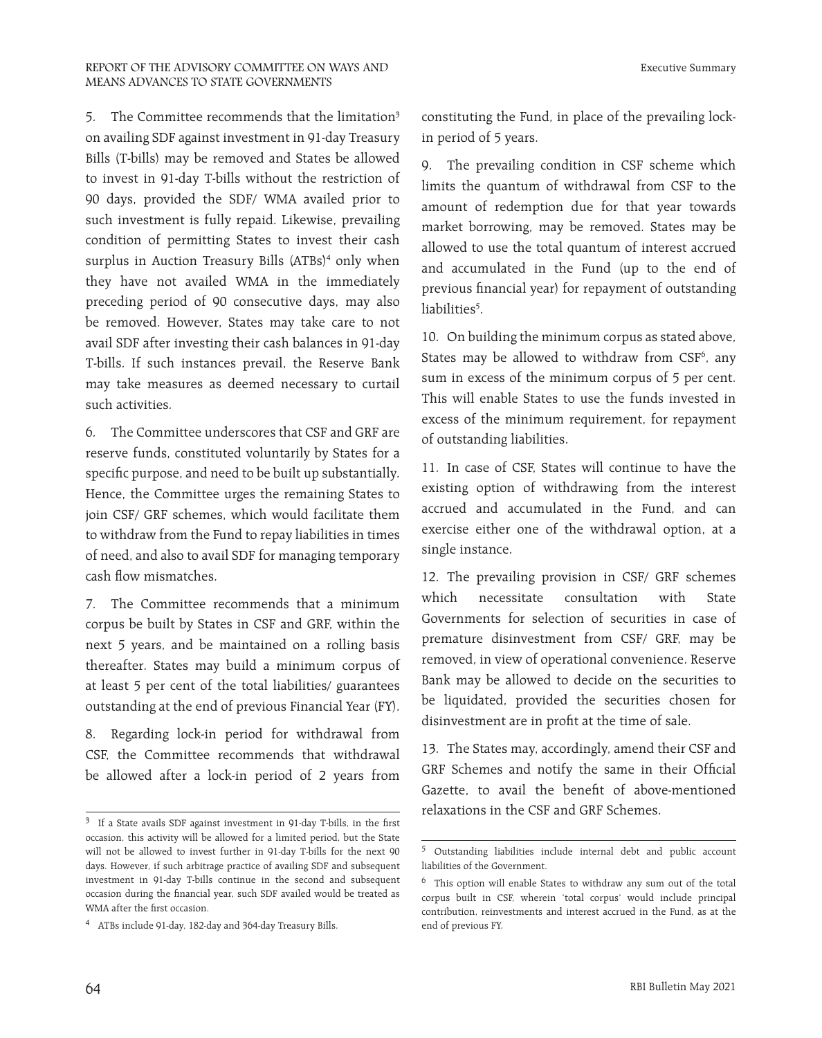5. The Committee recommends that the limitation[3] on availing SDF against investment in 91-day Treasury Bills (T-bills) may be removed and States be allowed to invest in 91-day T-bills without the restriction of 90 days, provided the SDF/ WMA availed prior to such investment is fully repaid. Likewise, prevailing condition of permitting States to invest their cash surplus in Auction Treasury Bills (ATBs)[4] only when they have not availed WMA in the immediately preceding period of 90 consecutive days, may also be removed. However, States may take care to not avail SDF after investing their cash balances in 91-day T-bills. If such instances prevail, the Reserve Bank may take measures as deemed necessary to curtail such activities.

6. The Committee underscores that CSF and GRF are reserve funds, constituted voluntarily by States for a specific purpose, and need to be built up substantially. Hence, the Committee urges the remaining States to join CSF/ GRF schemes, which would facilitate them to withdraw from the Fund to repay liabilities in times of need, and also to avail SDF for managing temporary cash flow mismatches.

7. The Committee recommends that a minimum corpus be built by States in CSF and GRF, within the next 5 years, and be maintained on a rolling basis thereafter. States may build a minimum corpus of at least 5 per cent of the total liabilities/ guarantees outstanding at the end of previous Financial Year (FY).

8. Regarding lock-in period for withdrawal from CSF, the Committee recommends that withdrawal be allowed after a lock-in period of 2 years from constituting the Fund, in place of the prevailing lock-in period of 5 years.

9. The prevailing condition in CSF scheme which limits the quantum of withdrawal from CSF to the amount of redemption due for that year towards market borrowing, may be removed. States may be allowed to use the total quantum of interest accrued and accumulated in the Fund (up to the end of previous financial year) for repayment of outstanding liabilities[5].

10. On building the minimum corpus as stated above, States may be allowed to withdraw from CSF[6], any sum in excess of the minimum corpus of 5 per cent. This will enable States to use the funds invested in excess of the minimum requirement, for repayment of outstanding liabilities.

11. In case of CSF, States will continue to have the existing option of withdrawing from the interest accrued and accumulated in the Fund, and can exercise either one of the withdrawal option, at a single instance.

12. The prevailing provision in CSF/ GRF schemes which necessitate consultation with State Governments for selection of securities in case of premature disinvestment from CSF/ GRF, may be removed, in view of operational convenience. Reserve Bank may be allowed to decide on the securities to be liquidated, provided the securities chosen for disinvestment are in profit at the time of sale.

13. The States may, accordingly, amend their CSF and GRF Schemes and notify the same in their Official Gazette, to avail the benefit of above-mentioned relaxations in the CSF and GRF Schemes.

---

[3] If a State avails SDF against investment in 91-day T-bills, in the first occasion, this activity will be allowed for a limited period, but the State will not be allowed to invest further in 91-day T-bills for the next 90 days. However, if such arbitrage practice of availing SDF and subsequent investment in 91-day T-bills continue in the second and subsequent occasion during the financial year, such SDF availed would be treated as WMA after the first occasion.

[4] ATBs include 91-day, 182-day and 364-day Treasury Bills.

[5] Outstanding liabilities include internal debt and public account liabilities of the Government.

[6] This option will enable States to withdraw any sum out of the total corpus built in CSF, wherein 'total corpus' would include principal contribution, reinvestments and interest accrued in the Fund, as at the end of previous FY.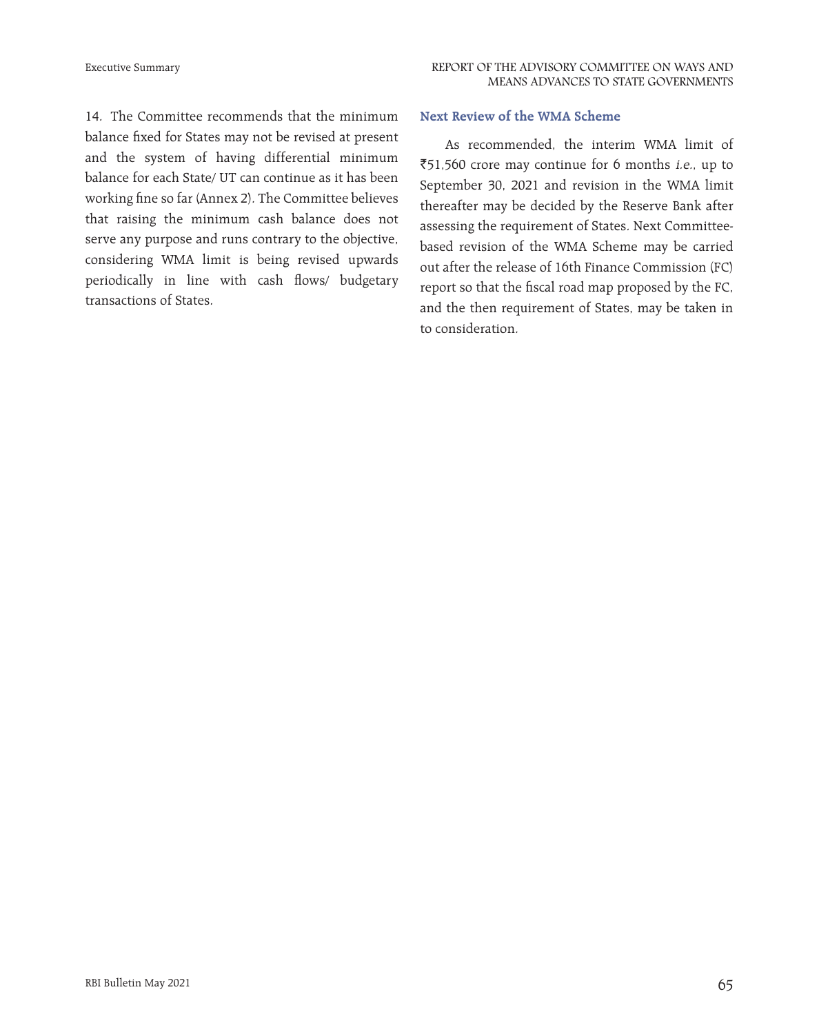14. The Committee recommends that the minimum balance fixed for States may not be revised at present and the system of having differential minimum balance for each State/ UT can continue as it has been working fine so far (Annex 2). The Committee believes that raising the minimum cash balance does not serve any purpose and runs contrary to the objective, considering WMA limit is being revised upwards periodically in line with cash flows/ budgetary transactions of States.

### Next Review of the WMA Scheme

As recommended, the interim WMA limit of ₹51,560 crore may continue for 6 months *i.e.*, up to September 30, 2021 and revision in the WMA limit thereafter may be decided by the Reserve Bank after assessing the requirement of States. Next Committee-based revision of the WMA Scheme may be carried out after the release of 16th Finance Commission (FC) report so that the fiscal road map proposed by the FC, and the then requirement of States, may be taken in to consideration.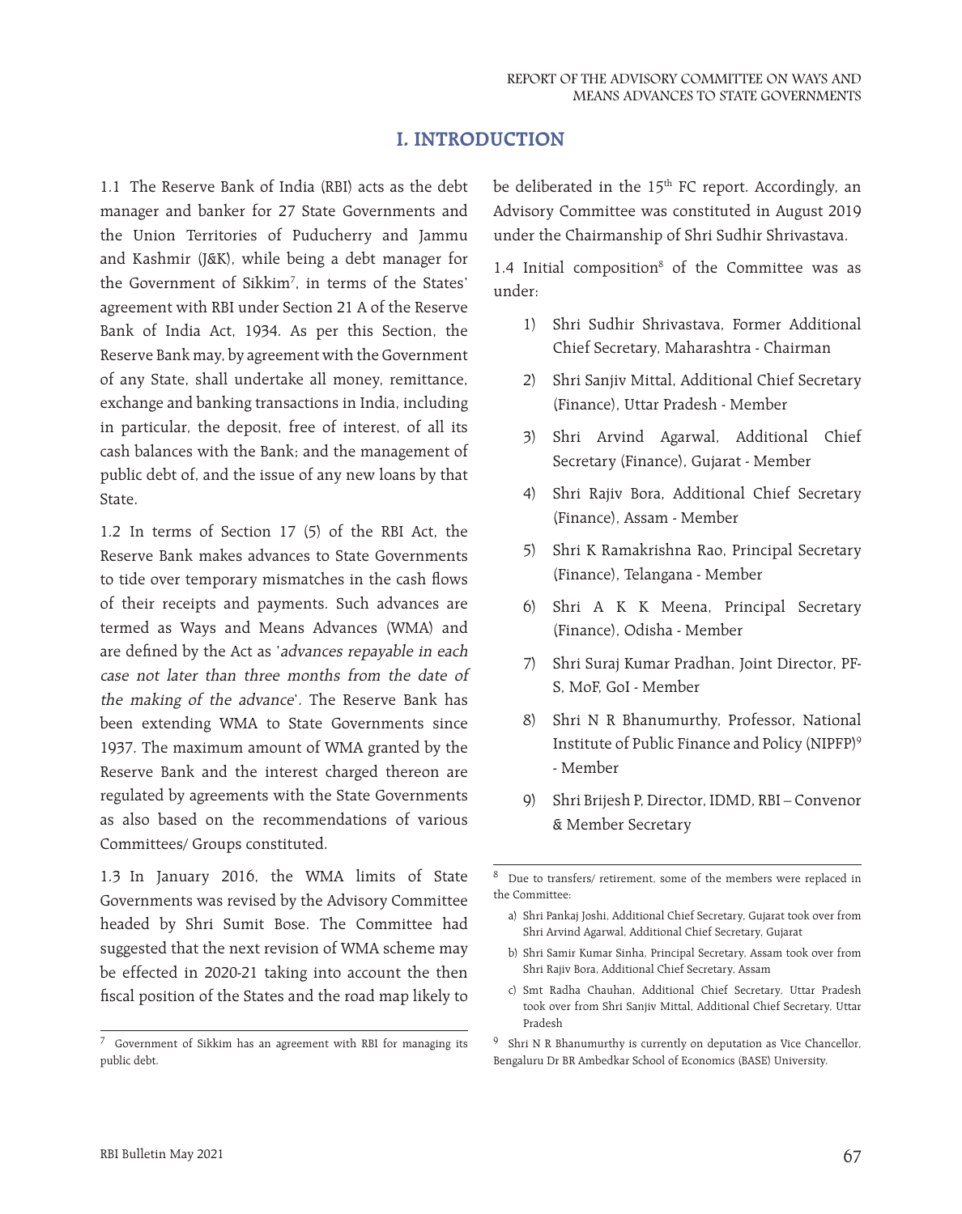# I. INTRODUCTION

1.1 The Reserve Bank of India (RBI) acts as the debt manager and banker for 27 State Governments and the Union Territories of Puducherry and Jammu and Kashmir (J&K), while being a debt manager for the Government of Sikkim[7], in terms of the States' agreement with RBI under Section 21 A of the Reserve Bank of India Act, 1934. As per this Section, the Reserve Bank may, by agreement with the Government of any State, shall undertake all money, remittance, exchange and banking transactions in India, including in particular, the deposit, free of interest, of all its cash balances with the Bank; and the management of public debt of, and the issue of any new loans by that State.

1.2 In terms of Section 17 (5) of the RBI Act, the Reserve Bank makes advances to State Governments to tide over temporary mismatches in the cash flows of their receipts and payments. Such advances are termed as Ways and Means Advances (WMA) and are defined by the Act as '*advances repayable in each case not later than three months from the date of the making of the advance*'. The Reserve Bank has been extending WMA to State Governments since 1937. The maximum amount of WMA granted by the Reserve Bank and the interest charged thereon are regulated by agreements with the State Governments as also based on the recommendations of various Committees/ Groups constituted.

1.3 In January 2016, the WMA limits of State Governments was revised by the Advisory Committee headed by Shri Sumit Bose. The Committee had suggested that the next revision of WMA scheme may be effected in 2020-21 taking into account the then fiscal position of the States and the road map likely to be deliberated in the 15th FC report. Accordingly, an Advisory Committee was constituted in August 2019 under the Chairmanship of Shri Sudhir Shrivastava.

1.4 Initial composition[8] of the Committee was as under:

1) Shri Sudhir Shrivastava, Former Additional Chief Secretary, Maharashtra - Chairman
2) Shri Sanjiv Mittal, Additional Chief Secretary (Finance), Uttar Pradesh - Member
3) Shri Arvind Agarwal, Additional Chief Secretary (Finance), Gujarat - Member
4) Shri Rajiv Bora, Additional Chief Secretary (Finance), Assam - Member
5) Shri K Ramakrishna Rao, Principal Secretary (Finance), Telangana - Member
6) Shri A K K Meena, Principal Secretary (Finance), Odisha - Member
7) Shri Suraj Kumar Pradhan, Joint Director, PF-S, MoF, GoI - Member
8) Shri N R Bhanumurthy, Professor, National Institute of Public Finance and Policy (NIPFP)[9] - Member
9) Shri Brijesh P, Director, IDMD, RBI – Convenor & Member Secretary

---

[7] Government of Sikkim has an agreement with RBI for managing its public debt.

[8] Due to transfers/ retirement, some of the members were replaced in the Committee:

a) Shri Pankaj Joshi, Additional Chief Secretary, Gujarat took over from Shri Arvind Agarwal, Additional Chief Secretary, Gujarat
b) Shri Samir Kumar Sinha, Principal Secretary, Assam took over from Shri Rajiv Bora, Additional Chief Secretary, Assam
c) Smt Radha Chauhan, Additional Chief Secretary, Uttar Pradesh took over from Shri Sanjiv Mittal, Additional Chief Secretary, Uttar Pradesh

[9] Shri N R Bhanumurthy is currently on deputation as Vice Chancellor, Bengaluru Dr BR Ambedkar School of Economics (BASE) University.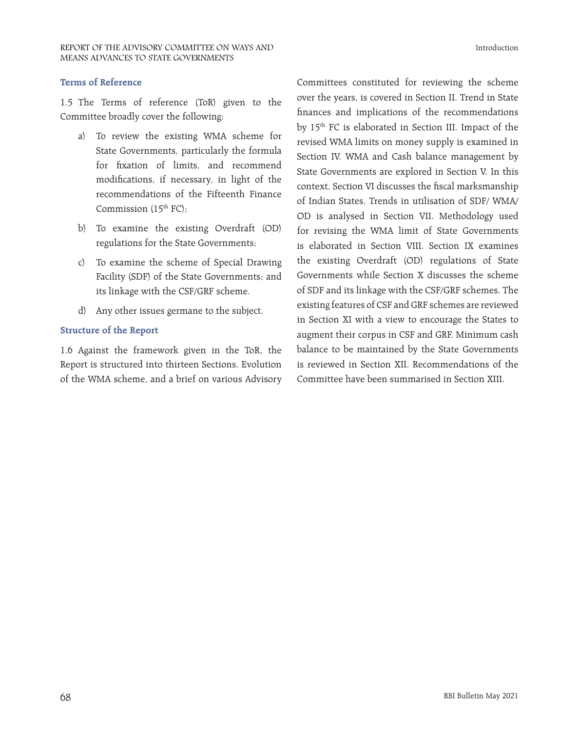### Terms of Reference

1.5 The Terms of reference (ToR) given to the Committee broadly cover the following:

a) To review the existing WMA scheme for State Governments, particularly the formula for fixation of limits, and recommend modifications, if necessary, in light of the recommendations of the Fifteenth Finance Commission ($15^{th}$ FC);

b) To examine the existing Overdraft (OD) regulations for the State Governments;

c) To examine the scheme of Special Drawing Facility (SDF) of the State Governments; and its linkage with the CSF/GRF scheme.

d) Any other issues germane to the subject.

### Structure of the Report

1.6 Against the framework given in the ToR, the Report is structured into thirteen Sections. Evolution of the WMA scheme, and a brief on various Advisory Committees constituted for reviewing the scheme over the years, is covered in Section II. Trend in State finances and implications of the recommendations by $15^{th}$ FC is elaborated in Section III. Impact of the revised WMA limits on money supply is examined in Section IV. WMA and Cash balance management by State Governments are explored in Section V. In this context, Section VI discusses the fiscal marksmanship of Indian States. Trends in utilisation of SDF/ WMA/ OD is analysed in Section VII. Methodology used for revising the WMA limit of State Governments is elaborated in Section VIII. Section IX examines the existing Overdraft (OD) regulations of State Governments while Section X discusses the scheme of SDF and its linkage with the CSF/GRF schemes. The existing features of CSF and GRF schemes are reviewed in Section XI with a view to encourage the States to augment their corpus in CSF and GRF. Minimum cash balance to be maintained by the State Governments is reviewed in Section XII. Recommendations of the Committee have been summarised in Section XIII.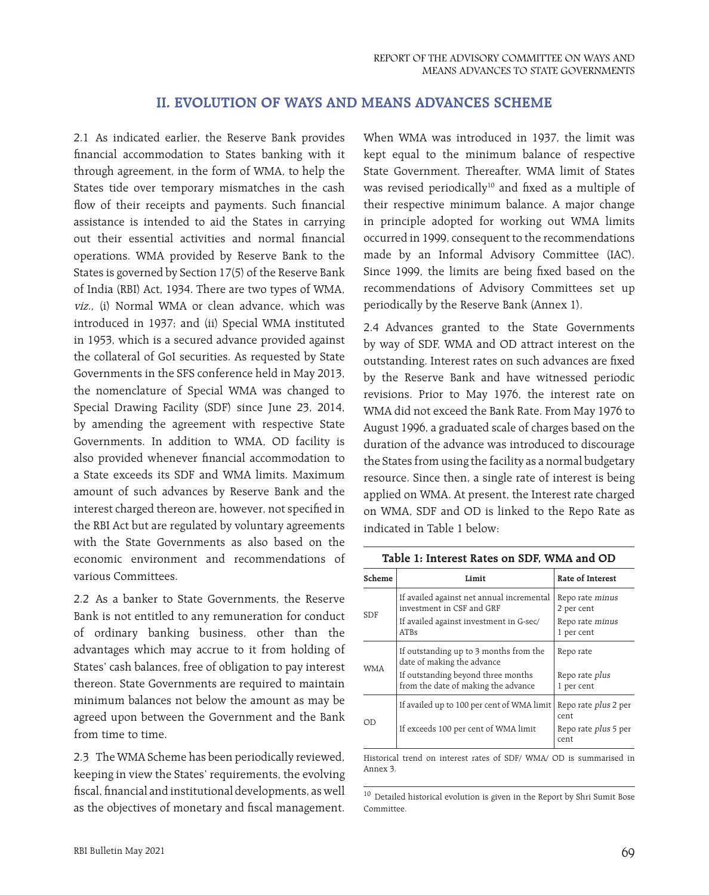## II. EVOLUTION OF WAYS AND MEANS ADVANCES SCHEME

2.1 As indicated earlier, the Reserve Bank provides financial accommodation to States banking with it through agreement, in the form of WMA, to help the States tide over temporary mismatches in the cash flow of their receipts and payments. Such financial assistance is intended to aid the States in carrying out their essential activities and normal financial operations. WMA provided by Reserve Bank to the States is governed by Section 17(5) of the Reserve Bank of India (RBI) Act, 1934. There are two types of WMA, *viz.*, (i) Normal WMA or clean advance, which was introduced in 1937; and (ii) Special WMA instituted in 1953, which is a secured advance provided against the collateral of GoI securities. As requested by State Governments in the SFS conference held in May 2013, the nomenclature of Special WMA was changed to Special Drawing Facility (SDF) since June 23, 2014, by amending the agreement with respective State Governments. In addition to WMA, OD facility is also provided whenever financial accommodation to a State exceeds its SDF and WMA limits. Maximum amount of such advances by Reserve Bank and the interest charged thereon are, however, not specified in the RBI Act but are regulated by voluntary agreements with the State Governments as also based on the economic environment and recommendations of various Committees.

2.2 As a banker to State Governments, the Reserve Bank is not entitled to any remuneration for conduct of ordinary banking business, other than the advantages which may accrue to it from holding of States' cash balances, free of obligation to pay interest thereon. State Governments are required to maintain minimum balances not below the amount as may be agreed upon between the Government and the Bank from time to time.

2.3 The WMA Scheme has been periodically reviewed, keeping in view the States' requirements, the evolving fiscal, financial and institutional developments, as well as the objectives of monetary and fiscal management. When WMA was introduced in 1937, the limit was kept equal to the minimum balance of respective State Government. Thereafter, WMA limit of States was revised periodically[10] and fixed as a multiple of their respective minimum balance. A major change in principle adopted for working out WMA limits occurred in 1999, consequent to the recommendations made by an Informal Advisory Committee (IAC). Since 1999, the limits are being fixed based on the recommendations of Advisory Committees set up periodically by the Reserve Bank (Annex 1).

2.4 Advances granted to the State Governments by way of SDF, WMA and OD attract interest on the outstanding. Interest rates on such advances are fixed by the Reserve Bank and have witnessed periodic revisions. Prior to May 1976, the interest rate on WMA did not exceed the Bank Rate. From May 1976 to August 1996, a graduated scale of charges based on the duration of the advance was introduced to discourage the States from using the facility as a normal budgetary resource. Since then, a single rate of interest is being applied on WMA. At present, the Interest rate charged on WMA, SDF and OD is linked to the Repo Rate as indicated in Table 1 below:

**Table 1: Interest Rates on SDF, WMA and OD**

| Scheme | Limit | Rate of Interest |
|---|---|---|
| SDF | If availed against net annual incremental investment in CSF and GRF | Repo rate *minus* 2 per cent |
| | If availed against investment in G-sec/ ATBs | Repo rate *minus* 1 per cent |
| WMA | If outstanding up to 3 months from the date of making the advance | Repo rate |
| | If outstanding beyond three months from the date of making the advance | Repo rate *plus* 1 per cent |
| OD | If availed up to 100 per cent of WMA limit | Repo rate *plus* 2 per cent |
| | If exceeds 100 per cent of WMA limit | Repo rate *plus* 5 per cent |

Historical trend on interest rates of SDF/ WMA/ OD is summarised in Annex 3.

[10] Detailed historical evolution is given in the Report by Shri Sumit Bose Committee.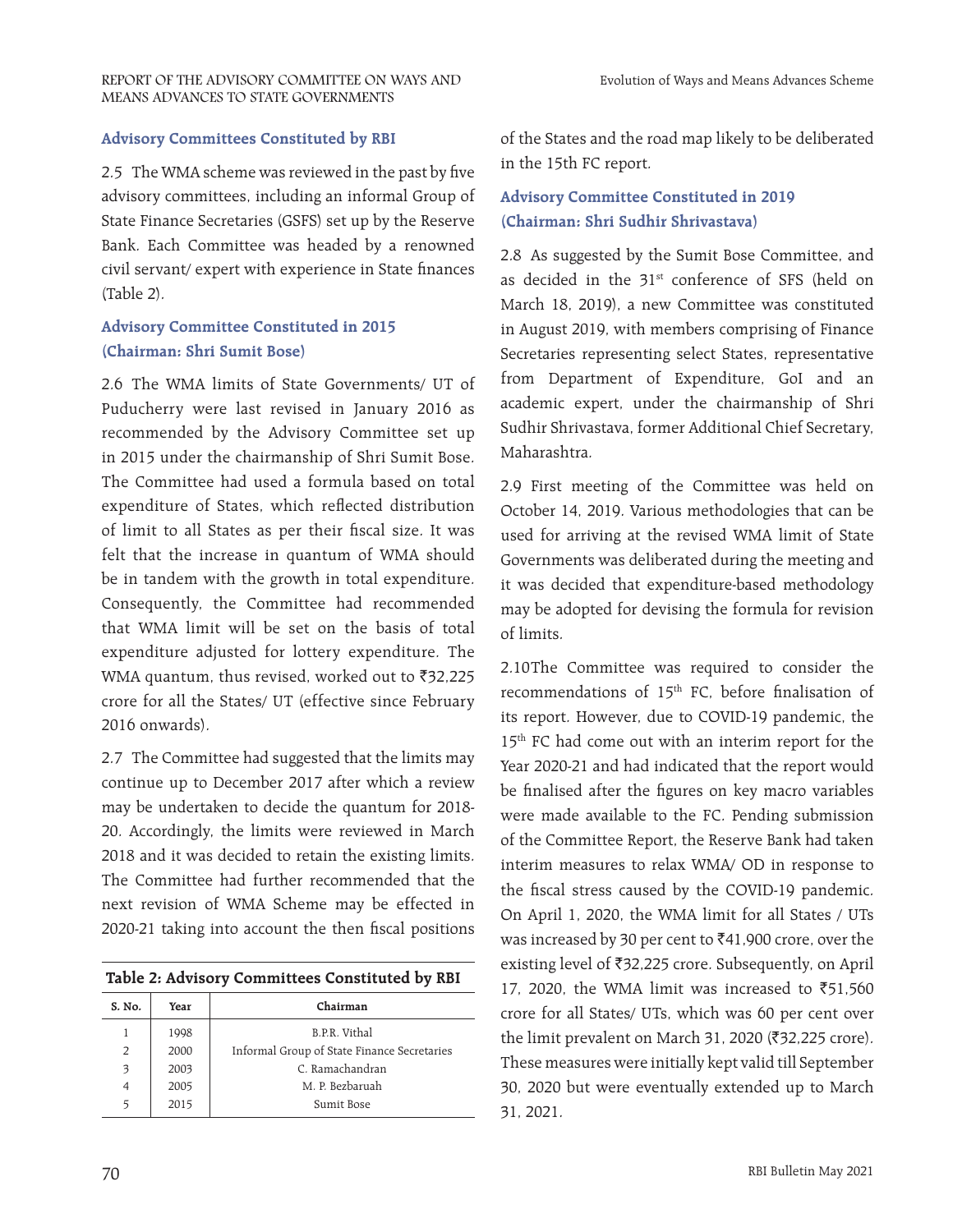### Advisory Committees Constituted by RBI

2.5 The WMA scheme was reviewed in the past by five advisory committees, including an informal Group of State Finance Secretaries (GSFS) set up by the Reserve Bank. Each Committee was headed by a renowned civil servant/ expert with experience in State finances (Table 2).

### Advisory Committee Constituted in 2015 (Chairman: Shri Sumit Bose)

2.6 The WMA limits of State Governments/ UT of Puducherry were last revised in January 2016 as recommended by the Advisory Committee set up in 2015 under the chairmanship of Shri Sumit Bose. The Committee had used a formula based on total expenditure of States, which reflected distribution of limit to all States as per their fiscal size. It was felt that the increase in quantum of WMA should be in tandem with the growth in total expenditure. Consequently, the Committee had recommended that WMA limit will be set on the basis of total expenditure adjusted for lottery expenditure. The WMA quantum, thus revised, worked out to ₹32,225 crore for all the States/ UT (effective since February 2016 onwards).

2.7 The Committee had suggested that the limits may continue up to December 2017 after which a review may be undertaken to decide the quantum for 2018-20. Accordingly, the limits were reviewed in March 2018 and it was decided to retain the existing limits. The Committee had further recommended that the next revision of WMA Scheme may be effected in 2020-21 taking into account the then fiscal positions of the States and the road map likely to be deliberated in the 15th FC report.

**Table 2: Advisory Committees Constituted by RBI**

| S. No. | Year | Chairman |
|---|---|---|
| 1 | 1998 | B.P.R. Vithal |
| 2 | 2000 | Informal Group of State Finance Secretaries |
| 3 | 2003 | C. Ramachandran |
| 4 | 2005 | M. P. Bezbaruah |
| 5 | 2015 | Sumit Bose |

### Advisory Committee Constituted in 2019 (Chairman: Shri Sudhir Shrivastava)

2.8 As suggested by the Sumit Bose Committee, and as decided in the 31st conference of SFS (held on March 18, 2019), a new Committee was constituted in August 2019, with members comprising of Finance Secretaries representing select States, representative from Department of Expenditure, GoI and an academic expert, under the chairmanship of Shri Sudhir Shrivastava, former Additional Chief Secretary, Maharashtra.

2.9 First meeting of the Committee was held on October 14, 2019. Various methodologies that can be used for arriving at the revised WMA limit of State Governments was deliberated during the meeting and it was decided that expenditure-based methodology may be adopted for devising the formula for revision of limits.

2.10 The Committee was required to consider the recommendations of 15th FC, before finalisation of its report. However, due to COVID-19 pandemic, the 15th FC had come out with an interim report for the Year 2020-21 and had indicated that the report would be finalised after the figures on key macro variables were made available to the FC. Pending submission of the Committee Report, the Reserve Bank had taken interim measures to relax WMA/ OD in response to the fiscal stress caused by the COVID-19 pandemic. On April 1, 2020, the WMA limit for all States / UTs was increased by 30 per cent to ₹41,900 crore, over the existing level of ₹32,225 crore. Subsequently, on April 17, 2020, the WMA limit was increased to ₹51,560 crore for all States/ UTs, which was 60 per cent over the limit prevalent on March 31, 2020 (₹32,225 crore). These measures were initially kept valid till September 30, 2020 but were eventually extended up to March 31, 2021.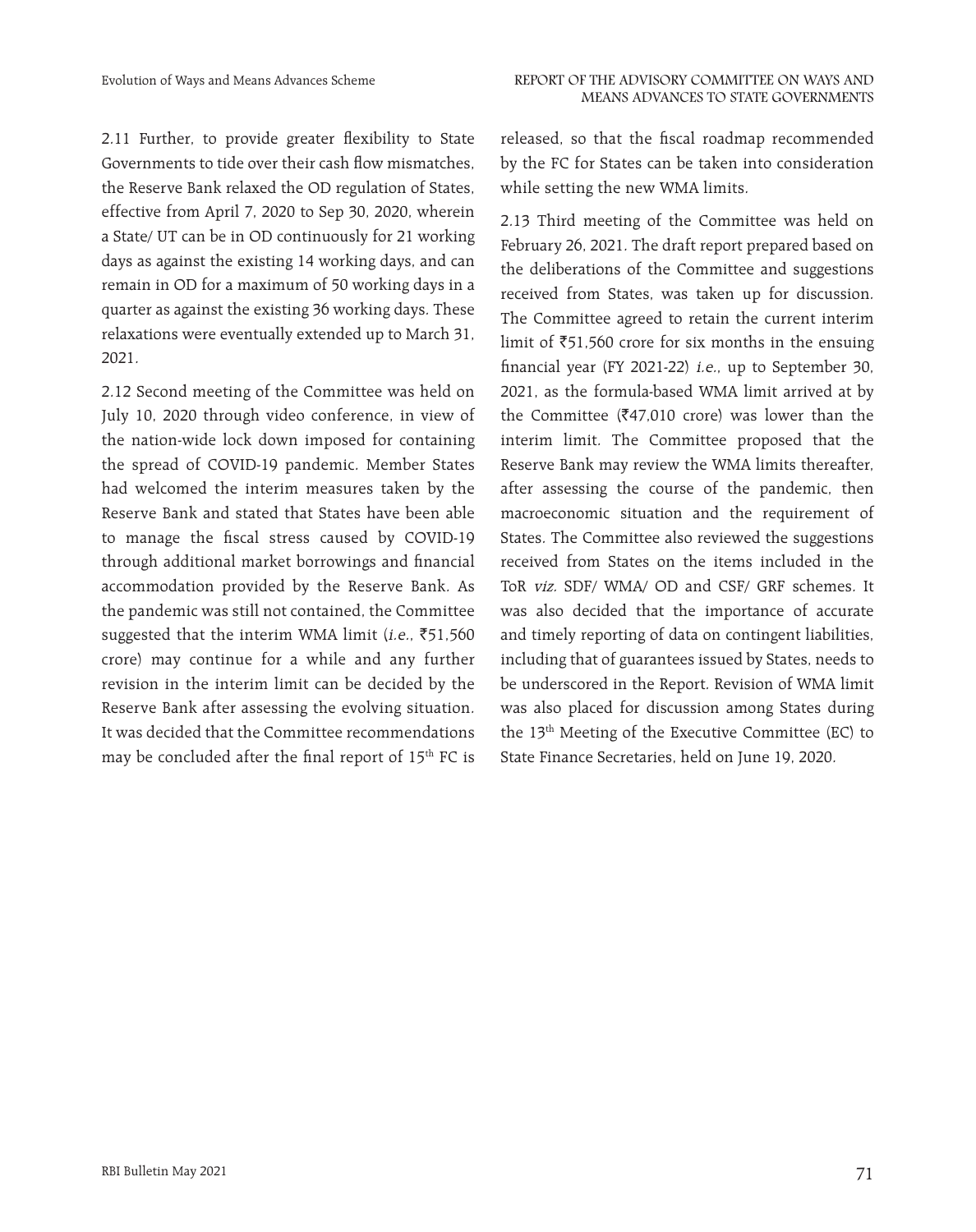2.11 Further, to provide greater flexibility to State Governments to tide over their cash flow mismatches, the Reserve Bank relaxed the OD regulation of States, effective from April 7, 2020 to Sep 30, 2020, wherein a State/ UT can be in OD continuously for 21 working days as against the existing 14 working days, and can remain in OD for a maximum of 50 working days in a quarter as against the existing 36 working days. These relaxations were eventually extended up to March 31, 2021.

2.12 Second meeting of the Committee was held on July 10, 2020 through video conference, in view of the nation-wide lock down imposed for containing the spread of COVID-19 pandemic. Member States had welcomed the interim measures taken by the Reserve Bank and stated that States have been able to manage the fiscal stress caused by COVID-19 through additional market borrowings and financial accommodation provided by the Reserve Bank. As the pandemic was still not contained, the Committee suggested that the interim WMA limit (*i.e.*, ₹51,560 crore) may continue for a while and any further revision in the interim limit can be decided by the Reserve Bank after assessing the evolving situation. It was decided that the Committee recommendations may be concluded after the final report of 15th FC is released, so that the fiscal roadmap recommended by the FC for States can be taken into consideration while setting the new WMA limits.

2.13 Third meeting of the Committee was held on February 26, 2021. The draft report prepared based on the deliberations of the Committee and suggestions received from States, was taken up for discussion. The Committee agreed to retain the current interim limit of ₹51,560 crore for six months in the ensuing financial year (FY 2021-22) *i.e.*, up to September 30, 2021, as the formula-based WMA limit arrived at by the Committee (₹47,010 crore) was lower than the interim limit. The Committee proposed that the Reserve Bank may review the WMA limits thereafter, after assessing the course of the pandemic, then macroeconomic situation and the requirement of States. The Committee also reviewed the suggestions received from States on the items included in the ToR *viz.* SDF/ WMA/ OD and CSF/ GRF schemes. It was also decided that the importance of accurate and timely reporting of data on contingent liabilities, including that of guarantees issued by States, needs to be underscored in the Report. Revision of WMA limit was also placed for discussion among States during the 13th Meeting of the Executive Committee (EC) to State Finance Secretaries, held on June 19, 2020.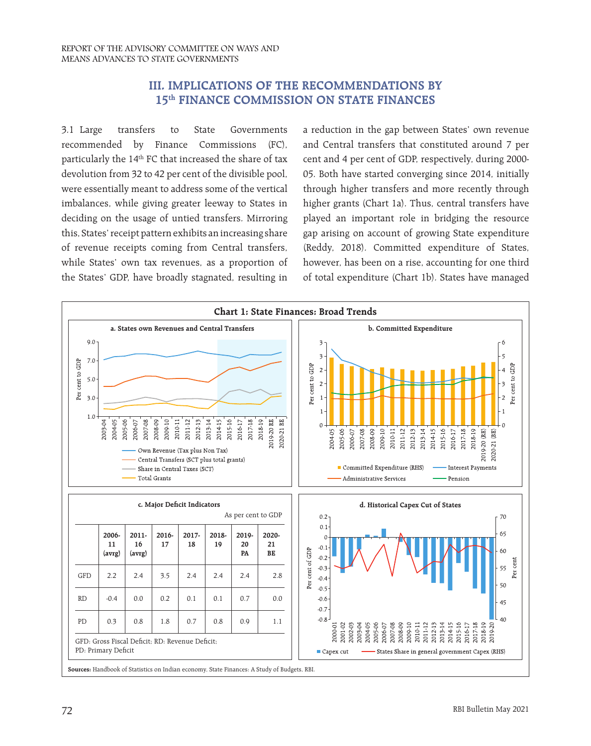## III. IMPLICATIONS OF THE RECOMMENDATIONS BY 15th FINANCE COMMISSION ON STATE FINANCES

3.1 Large transfers to State Governments recommended by Finance Commissions (FC), particularly the 14th FC that increased the share of tax devolution from 32 to 42 per cent of the divisible pool, were essentially meant to address some of the vertical imbalances, while giving greater leeway to States in deciding on the usage of untied transfers. Mirroring this, States' receipt pattern exhibits an increasing share of revenue receipts coming from Central transfers, while States' own tax revenues, as a proportion of the States' GDP, have broadly stagnated, resulting in a reduction in the gap between States' own revenue and Central transfers that constituted around 7 per cent and 4 per cent of GDP, respectively, during 2000-05. Both have started converging since 2014, initially through higher transfers and more recently through higher grants (Chart 1a). Thus, central transfers have played an important role in bridging the resource gap arising on account of growing State expenditure (Reddy, 2018). Committed expenditure of States, however, has been on a rise, accounting for one third of total expenditure (Chart 1b). States have managed

**Chart 1: State Finances: Broad Trends**

**a. States own Revenues and Central Transfers**

**b. Committed Expenditure**

**c. Major Deficit Indicators**

As per cent to GDP

| | 2006-11 (avrg) | 2011-16 (avrg) | 2016-17 | 2017-18 | 2018-19 | 2019-20 PA | 2020-21 BE |
|---|---|---|---|---|---|---|---|
| GFD | 2.2 | 2.4 | 3.5 | 2.4 | 2.4 | 2.4 | 2.8 |
| RD | -0.4 | 0.0 | 0.2 | 0.1 | 0.1 | 0.7 | 0.0 |
| PD | 0.3 | 0.8 | 1.8 | 0.7 | 0.8 | 0.9 | 1.1 |

GFD: Gross Fiscal Deficit; RD: Revenue Deficit; PD: Primary Deficit

**d. Historical Capex Cut of States**

**Sources:** Handbook of Statistics on Indian economy, State Finances: A Study of Budgets, RBI.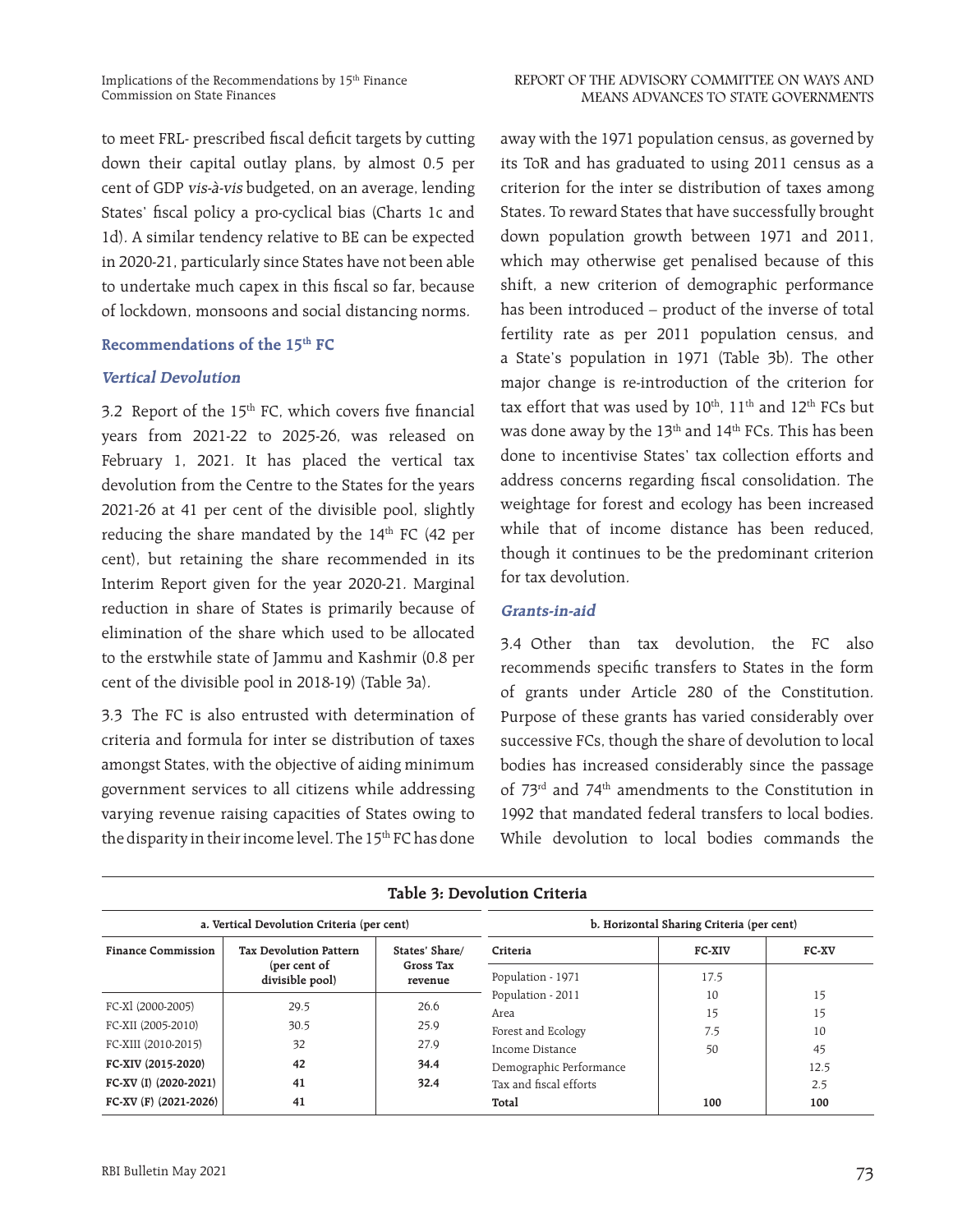to meet FRL- prescribed fiscal deficit targets by cutting down their capital outlay plans, by almost 0.5 per cent of GDP *vis-à-vis* budgeted, on average, lending States' fiscal policy a pro-cyclical bias (Charts 1c and 1d). A similar tendency relative to BE can be expected in 2020-21, particularly since States have not been able to undertake much capex in this fiscal so far, because of lockdown, monsoons and social distancing norms.

### Recommendations of the 15th FC

#### *Vertical Devolution*

3.2 Report of the 15th FC, which covers five financial years from 2021-22 to 2025-26, was released on February 1, 2021. It has placed the vertical tax devolution from the Centre to the States for the years 2021-26 at 41 per cent of the divisible pool, slightly reducing the share mandated by the 14th FC (42 per cent), but retaining the share recommended in its Interim Report given for the year 2020-21. Marginal reduction in share of States is primarily because of elimination of the share which used to be allocated to the erstwhile state of Jammu and Kashmir (0.8 per cent of the divisible pool in 2018-19) (Table 3a).

3.3 The FC is also entrusted with determination of criteria and formula for inter se distribution of taxes amongst States, with the objective of aiding minimum government services to all citizens while addressing varying revenue raising capacities of States owing to the disparity in their income level. The 15th FC has done away with the 1971 population census, as governed by its ToR and has graduated to using 2011 census as a criterion for the inter se distribution of taxes among States. To reward States that have successfully brought down population growth between 1971 and 2011, which may otherwise get penalised because of this shift, a new criterion of demographic performance has been introduced – product of the inverse of total fertility rate as per 2011 population census, and a State's population in 1971 (Table 3b). The other major change is re-introduction of the criterion for tax effort that was used by 10th, 11th and 12th FCs but was done away by the 13th and 14th FCs. This has been done to incentivise States' tax collection efforts and address concerns regarding fiscal consolidation. The weightage for forest and ecology has been increased while that of income distance has been reduced, though it continues to be the predominant criterion for tax devolution.

#### *Grants-in-aid*

3.4 Other than tax devolution, the FC also recommends specific transfers to States in the form of grants under Article 280 of the Constitution. Purpose of these grants has varied considerably over successive FCs, though the share of devolution to local bodies has increased considerably since the passage of 73rd and 74th amendments to the Constitution in 1992 that mandated federal transfers to local bodies. While devolution to local bodies commands the

**Table 3: Devolution Criteria**

**a. Vertical Devolution Criteria (per cent)**

| Finance Commission | Tax Devolution Pattern (per cent of divisible pool) | States' Share/ Gross Tax revenue |
|---|---|---|
| FC-XI (2000-2005) | 29.5 | 26.6 |
| FC-XII (2005-2010) | 30.5 | 25.9 |
| FC-XIII (2010-2015) | 32 | 27.9 |
| **FC-XIV (2015-2020)** | **42** | **34.4** |
| **FC-XV (I) (2020-2021)** | **41** | **32.4** |
| **FC-XV (F) (2021-2026)** | **41** | |

**b. Horizontal Sharing Criteria (per cent)**

| Criteria | FC-XIV | FC-XV |
|---|---|---|
| Population - 1971 | 17.5 | |
| Population - 2011 | 10 | 15 |
| Area | 15 | 15 |
| Forest and Ecology | 7.5 | 10 |
| Income Distance | 50 | 45 |
| Demographic Performance | | 12.5 |
| Tax and fiscal efforts | | 2.5 |
| **Total** | **100** | **100** |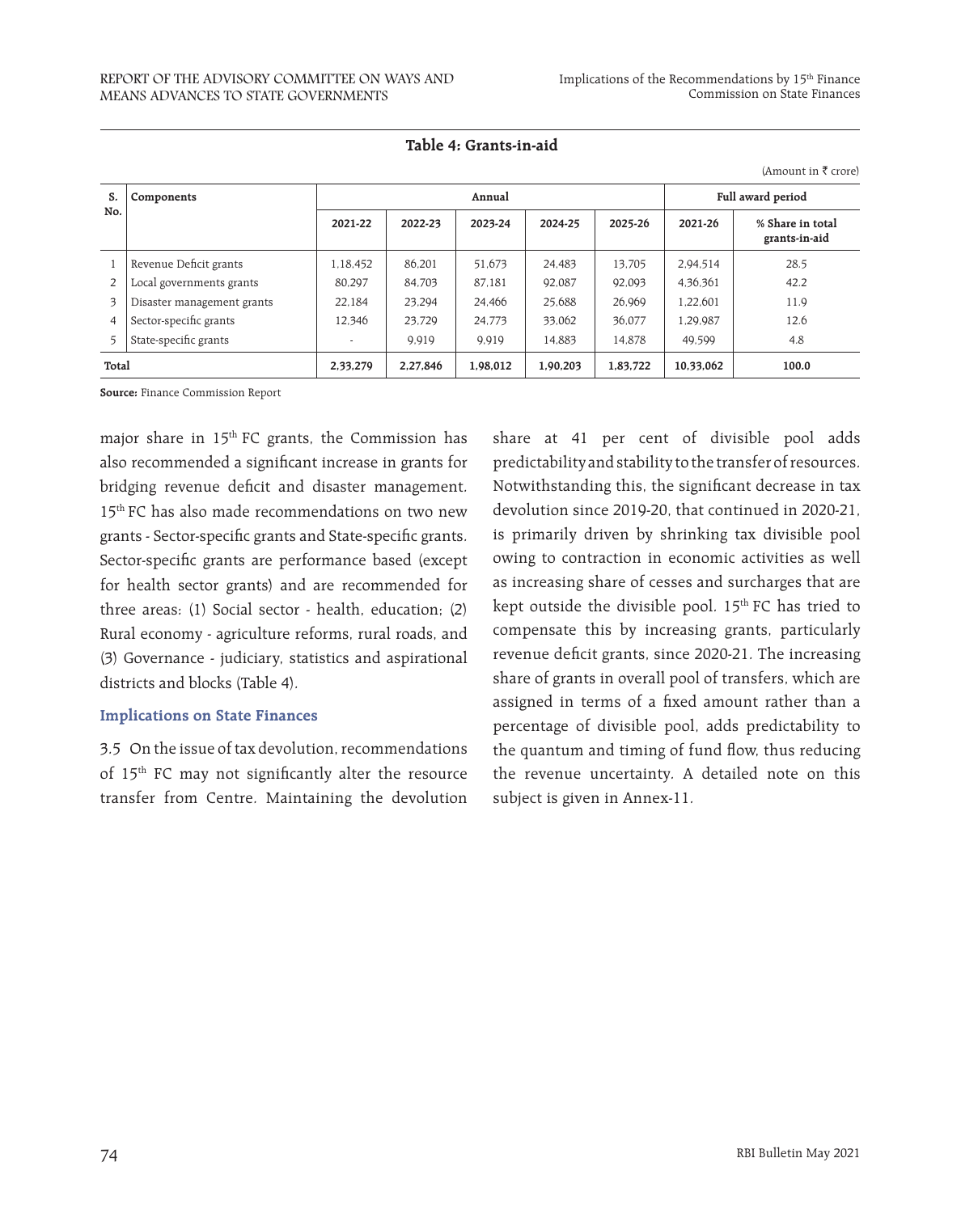**Table 4: Grants-in-aid**

(Amount in ₹ crore)

| S. No. | Components | Annual | | | | | Full award period | |
|---|---|---|---|---|---|---|---|---|
| | | 2021-22 | 2022-23 | 2023-24 | 2024-25 | 2025-26 | 2021-26 | % Share in total grants-in-aid |
| 1 | Revenue Deficit grants | 1,18,452 | 86,201 | 51,673 | 24,483 | 13,705 | 2,94,514 | 28.5 |
| 2 | Local governments grants | 80,297 | 84,703 | 87,181 | 92,087 | 92,093 | 4,36,361 | 42.2 |
| 3 | Disaster management grants | 22,184 | 23,294 | 24,466 | 25,688 | 26,969 | 1,22,601 | 11.9 |
| 4 | Sector-specific grants | 12,346 | 23,729 | 24,773 | 33,062 | 36,077 | 1,29,987 | 12.6 |
| 5 | State-specific grants | - | 9,919 | 9,919 | 14,883 | 14,878 | 49,599 | 4.8 |
| **Total** | | **2,33,279** | **2,27,846** | **1,98,012** | **1,90,203** | **1,83,722** | **10,33,062** | **100.0** |

**Source:** Finance Commission Report

major share in 15th FC grants, the Commission has also recommended a significant increase in grants for bridging revenue deficit and disaster management. 15th FC has also made recommendations on two new grants - Sector-specific grants and State-specific grants. Sector-specific grants are performance based (except for health sector grants) and are recommended for three areas: (1) Social sector - health, education; (2) Rural economy - agriculture reforms, rural roads, and (3) Governance - judiciary, statistics and aspirational districts and blocks (Table 4).

### Implications on State Finances

3.5 On the issue of tax devolution, recommendations of 15th FC may not significantly alter the resource transfer from Centre. Maintaining the devolution share at 41 per cent of divisible pool adds predictability and stability to the transfer of resources. Notwithstanding this, the significant decrease in tax devolution since 2019-20, that continued in 2020-21, is primarily driven by shrinking tax divisible pool owing to contraction in economic activities as well as increasing share of cesses and surcharges that are kept outside the divisible pool. 15th FC has tried to compensate this by increasing grants, particularly revenue deficit grants, since 2020-21. The increasing share of grants in overall pool of transfers, which are assigned in terms of a fixed amount rather than a percentage of divisible pool, adds predictability to the quantum and timing of fund flow, thus reducing the revenue uncertainty. A detailed note on this subject is given in Annex-11.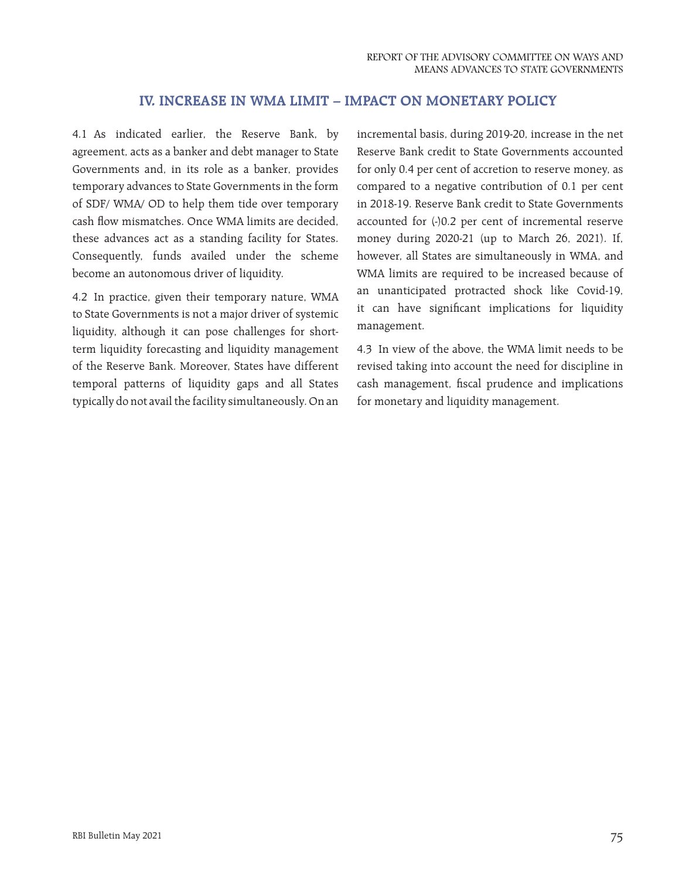## IV. INCREASE IN WMA LIMIT – IMPACT ON MONETARY POLICY

4.1 As indicated earlier, the Reserve Bank, by agreement, acts as a banker and debt manager to State Governments and, in its role as a banker, provides temporary advances to State Governments in the form of SDF/ WMA/ OD to help them tide over temporary cash flow mismatches. Once WMA limits are decided, these advances act as a standing facility for States. Consequently, funds availed under the scheme become an autonomous driver of liquidity.

4.2 In practice, given their temporary nature, WMA to State Governments is not a major driver of systemic liquidity, although it can pose challenges for short-term liquidity forecasting and liquidity management of the Reserve Bank. Moreover, States have different temporal patterns of liquidity gaps and all States typically do not avail the facility simultaneously. On an incremental basis, during 2019-20, increase in the net Reserve Bank credit to State Governments accounted for only 0.4 per cent of accretion to reserve money, as compared to a negative contribution of 0.1 per cent in 2018-19. Reserve Bank credit to State Governments accounted for (-)0.2 per cent of incremental reserve money during 2020-21 (up to March 26, 2021). If, however, all States are simultaneously in WMA, and WMA limits are required to be increased because of an unanticipated protracted shock like Covid-19, it can have significant implications for liquidity management.

4.3 In view of the above, the WMA limit needs to be revised taking into account the need for discipline in cash management, fiscal prudence and implications for monetary and liquidity management.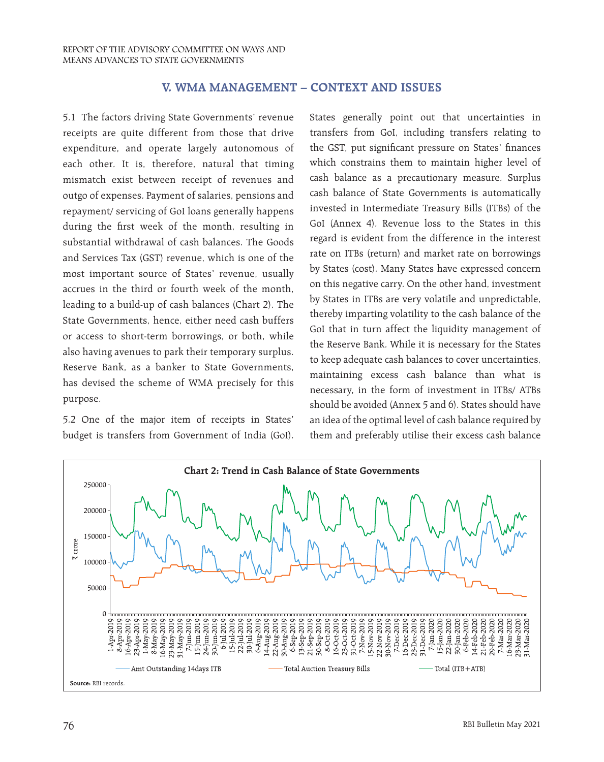## V. WMA MANAGEMENT – CONTEXT AND ISSUES

5.1 The factors driving State Governments' revenue receipts are quite different from those that drive expenditure, and operate largely autonomous of each other. It is, therefore, natural that timing mismatch exist between receipt of revenues and outgo of expenses. Payment of salaries, pensions and repayment/ servicing of GoI loans generally happens during the first week of the month, resulting in substantial withdrawal of cash balances. The Goods and Services Tax (GST) revenue, which is one of the most important source of States' revenue, usually accrues in the third or fourth week of the month, leading to a build-up of cash balances (Chart 2). The State Governments, hence, either need cash buffers or access to short-term borrowings, or both, while also having avenues to park their temporary surplus. Reserve Bank, as a banker to State Governments, has devised the scheme of WMA precisely for this purpose.

5.2 One of the major item of receipts in States' budget is transfers from Government of India (GoI). States generally point out that uncertainties in transfers from GoI, including transfers relating to the GST, put significant pressure on States' finances which constrains them to maintain higher level of cash balance as a precautionary measure. Surplus cash balance of State Governments is automatically invested in Intermediate Treasury Bills (ITBs) of the GoI (Annex 4). Revenue loss to the States in this regard is evident from the difference in the interest rate on ITBs (return) and market rate on borrowings by States (cost). Many States have expressed concern on this negative carry. On the other hand, investment by States in ITBs are very volatile and unpredictable, thereby imparting volatility to the cash balance of the GoI that in turn affect the liquidity management of the Reserve Bank. While it is necessary for the States to keep adequate cash balances to cover uncertainties, maintaining excess cash balance than what is necessary, in the form of investment in ITBs/ ATBs should be avoided (Annex 5 and 6). States should have an idea of the optimal level of cash balance required by them and preferably utilise their excess cash balance

**Chart 2: Trend in Cash Balance of State Governments**

(Line chart, ₹ crore, 1-Apr-2019 to 31-Mar-2020; series: Amt Outstanding 14days ITB, Total Auction Treasury Bills, Total (ITB+ATB))

**Source:** RBI records.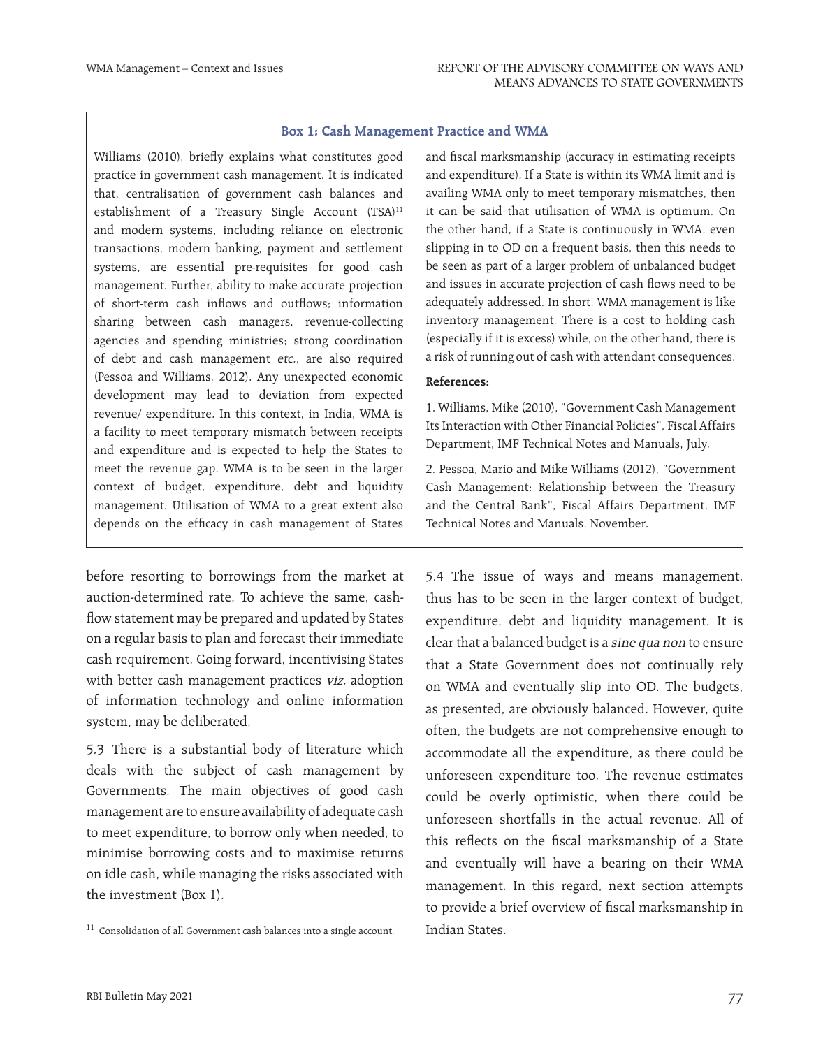### Box 1: Cash Management Practice and WMA

Williams (2010), briefly explains what constitutes good practice in government cash management. It is indicated that, centralisation of government cash balances and establishment of a Treasury Single Account (TSA)[11] and modern systems, including reliance on electronic transactions, modern banking, payment and settlement systems, are essential pre-requisites for good cash management. Further, ability to make accurate projection of short-term cash inflows and outflows; information sharing between cash managers, revenue-collecting agencies and spending ministries; strong coordination of debt and cash management *etc.,* are also required (Pessoa and Williams, 2012). Any unexpected economic development may lead to deviation from expected revenue/ expenditure. In this context, in India, WMA is a facility to meet temporary mismatch between receipts and expenditure and is expected to help the States to meet the revenue gap. WMA is to be seen in the larger context of budget, expenditure, debt and liquidity management. Utilisation of WMA to a great extent also depends on the efficacy in cash management of States and fiscal marksmanship (accuracy in estimating receipts and expenditure). If a State is within its WMA limit and is availing WMA only to meet temporary mismatches, then it can be said that utilisation of WMA is optimum. On the other hand, if a State is continuously in WMA, even slipping in to OD on a frequent basis, then this needs to be seen as part of a larger problem of unbalanced budget and issues in accurate projection of cash flows need to be adequately addressed. In short, WMA management is like inventory management. There is a cost to holding cash (especially if it is excess) while, on the other hand, there is a risk of running out of cash with attendant consequences.

**References:**

1. Williams, Mike (2010), "Government Cash Management Its Interaction with Other Financial Policies", Fiscal Affairs Department, IMF Technical Notes and Manuals, July.

2. Pessoa, Mario and Mike Williams (2012), "Government Cash Management: Relationship between the Treasury and the Central Bank", Fiscal Affairs Department, IMF Technical Notes and Manuals, November.

---

before resorting to borrowings from the market at auction-determined rate. To achieve the same, cash-flow statement may be prepared and updated by States on a regular basis to plan and forecast their immediate cash requirement. Going forward, incentivising States with better cash management practices *viz.* adoption of information technology and online information system, may be deliberated.

5.3 There is a substantial body of literature which deals with the subject of cash management by Governments. The main objectives of good cash management are to ensure availability of adequate cash to meet expenditure, to borrow only when needed, to minimise borrowing costs and to maximise returns on idle cash, while managing the risks associated with the investment (Box 1).

5.4 The issue of ways and means management, thus has to be seen in the larger context of budget, expenditure, debt and liquidity management. It is clear that a balanced budget is a *sine qua non* to ensure that a State Government does not continually rely on WMA and eventually slip into OD. The budgets, as presented, are obviously balanced. However, quite often, the budgets are not comprehensive enough to accommodate all the expenditure, as there could be unforeseen expenditure too. The revenue estimates could be overly optimistic, when there could be unforeseen shortfalls in the actual revenue. All of this reflects on the fiscal marksmanship of a State and eventually will have a bearing on their WMA management. In this regard, next section attempts to provide a brief overview of fiscal marksmanship in Indian States.

[11] Consolidation of all Government cash balances into a single account.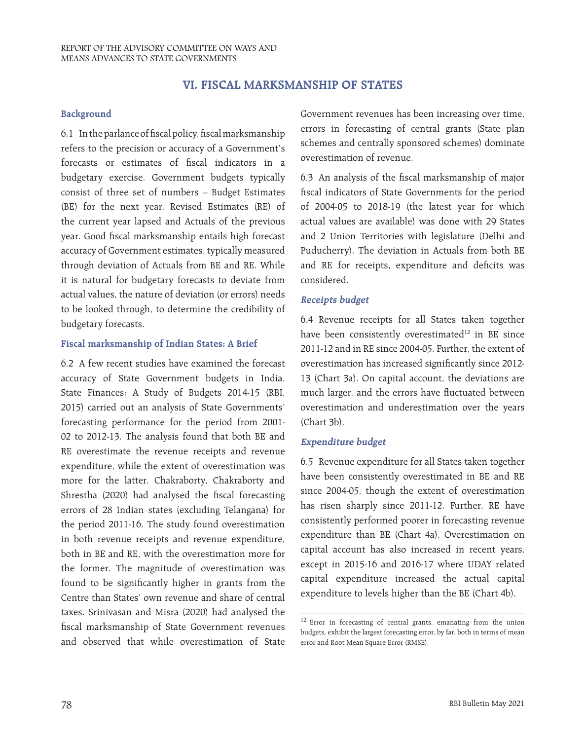## VI. FISCAL MARKSMANSHIP OF STATES

### Background

6.1 In the parlance of fiscal policy, fiscal marksmanship refers to the precision or accuracy of a Government's forecasts or estimates of fiscal indicators in a budgetary exercise. Government budgets typically consist of three set of numbers – Budget Estimates (BE) for the next year, Revised Estimates (RE) of the current year lapsed and Actuals of the previous year. Good fiscal marksmanship entails high forecast accuracy of Government estimates, typically measured through deviation of Actuals from BE and RE. While it is natural for budgetary forecasts to deviate from actual values, the nature of deviation (or errors) needs to be looked through, to determine the credibility of budgetary forecasts.

### Fiscal marksmanship of Indian States: A Brief

6.2 A few recent studies have examined the forecast accuracy of State Government budgets in India. State Finances: A Study of Budgets 2014-15 (RBI, 2015) carried out an analysis of State Governments' forecasting performance for the period from 2001-02 to 2012-13. The analysis found that both BE and RE overestimate the revenue receipts and revenue expenditure, while the extent of overestimation was more for the latter. Chakraborty, Chakraborty and Shrestha (2020) had analysed the fiscal forecasting errors of 28 Indian states (excluding Telangana) for the period 2011-16. The study found overestimation in both revenue receipts and revenue expenditure, both in BE and RE, with the overestimation more for the former. The magnitude of overestimation was found to be significantly higher in grants from the Centre than States' own revenue and share of central taxes. Srinivasan and Misra (2020) had analysed the fiscal marksmanship of State Government revenues and observed that while overestimation of State Government revenues has been increasing over time, errors in forecasting of central grants (State plan schemes and centrally sponsored schemes) dominate overestimation of revenue.

6.3 An analysis of the fiscal marksmanship of major fiscal indicators of State Governments for the period of 2004-05 to 2018-19 (the latest year for which actual values are available) was done with 29 States and 2 Union Territories with legislature (Delhi and Puducherry). The deviation in Actuals from both BE and RE for receipts, expenditure and deficits was considered.

#### *Receipts budget*

6.4 Revenue receipts for all States taken together have been consistently overestimated[12] in BE since 2011-12 and in RE since 2004-05. Further, the extent of overestimation has increased significantly since 2012-13 (Chart 3a). On capital account, the deviations are much larger, and the errors have fluctuated between overestimation and underestimation over the years (Chart 3b).

#### *Expenditure budget*

6.5 Revenue expenditure for all States taken together have been consistently overestimated in BE and RE since 2004-05, though the extent of overestimation has risen sharply since 2011-12. Further, RE have consistently performed poorer in forecasting revenue expenditure than BE (Chart 4a). Overestimation on capital account has also increased in recent years, except in 2015-16 and 2016-17 where UDAY related capital expenditure increased the actual capital expenditure to levels higher than the BE (Chart 4b).

[12] Error in forecasting of central grants, emanating from the union budgets, exhibit the largest forecasting error, by far, both in terms of mean error and Root Mean Square Error (RMSE).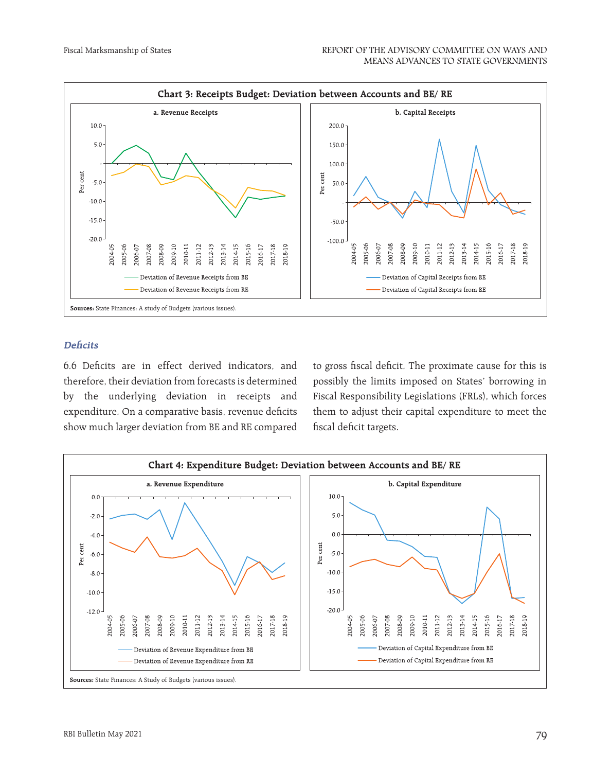**Chart 3: Receipts Budget: Deviation between Accounts and BE/ RE**

a. Revenue Receipts

b. Capital Receipts

**Sources:** State Finances: A study of Budgets (various issues).

### *Deficits*

6.6 Deficits are in effect derived indicators, and therefore, their deviation from forecasts is determined by the underlying deviation in receipts and expenditure. On a comparative basis, revenue deficits show much larger deviation from BE and RE compared to gross fiscal deficit. The proximate cause for this is possibly the limits imposed on States' borrowing in Fiscal Responsibility Legislations (FRLs), which forces them to adjust their capital expenditure to meet the fiscal deficit targets.

**Chart 4: Expenditure Budget: Deviation between Accounts and BE/ RE**

a. Revenue Expenditure

b. Capital Expenditure

**Sources:** State Finances: A Study of Budgets (various issues).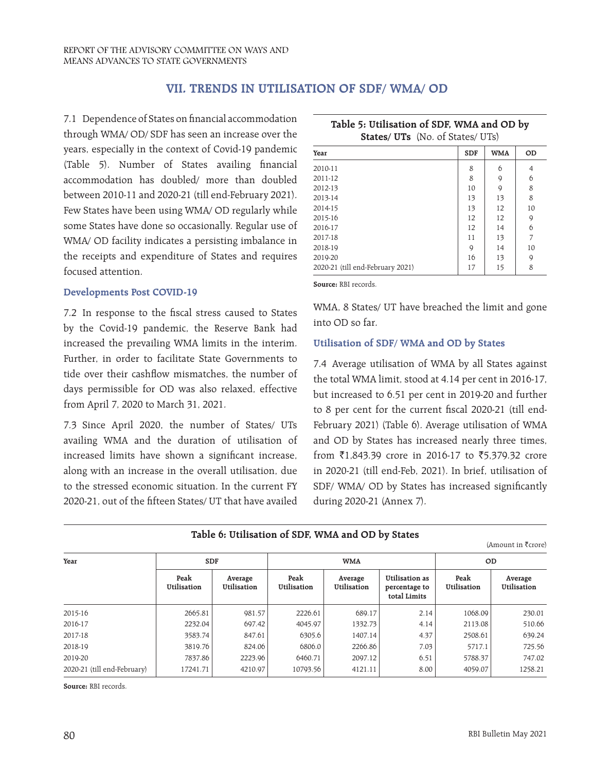## VII. TRENDS IN UTILISATION OF SDF/ WMA/ OD

7.1 Dependence of States on financial accommodation through WMA/ OD/ SDF has seen an increase over the years, especially in the context of Covid-19 pandemic (Table 5). Number of States availing financial accommodation has doubled/ more than doubled between 2010-11 and 2020-21 (till end-February 2021). Few States have been using WMA/ OD regularly while some States have done so occasionally. Regular use of WMA/ OD facility indicates a persisting imbalance in the receipts and expenditure of States and requires focused attention.

### Developments Post COVID-19

7.2 In response to the fiscal stress caused to States by the Covid-19 pandemic, the Reserve Bank had increased the prevailing WMA limits in the interim. Further, in order to facilitate State Governments to tide over their cashflow mismatches, the number of days permissible for OD was also relaxed, effective from April 7, 2020 to March 31, 2021.

7.3 Since April 2020, the number of States/ UTs availing WMA and the duration of utilisation of increased limits have shown a significant increase, along with an increase in the overall utilisation, due to the stressed economic situation. In the current FY 2020-21, out of the fifteen States/ UT that have availed WMA, 8 States/ UT have breached the limit and gone into OD so far.

**Table 5: Utilisation of SDF, WMA and OD by States/ UTs** (No. of States/ UTs)

| Year | SDF | WMA | OD |
|---|---|---|---|
| 2010-11 | 8 | 6 | 4 |
| 2011-12 | 8 | 9 | 6 |
| 2012-13 | 10 | 9 | 8 |
| 2013-14 | 13 | 13 | 8 |
| 2014-15 | 13 | 12 | 10 |
| 2015-16 | 12 | 12 | 9 |
| 2016-17 | 12 | 14 | 6 |
| 2017-18 | 11 | 13 | 7 |
| 2018-19 | 9 | 14 | 10 |
| 2019-20 | 16 | 13 | 9 |
| 2020-21 (till end-February 2021) | 17 | 15 | 8 |

**Source:** RBI records.

### Utilisation of SDF/ WMA and OD by States

7.4 Average utilisation of WMA by all States against the total WMA limit, stood at 4.14 per cent in 2016-17, but increased to 6.51 per cent in 2019-20 and further to 8 per cent for the current fiscal 2020-21 (till end-February 2021) (Table 6). Average utilisation of WMA and OD by States has increased nearly three times, from ₹1,843.39 crore in 2016-17 to ₹5,379.32 crore in 2020-21 (till end-Feb, 2021). In brief, utilisation of SDF/ WMA/ OD by States has increased significantly during 2020-21 (Annex 7).

**Table 6: Utilisation of SDF, WMA and OD by States**

(Amount in ₹crore)

| Year | SDF | | WMA | | | OD | |
|---|---|---|---|---|---|---|---|
| | Peak Utilisation | Average Utilisation | Peak Utilisation | Average Utilisation | Utilisation as percentage to total Limits | Peak Utilisation | Average Utilisation |
| 2015-16 | 2665.81 | 981.57 | 2226.61 | 689.17 | 2.14 | 1068.09 | 230.01 |
| 2016-17 | 2232.04 | 697.42 | 4045.97 | 1332.73 | 4.14 | 2113.08 | 510.66 |
| 2017-18 | 3583.74 | 847.61 | 6305.6 | 1407.14 | 4.37 | 2508.61 | 639.24 |
| 2018-19 | 3819.76 | 824.06 | 6806.0 | 2266.86 | 7.03 | 5717.1 | 725.56 |
| 2019-20 | 7837.86 | 2223.96 | 6460.71 | 2097.12 | 6.51 | 5788.37 | 747.02 |
| 2020-21 (till end-February) | 17241.71 | 4210.97 | 10793.56 | 4121.11 | 8.00 | 4059.07 | 1258.21 |

**Source:** RBI records.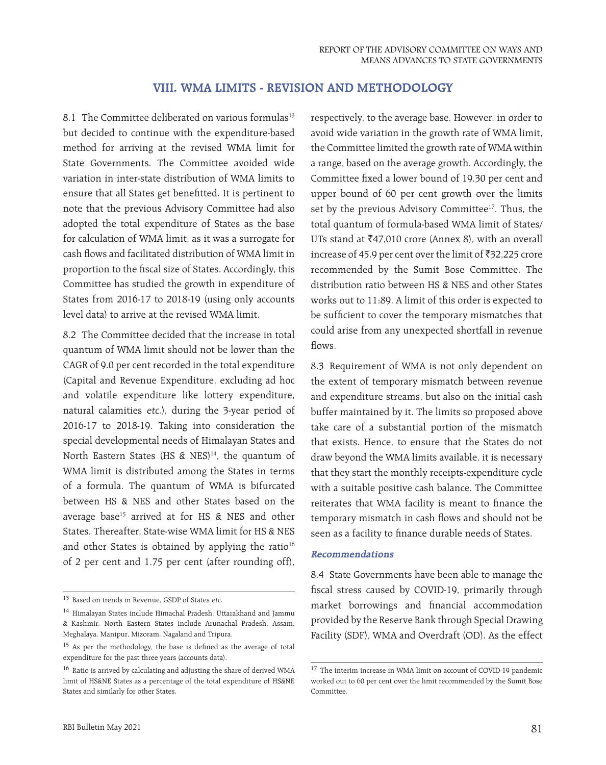## VIII. WMA LIMITS - REVISION AND METHODOLOGY

8.1 The Committee deliberated on various formulas[13] but decided to continue with the expenditure-based method for arriving at the revised WMA limit for State Governments. The Committee avoided wide variation in inter-state distribution of WMA limits to ensure that all States get benefitted. It is pertinent to note that the previous Advisory Committee had also adopted the total expenditure of States as the base for calculation of WMA limit, as it was a surrogate for cash flows and facilitated distribution of WMA limit in proportion to the fiscal size of States. Accordingly, this Committee has studied the growth in expenditure of States from 2016-17 to 2018-19 (using only accounts level data) to arrive at the revised WMA limit.

8.2 The Committee decided that the increase in total quantum of WMA limit should not be lower than the CAGR of 9.0 per cent recorded in the total expenditure (Capital and Revenue Expenditure, excluding ad hoc and volatile expenditure like lottery expenditure, natural calamities *etc.*), during the 3-year period of 2016-17 to 2018-19. Taking into consideration the special developmental needs of Himalayan States and North Eastern States (HS & NES)[14], the quantum of WMA limit is distributed among the States in terms of a formula. The quantum of WMA is bifurcated between HS & NES and other States based on the average base[15] arrived at for HS & NES and other States. Thereafter, State-wise WMA limit for HS & NES and other States is obtained by applying the ratio[16] of 2 per cent and 1.75 per cent (after rounding off), respectively, to the average base. However, in order to avoid wide variation in the growth rate of WMA limit, the Committee limited the growth rate of WMA within a range, based on the average growth. Accordingly, the Committee fixed a lower bound of 19.30 per cent and upper bound of 60 per cent growth over the limits set by the previous Advisory Committee[17]. Thus, the total quantum of formula-based WMA limit of States/ UTs stand at ₹47,010 crore (Annex 8), with an overall increase of 45.9 per cent over the limit of ₹32,225 crore recommended by the Sumit Bose Committee. The distribution ratio between HS & NES and other States works out to 11:89. A limit of this order is expected to be sufficient to cover the temporary mismatches that could arise from any unexpected shortfall in revenue flows.

8.3 Requirement of WMA is not only dependent on the extent of temporary mismatch between revenue and expenditure streams, but also on the initial cash buffer maintained by it. The limits so proposed above take care of a substantial portion of the mismatch that exists. Hence, to ensure that the States do not draw beyond the WMA limits available, it is necessary that they start the monthly receipts-expenditure cycle with a suitable positive cash balance. The Committee reiterates that WMA facility is meant to finance the temporary mismatch in cash flows and should not be seen as a facility to finance durable needs of States.

### *Recommendations*

8.4 State Governments have been able to manage the fiscal stress caused by COVID-19, primarily through market borrowings and financial accommodation provided by the Reserve Bank through Special Drawing Facility (SDF), WMA and Overdraft (OD). As the effect

---

[13] Based on trends in Revenue, GSDP of States *etc.*

[14] Himalayan States include Himachal Pradesh, Uttarakhand and Jammu & Kashmir. North Eastern States include Arunachal Pradesh, Assam, Meghalaya, Manipur, Mizoram, Nagaland and Tripura.

[15] As per the methodology, the base is defined as the average of total expenditure for the past three years (accounts data).

[16] Ratio is arrived by calculating and adjusting the share of derived WMA limit of HS&NE States as a percentage of the total expenditure of HS&NE States and similarly for other States.

[17] The interim increase in WMA limit on account of COVID-19 pandemic worked out to 60 per cent over the limit recommended by the Sumit Bose Committee.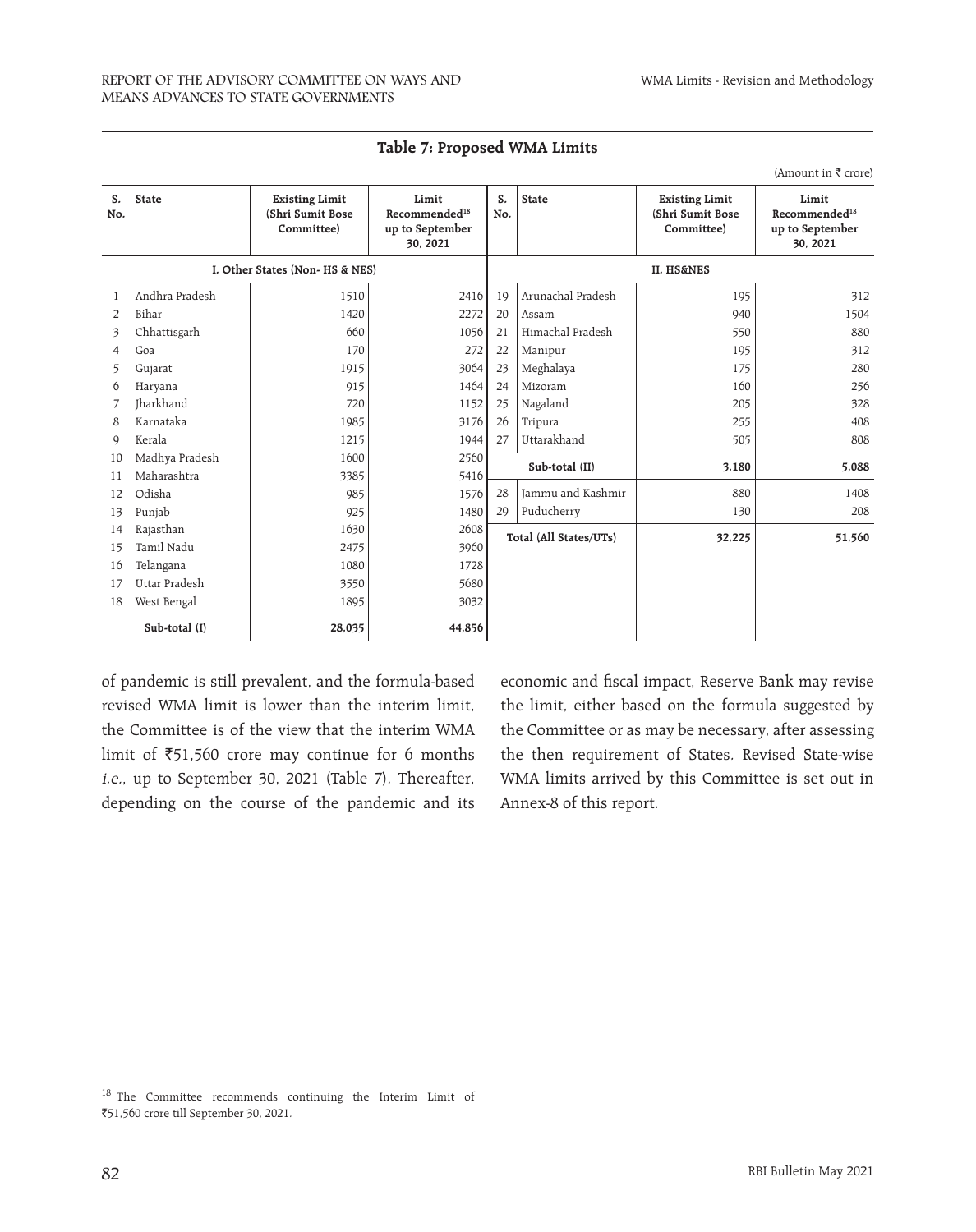**Table 7: Proposed WMA Limits**

(Amount in ₹ crore)

| S. No. | State | Existing Limit (Shri Sumit Bose Committee) | Limit Recommended[18] up to September 30, 2021 | S. No. | State | Existing Limit (Shri Sumit Bose Committee) | Limit Recommended[18] up to September 30, 2021 |
|---|---|---|---|---|---|---|---|
| I. Other States (Non- HS & NES) | | | | II. HS&NES | | | |
| 1 | Andhra Pradesh | 1510 | 2416 | 19 | Arunachal Pradesh | 195 | 312 |
| 2 | Bihar | 1420 | 2272 | 20 | Assam | 940 | 1504 |
| 3 | Chhattisgarh | 660 | 1056 | 21 | Himachal Pradesh | 550 | 880 |
| 4 | Goa | 170 | 272 | 22 | Manipur | 195 | 312 |
| 5 | Gujarat | 1915 | 3064 | 23 | Meghalaya | 175 | 280 |
| 6 | Haryana | 915 | 1464 | 24 | Mizoram | 160 | 256 |
| 7 | Jharkhand | 720 | 1152 | 25 | Nagaland | 205 | 328 |
| 8 | Karnataka | 1985 | 3176 | 26 | Tripura | 255 | 408 |
| 9 | Kerala | 1215 | 1944 | 27 | Uttarakhand | 505 | 808 |
| 10 | Madhya Pradesh | 1600 | 2560 | | Sub-total (II) | **3,180** | **5,088** |
| 11 | Maharashtra | 3385 | 5416 | | | | |
| 12 | Odisha | 985 | 1576 | 28 | Jammu and Kashmir | 880 | 1408 |
| 13 | Punjab | 925 | 1480 | 29 | Puducherry | 130 | 208 |
| 14 | Rajasthan | 1630 | 2608 | | Total (All States/UTs) | **32,225** | **51,560** |
| 15 | Tamil Nadu | 2475 | 3960 | | | | |
| 16 | Telangana | 1080 | 1728 | | | | |
| 17 | Uttar Pradesh | 3550 | 5680 | | | | |
| 18 | West Bengal | 1895 | 3032 | | | | |
| | Sub-total (I) | **28,035** | **44,856** | | | | |

of pandemic is still prevalent, and the formula-based revised WMA limit is lower than the interim limit, the Committee is of the view that the interim WMA limit of ₹51,560 crore may continue for 6 months *i.e.*, up to September 30, 2021 (Table 7). Thereafter, depending on the course of the pandemic and its economic and fiscal impact, Reserve Bank may revise the limit, either based on the formula suggested by the Committee or as may be necessary, after assessing the then requirement of States. Revised State-wise WMA limits arrived by this Committee is set out in Annex-8 of this report.

[18] The Committee recommends continuing the Interim Limit of ₹51,560 crore till September 30, 2021.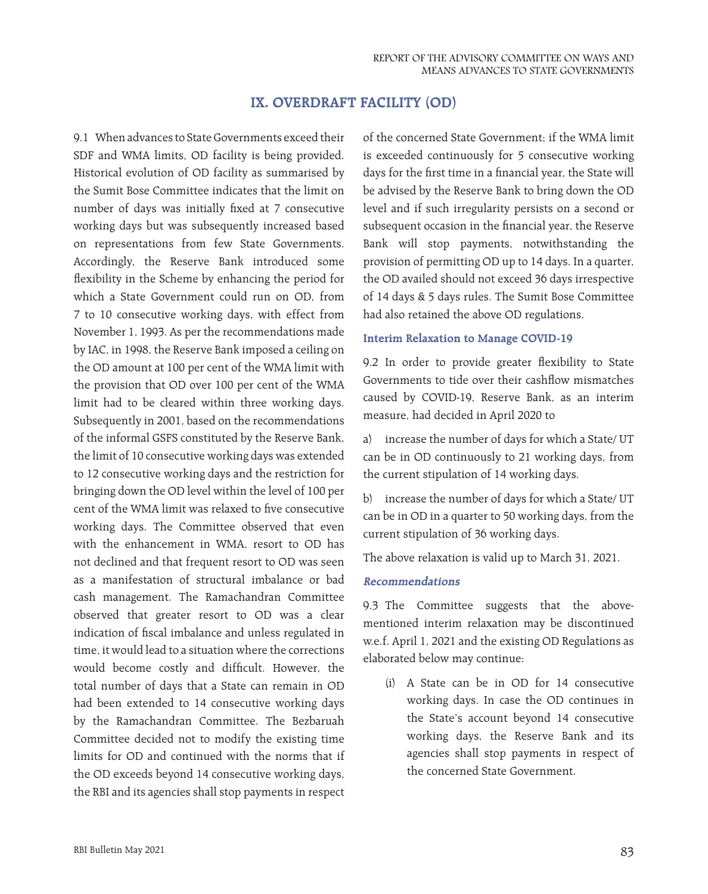## IX. OVERDRAFT FACILITY (OD)

9.1 When advances to State Governments exceed their SDF and WMA limits, OD facility is being provided. Historical evolution of OD facility as summarised by the Sumit Bose Committee indicates that the limit on number of days was initially fixed at 7 consecutive working days but was subsequently increased based on representations from few State Governments. Accordingly, the Reserve Bank introduced some flexibility in the Scheme by enhancing the period for which a State Government could run on OD, from 7 to 10 consecutive working days, with effect from November 1, 1993. As per the recommendations made by IAC, in 1998, the Reserve Bank imposed a ceiling on the OD amount at 100 per cent of the WMA limit with the provision that OD over 100 per cent of the WMA limit had to be cleared within three working days. Subsequently in 2001, based on the recommendations of the informal GSFS constituted by the Reserve Bank, the limit of 10 consecutive working days was extended to 12 consecutive working days and the restriction for bringing down the OD level within the level of 100 per cent of the WMA limit was relaxed to five consecutive working days. The Committee observed that even with the enhancement in WMA, resort to OD has not declined and that frequent resort to OD was seen as a manifestation of structural imbalance or bad cash management. The Ramachandran Committee observed that greater resort to OD was a clear indication of fiscal imbalance and unless regulated in time, it would lead to a situation where the corrections would become costly and difficult. However, the total number of days that a State can remain in OD had been extended to 14 consecutive working days by the Ramachandran Committee. The Bezbaruah Committee decided not to modify the existing time limits for OD and continued with the norms that if the OD exceeds beyond 14 consecutive working days, the RBI and its agencies shall stop payments in respect of the concerned State Government; if the WMA limit is exceeded continuously for 5 consecutive working days for the first time in a financial year, the State will be advised by the Reserve Bank to bring down the OD level and if such irregularity persists on a second or subsequent occasion in the financial year, the Reserve Bank will stop payments, notwithstanding the provision of permitting OD up to 14 days. In a quarter, the OD availed should not exceed 36 days irrespective of 14 days & 5 days rules. The Sumit Bose Committee had also retained the above OD regulations.

### Interim Relaxation to Manage COVID-19

9.2 In order to provide greater flexibility to State Governments to tide over their cashflow mismatches caused by COVID-19, Reserve Bank, as an interim measure, had decided in April 2020 to

a) increase the number of days for which a State/ UT can be in OD continuously to 21 working days, from the current stipulation of 14 working days.

b) increase the number of days for which a State/ UT can be in OD in a quarter to 50 working days, from the current stipulation of 36 working days.

The above relaxation is valid up to March 31, 2021.

### *Recommendations*

9.3 The Committee suggests that the above-mentioned interim relaxation may be discontinued w.e.f. April 1, 2021 and the existing OD Regulations as elaborated below may continue:

(i) A State can be in OD for 14 consecutive working days. In case the OD continues in the State's account beyond 14 consecutive working days, the Reserve Bank and its agencies shall stop payments in respect of the concerned State Government.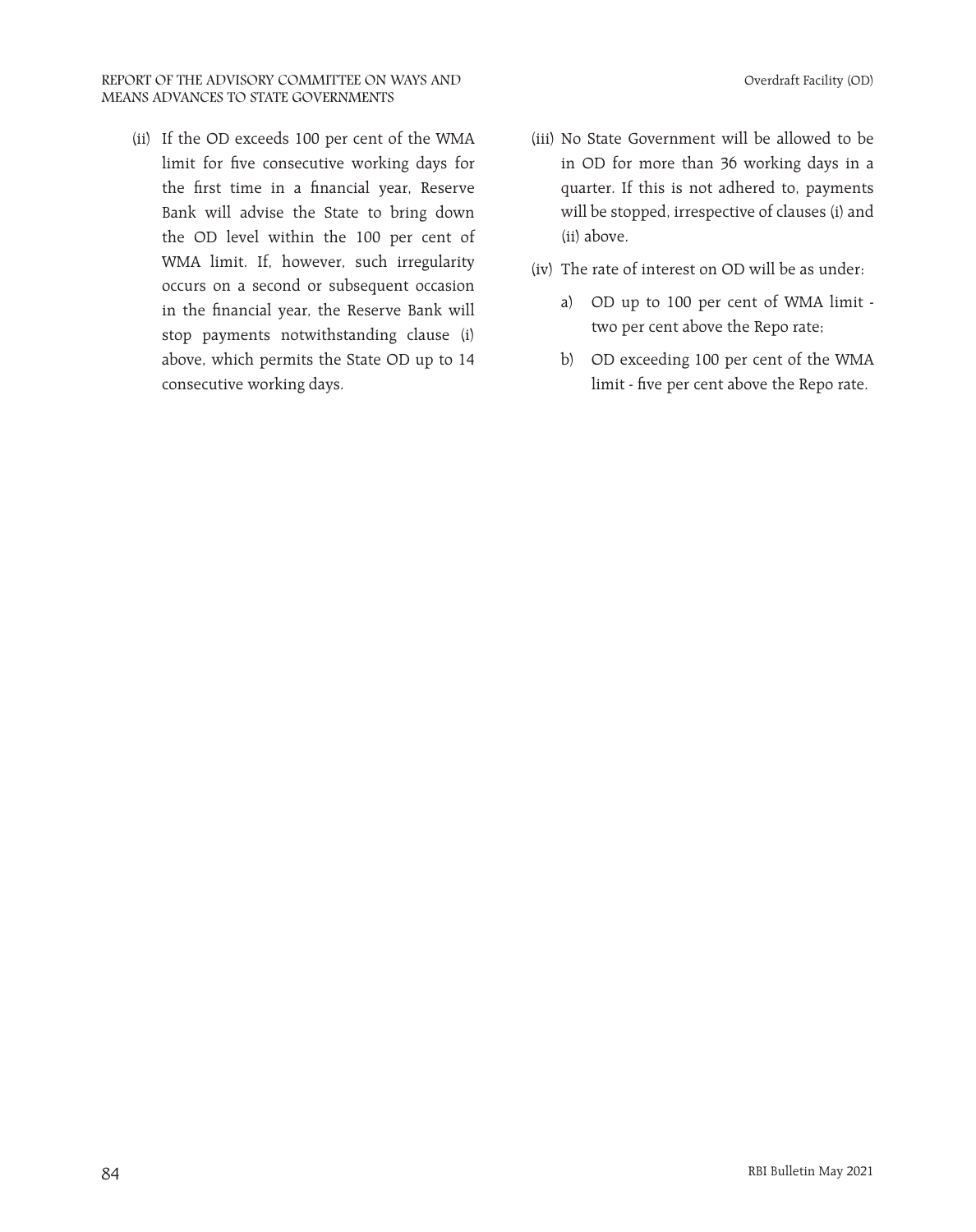(ii) If the OD exceeds 100 per cent of the WMA limit for five consecutive working days for the first time in a financial year, Reserve Bank will advise the State to bring down the OD level within the 100 per cent of WMA limit. If, however, such irregularity occurs on a second or subsequent occasion in the financial year, the Reserve Bank will stop payments notwithstanding clause (i) above, which permits the State OD up to 14 consecutive working days.

(iii) No State Government will be allowed to be in OD for more than 36 working days in a quarter. If this is not adhered to, payments will be stopped, irrespective of clauses (i) and (ii) above.

(iv) The rate of interest on OD will be as under:

   a) OD up to 100 per cent of WMA limit - two per cent above the Repo rate;

   b) OD exceeding 100 per cent of the WMA limit - five per cent above the Repo rate.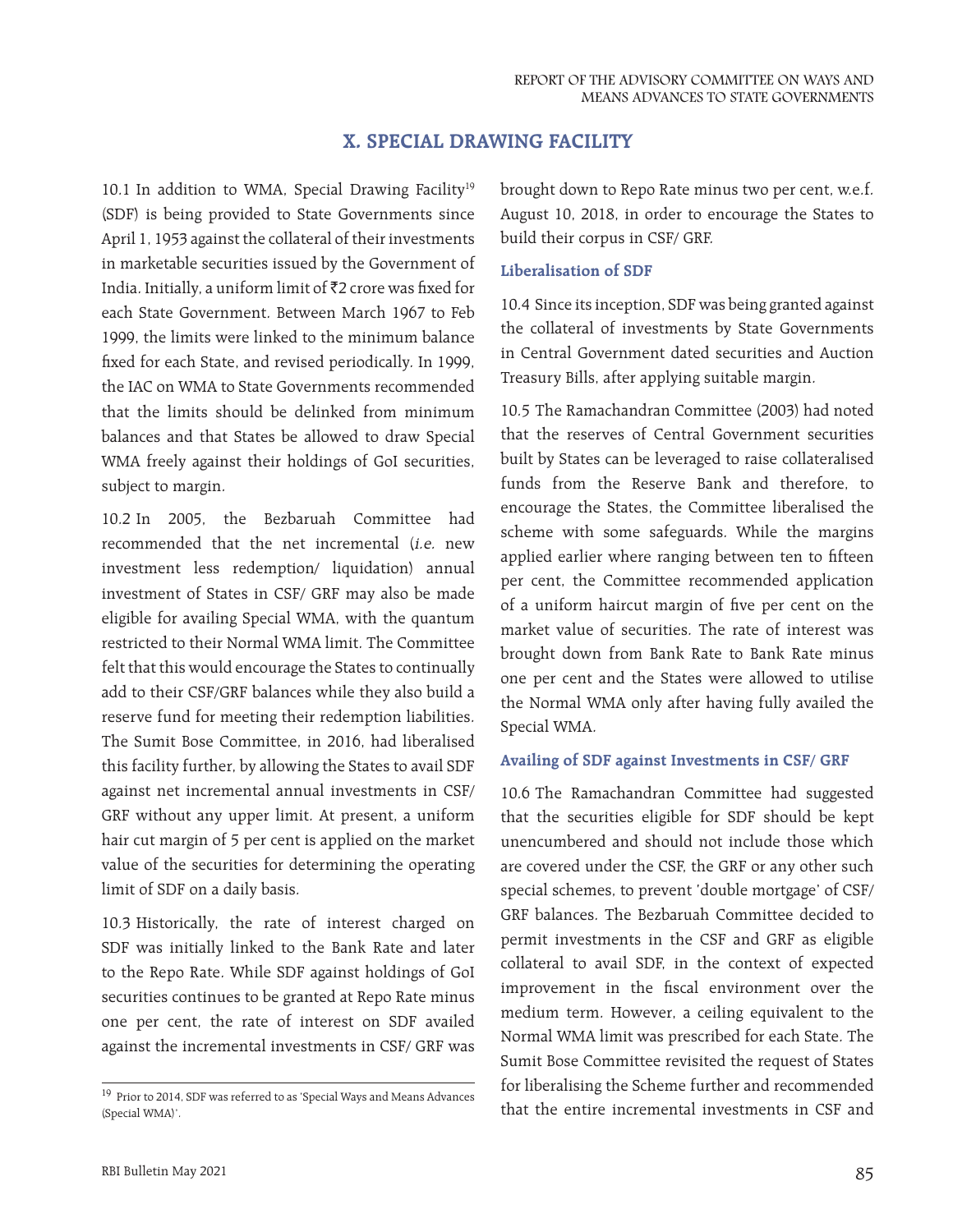## X. SPECIAL DRAWING FACILITY

10.1 In addition to WMA, Special Drawing Facility[19] (SDF) is being provided to State Governments since April 1, 1953 against the collateral of their investments in marketable securities issued by the Government of India. Initially, a uniform limit of ₹2 crore was fixed for each State Government. Between March 1967 to Feb 1999, the limits were linked to the minimum balance fixed for each State, and revised periodically. In 1999, the IAC on WMA to State Governments recommended that the limits should be delinked from minimum balances and that States be allowed to draw Special WMA freely against their holdings of GoI securities, subject to margin.

10.2 In 2005, the Bezbaruah Committee had recommended that the net incremental (*i.e.* new investment less redemption/ liquidation) annual investment of States in CSF/ GRF may also be made eligible for availing Special WMA, with the quantum restricted to their Normal WMA limit. The Committee felt that this would encourage the States to continually add to their CSF/GRF balances while they also build a reserve fund for meeting their redemption liabilities. The Sumit Bose Committee, in 2016, had liberalised this facility further, by allowing the States to avail SDF against net incremental annual investments in CSF/ GRF without any upper limit. At present, a uniform hair cut margin of 5 per cent is applied on the market value of the securities for determining the operating limit of SDF on a daily basis.

10.3 Historically, the rate of interest charged on SDF was initially linked to the Bank Rate and later to the Repo Rate. While SDF against holdings of GoI securities continues to be granted at Repo Rate minus one per cent, the rate of interest on SDF availed against the incremental investments in CSF/ GRF was brought down to Repo Rate minus two per cent, w.e.f. August 10, 2018, in order to encourage the States to build their corpus in CSF/ GRF.

### Liberalisation of SDF

10.4 Since its inception, SDF was being granted against the collateral of investments by State Governments in Central Government dated securities and Auction Treasury Bills, after applying suitable margin.

10.5 The Ramachandran Committee (2003) had noted that the reserves of Central Government securities built by States can be leveraged to raise collateralised funds from the Reserve Bank and therefore, to encourage the States, the Committee liberalised the scheme with some safeguards. While the margins applied earlier where ranging between ten to fifteen per cent, the Committee recommended application of a uniform haircut margin of five per cent on the market value of securities. The rate of interest was brought down from Bank Rate to Bank Rate minus one per cent and the States were allowed to utilise the Normal WMA only after having fully availed the Special WMA.

### Availing of SDF against Investments in CSF/ GRF

10.6 The Ramachandran Committee had suggested that the securities eligible for SDF should be kept unencumbered and should not include those which are covered under the CSF, the GRF or any other such special schemes, to prevent 'double mortgage' of CSF/ GRF balances. The Bezbaruah Committee decided to permit investments in the CSF and GRF as eligible collateral to avail SDF, in the context of expected improvement in the fiscal environment over the medium term. However, a ceiling equivalent to the Normal WMA limit was prescribed for each State. The Sumit Bose Committee revisited the request of States for liberalising the Scheme further and recommended that the entire incremental investments in CSF and

[19] Prior to 2014, SDF was referred to as 'Special Ways and Means Advances (Special WMA)'.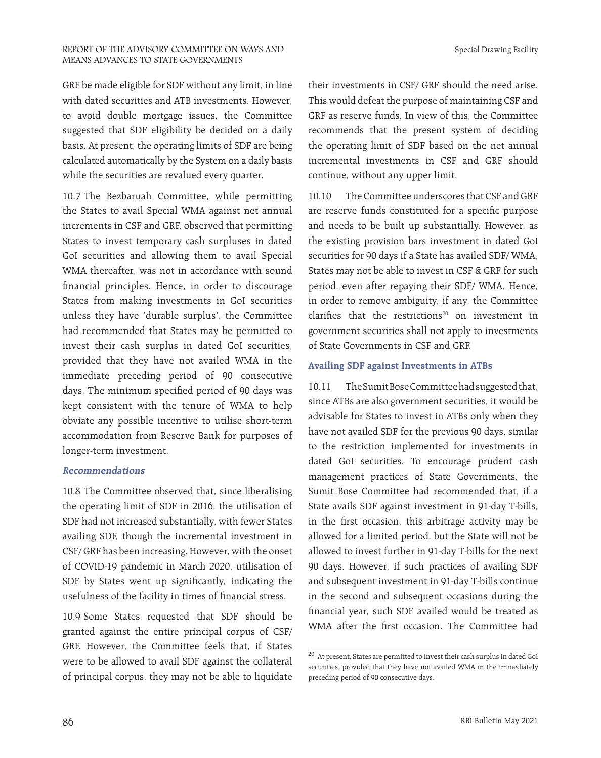GRF be made eligible for SDF without any limit, in line with dated securities and ATB investments. However, to avoid double mortgage issues, the Committee suggested that SDF eligibility be decided on a daily basis. At present, the operating limits of SDF are being calculated automatically by the System on a daily basis while the securities are revalued every quarter.

10.7 The Bezbaruah Committee, while permitting the States to avail Special WMA against net annual increments in CSF and GRF, observed that permitting States to invest temporary cash surpluses in dated GoI securities and allowing them to avail Special WMA thereafter, was not in accordance with sound financial principles. Hence, in order to discourage States from making investments in GoI securities unless they have 'durable surplus', the Committee had recommended that States may be permitted to invest their cash surplus in dated GoI securities, provided that they have not availed WMA in the immediate preceding period of 90 consecutive days. The minimum specified period of 90 days was kept consistent with the tenure of WMA to help obviate any possible incentive to utilise short-term accommodation from Reserve Bank for purposes of longer-term investment.

### *Recommendations*

10.8 The Committee observed that, since liberalising the operating limit of SDF in 2016, the utilisation of SDF had not increased substantially, with fewer States availing SDF, though the incremental investment in CSF/GRF has been increasing. However, with the onset of COVID-19 pandemic in March 2020, utilisation of SDF by States went up significantly, indicating the usefulness of the facility in times of financial stress.

10.9 Some States requested that SDF should be granted against the entire principal corpus of CSF/GRF. However, the Committee feels that, if States were to be allowed to avail SDF against the collateral of principal corpus, they may not be able to liquidate their investments in CSF/ GRF should the need arise. This would defeat the purpose of maintaining CSF and GRF as reserve funds. In view of this, the Committee recommends that the present system of deciding the operating limit of SDF based on the net annual incremental investments in CSF and GRF should continue, without any upper limit.

10.10 The Committee underscores that CSF and GRF are reserve funds constituted for a specific purpose and needs to be built up substantially. However, as the existing provision bars investment in dated GoI securities for 90 days if a State has availed SDF/ WMA, States may not be able to invest in CSF & GRF for such period, even after repaying their SDF/ WMA. Hence, in order to remove ambiguity, if any, the Committee clarifies that the restrictions[20] on investment in government securities shall not apply to investments of State Governments in CSF and GRF.

### Availing SDF against Investments in ATBs

10.11 The Sumit Bose Committee had suggested that, since ATBs are also government securities, it would be advisable for States to invest in ATBs only when they have not availed SDF for the previous 90 days, similar to the restriction implemented for investments in dated GoI securities. To encourage prudent cash management practices of State Governments, the Sumit Bose Committee had recommended that, if a State avails SDF against investment in 91-day T-bills, in the first occasion, this arbitrage activity may be allowed for a limited period, but the State will not be allowed to invest further in 91-day T-bills for the next 90 days. However, if such practices of availing SDF and subsequent investment in 91-day T-bills continue in the second and subsequent occasions during the financial year, such SDF availed would be treated as WMA after the first occasion. The Committee had

[20] At present, States are permitted to invest their cash surplus in dated GoI securities, provided that they have not availed WMA in the immediately preceding period of 90 consecutive days.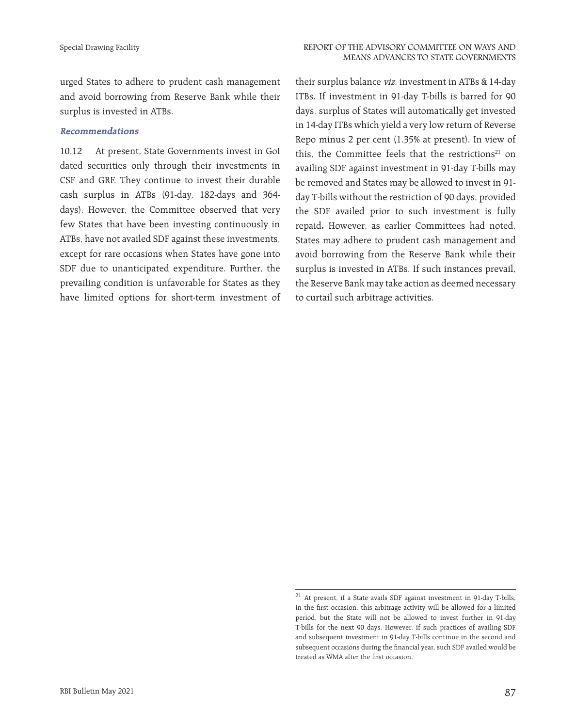urged States to adhere to prudent cash management and avoid borrowing from Reserve Bank while their surplus is invested in ATBs.

### Recommendations

10.12 At present, State Governments invest in GoI dated securities only through their investments in CSF and GRF. They continue to invest their durable cash surplus in ATBs (91-day, 182-days and 364-days). However, the Committee observed that very few States that have been investing continuously in ATBs, have not availed SDF against these investments, except for rare occasions when States have gone into SDF due to unanticipated expenditure. Further, the prevailing condition is unfavorable for States as they have limited options for short-term investment of their surplus balance *viz.* investment in ATBs & 14-day ITBs. If investment in 91-day T-bills is barred for 90 days, surplus of States will automatically get invested in 14-day ITBs which yield a very low return of Reverse Repo minus 2 per cent (1.35% at present). In view of this, the Committee feels that the restrictions[21] on availing SDF against investment in 91-day T-bills may be removed and States may be allowed to invest in 91-day T-bills without the restriction of 90 days, provided the SDF availed prior to such investment is fully repaid**.** However, as earlier Committees had noted, States may adhere to prudent cash management and avoid borrowing from the Reserve Bank while their surplus is invested in ATBs. If such instances prevail, the Reserve Bank may take action as deemed necessary to curtail such arbitrage activities.

[21] At present, if a State avails SDF against investment in 91-day T-bills, in the first occasion, this arbitrage activity will be allowed for a limited period, but the State will not be allowed to invest further in 91-day T-bills for the next 90 days. However, if such practices of availing SDF and subsequent investment in 91-day T-bills continue in the second and subsequent occasions during the financial year, such SDF availed would be treated as WMA after the first occasion.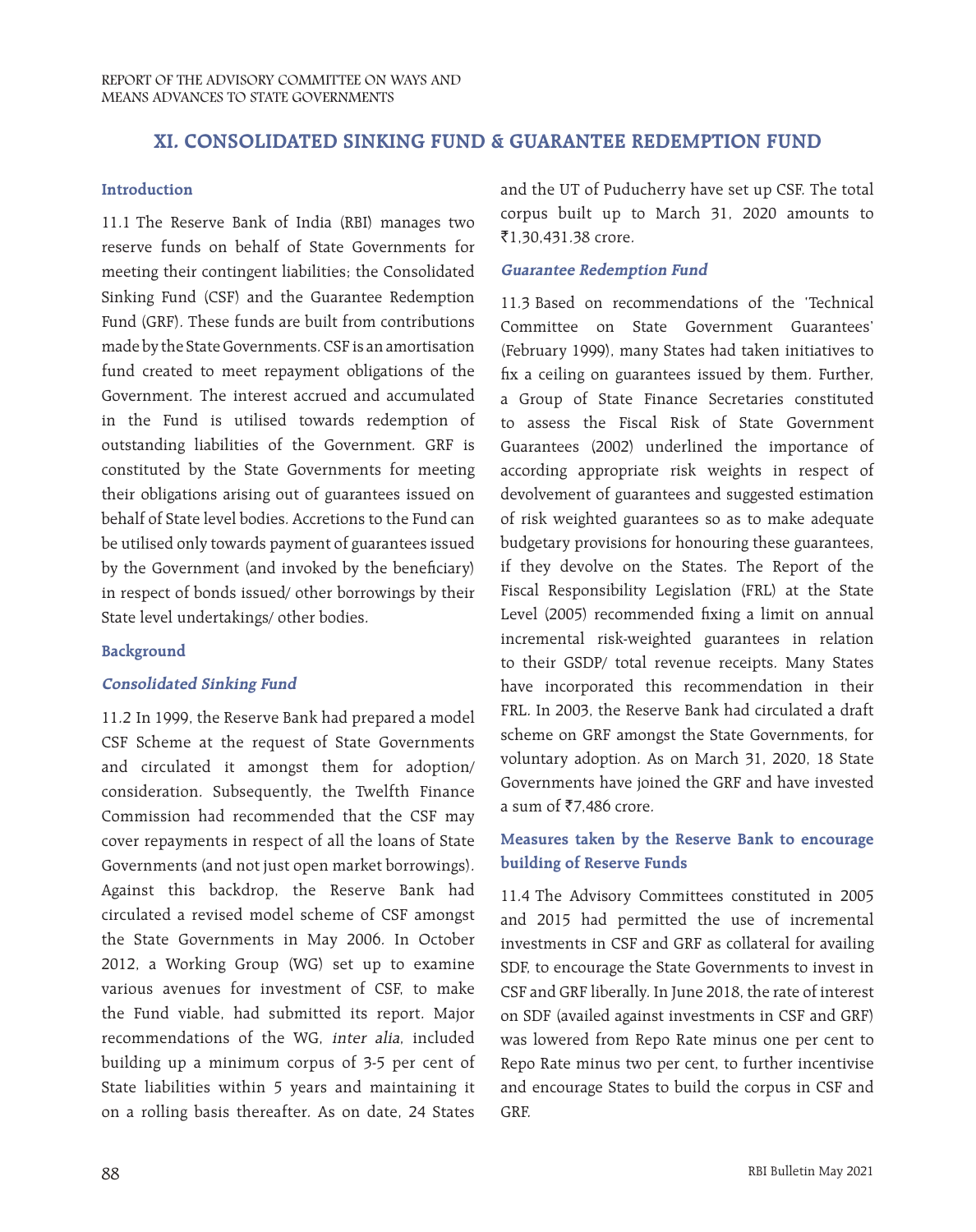## XI. CONSOLIDATED SINKING FUND & GUARANTEE REDEMPTION FUND

### Introduction

11.1 The Reserve Bank of India (RBI) manages two reserve funds on behalf of State Governments for meeting their contingent liabilities; the Consolidated Sinking Fund (CSF) and the Guarantee Redemption Fund (GRF). These funds are built from contributions made by the State Governments. CSF is an amortisation fund created to meet repayment obligations of the Government. The interest accrued and accumulated in the Fund is utilised towards redemption of outstanding liabilities of the Government. GRF is constituted by the State Governments for meeting their obligations arising out of guarantees issued on behalf of State level bodies. Accretions to the Fund can be utilised only towards payment of guarantees issued by the Government (and invoked by the beneficiary) in respect of bonds issued/ other borrowings by their State level undertakings/ other bodies.

### Background

#### *Consolidated Sinking Fund*

11.2 In 1999, the Reserve Bank had prepared a model CSF Scheme at the request of State Governments and circulated it amongst them for adoption/ consideration. Subsequently, the Twelfth Finance Commission had recommended that the CSF may cover repayments in respect of all the loans of State Governments (and not just open market borrowings). Against this backdrop, the Reserve Bank had circulated a revised model scheme of CSF amongst the State Governments in May 2006. In October 2012, a Working Group (WG) set up to examine various avenues for investment of CSF, to make the Fund viable, had submitted its report. Major recommendations of the WG, *inter alia*, included building up a minimum corpus of 3-5 per cent of State liabilities within 5 years and maintaining it on a rolling basis thereafter. As on date, 24 States and the UT of Puducherry have set up CSF. The total corpus built up to March 31, 2020 amounts to ₹1,30,431.38 crore.

#### *Guarantee Redemption Fund*

11.3 Based on recommendations of the 'Technical Committee on State Government Guarantees' (February 1999), many States had taken initiatives to fix a ceiling on guarantees issued by them. Further, a Group of State Finance Secretaries constituted to assess the Fiscal Risk of State Government Guarantees (2002) underlined the importance of according appropriate risk weights in respect of devolvement of guarantees and suggested estimation of risk weighted guarantees so as to make adequate budgetary provisions for honouring these guarantees, if they devolve on the States. The Report of the Fiscal Responsibility Legislation (FRL) at the State Level (2005) recommended fixing a limit on annual incremental risk-weighted guarantees in relation to their GSDP/ total revenue receipts. Many States have incorporated this recommendation in their FRL. In 2003, the Reserve Bank had circulated a draft scheme on GRF amongst the State Governments, for voluntary adoption. As on March 31, 2020, 18 State Governments have joined the GRF and have invested a sum of ₹7,486 crore.

### Measures taken by the Reserve Bank to encourage building of Reserve Funds

11.4 The Advisory Committees constituted in 2005 and 2015 had permitted the use of incremental investments in CSF and GRF as collateral for availing SDF, to encourage the State Governments to invest in CSF and GRF liberally. In June 2018, the rate of interest on SDF (availed against investments in CSF and GRF) was lowered from Repo Rate minus one per cent to Repo Rate minus two per cent, to further incentivise and encourage States to build the corpus in CSF and GRF.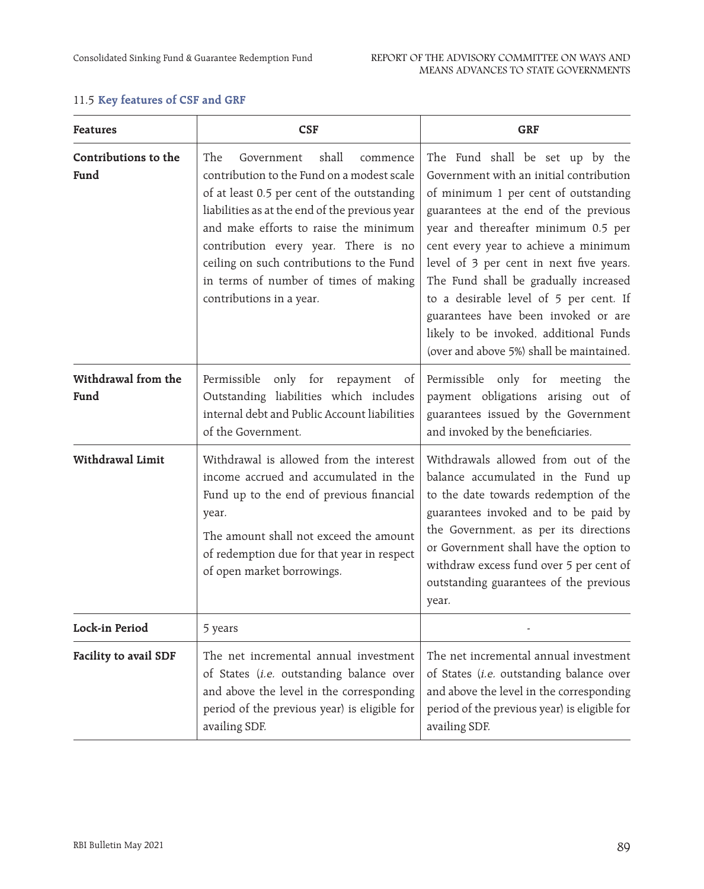### 11.5 Key features of CSF and GRF

| Features | CSF | GRF |
|---|---|---|
| **Contributions to the Fund** | The Government shall commence contribution to the Fund on a modest scale of at least 0.5 per cent of the outstanding liabilities as at the end of the previous year and make efforts to raise the minimum contribution every year. There is no ceiling on such contributions to the Fund in terms of number of times of making contributions in a year. | The Fund shall be set up by the Government with an initial contribution of minimum 1 per cent of outstanding guarantees at the end of the previous year and thereafter minimum 0.5 per cent every year to achieve a minimum level of 3 per cent in next five years. The Fund shall be gradually increased to a desirable level of 5 per cent. If guarantees have been invoked or are likely to be invoked, additional Funds (over and above 5%) shall be maintained. |
| **Withdrawal from the Fund** | Permissible only for repayment of Outstanding liabilities which includes internal debt and Public Account liabilities of the Government. | Permissible only for meeting the payment obligations arising out of guarantees issued by the Government and invoked by the beneficiaries. |
| **Withdrawal Limit** | Withdrawal is allowed from the interest income accrued and accumulated in the Fund up to the end of previous financial year. The amount shall not exceed the amount of redemption due for that year in respect of open market borrowings. | Withdrawals allowed from out of the balance accumulated in the Fund up to the date towards redemption of the guarantees invoked and to be paid by the Government, as per its directions or Government shall have the option to withdraw excess fund over 5 per cent of outstanding guarantees of the previous year. |
| **Lock-in Period** | 5 years | - |
| **Facility to avail SDF** | The net incremental annual investment of States (*i.e.* outstanding balance over and above the level in the corresponding period of the previous year) is eligible for availing SDF. | The net incremental annual investment of States (*i.e.* outstanding balance over and above the level in the corresponding period of the previous year) is eligible for availing SDF. |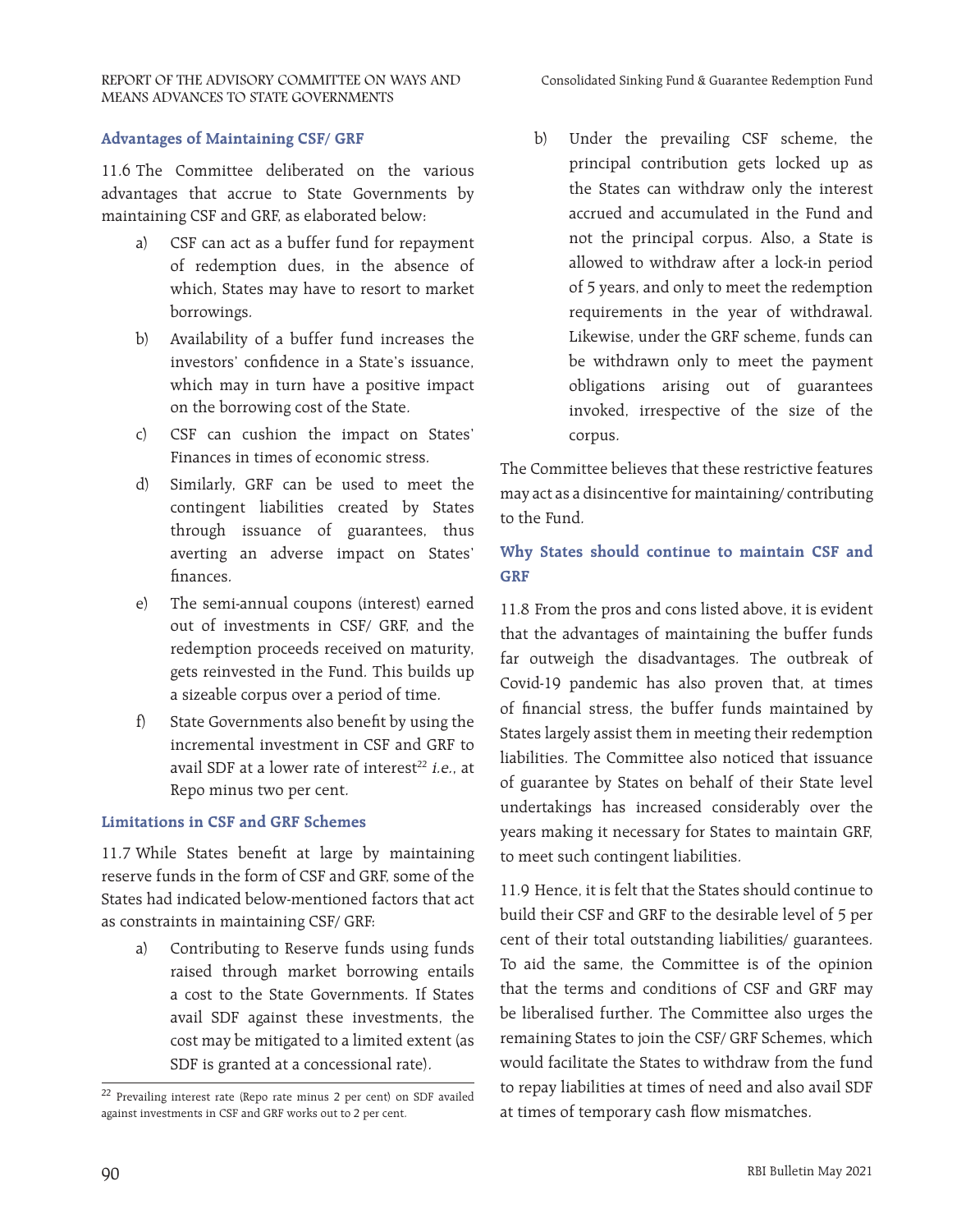### Advantages of Maintaining CSF/ GRF

11.6 The Committee deliberated on the various advantages that accrue to State Governments by maintaining CSF and GRF, as elaborated below:

a) CSF can act as a buffer fund for repayment of redemption dues, in the absence of which, States may have to resort to market borrowings.

b) Availability of a buffer fund increases the investors' confidence in a State's issuance, which may in turn have a positive impact on the borrowing cost of the State.

c) CSF can cushion the impact on States' Finances in times of economic stress.

d) Similarly, GRF can be used to meet the contingent liabilities created by States through issuance of guarantees, thus averting an adverse impact on States' finances.

e) The semi-annual coupons (interest) earned out of investments in CSF/ GRF, and the redemption proceeds received on maturity, gets reinvested in the Fund. This builds up a sizeable corpus over a period of time.

f) State Governments also benefit by using the incremental investment in CSF and GRF to avail SDF at a lower rate of interest[22] *i.e.*, at Repo minus two per cent.

### Limitations in CSF and GRF Schemes

11.7 While States benefit at large by maintaining reserve funds in the form of CSF and GRF, some of the States had indicated below-mentioned factors that act as constraints in maintaining CSF/ GRF:

a) Contributing to Reserve funds using funds raised through market borrowing entails a cost to the State Governments. If States avail SDF against these investments, the cost may be mitigated to a limited extent (as SDF is granted at a concessional rate).

b) Under the prevailing CSF scheme, the principal contribution gets locked up as the States can withdraw only the interest accrued and accumulated in the Fund and not the principal corpus. Also, a State is allowed to withdraw after a lock-in period of 5 years, and only to meet the redemption requirements in the year of withdrawal. Likewise, under the GRF scheme, funds can be withdrawn only to meet the payment obligations arising out of guarantees invoked, irrespective of the size of the corpus.

The Committee believes that these restrictive features may act as a disincentive for maintaining/ contributing to the Fund.

### Why States should continue to maintain CSF and GRF

11.8 From the pros and cons listed above, it is evident that the advantages of maintaining the buffer funds far outweigh the disadvantages. The outbreak of Covid-19 pandemic has also proven that, at times of financial stress, the buffer funds maintained by States largely assist them in meeting their redemption liabilities. The Committee also noticed that issuance of guarantee by States on behalf of their State level undertakings has increased considerably over the years making it necessary for States to maintain GRF, to meet such contingent liabilities.

11.9 Hence, it is felt that the States should continue to build their CSF and GRF to the desirable level of 5 per cent of their total outstanding liabilities/ guarantees. To aid the same, the Committee is of the opinion that the terms and conditions of CSF and GRF may be liberalised further. The Committee also urges the remaining States to join the CSF/ GRF Schemes, which would facilitate the States to withdraw from the fund to repay liabilities at times of need and also avail SDF at times of temporary cash flow mismatches.

---

[22] Prevailing interest rate (Repo rate minus 2 per cent) on SDF availed against investments in CSF and GRF works out to 2 per cent.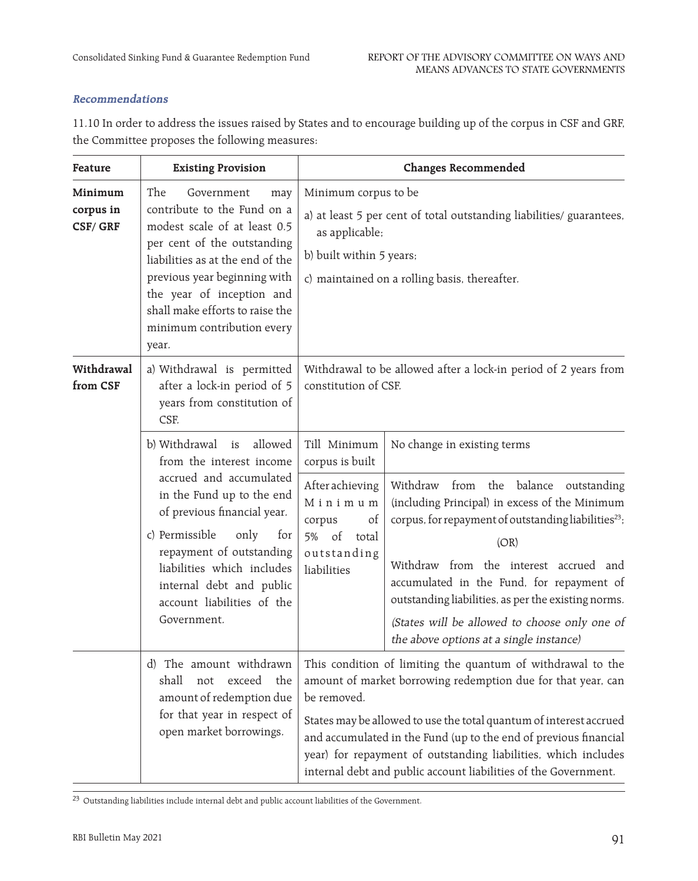### *Recommendations*

11.10 In order to address the issues raised by States and to encourage building up of the corpus in CSF and GRF, the Committee proposes the following measures:

| Feature | Existing Provision | Changes Recommended | |
|---|---|---|---|
| **Minimum corpus in CSF/ GRF** | The Government may contribute to the Fund on a modest scale of at least 0.5 per cent of the outstanding liabilities as at the end of the previous year beginning with the year of inception and shall make efforts to raise the minimum contribution every year. | Minimum corpus to be<br>a) at least 5 per cent of total outstanding liabilities/ guarantees, as applicable;<br>b) built within 5 years;<br>c) maintained on a rolling basis, thereafter. | |
| **Withdrawal from CSF** | a) Withdrawal is permitted after a lock-in period of 5 years from constitution of CSF. | Withdrawal to be allowed after a lock-in period of 2 years from constitution of CSF. | |
| | b) Withdrawal is allowed from the interest income accrued and accumulated in the Fund up to the end of previous financial year.<br>c) Permissible only for repayment of outstanding liabilities which includes internal debt and public account liabilities of the Government. | Till Minimum corpus is built | No change in existing terms |
| | | After achieving Minimum corpus of 5% of total outstanding liabilities | Withdraw from the balance outstanding (including Principal) in excess of the Minimum corpus, for repayment of outstanding liabilities[23];<br>(OR)<br>Withdraw from the interest accrued and accumulated in the Fund, for repayment of outstanding liabilities, as per the existing norms.<br>*(States will be allowed to choose only one of the above options at a single instance)* |
| | d) The amount withdrawn shall not exceed the amount of redemption due for that year in respect of open market borrowings. | This condition of limiting the quantum of withdrawal to the amount of market borrowing redemption due for that year, can be removed.<br>States may be allowed to use the total quantum of interest accrued and accumulated in the Fund (up to the end of previous financial year) for repayment of outstanding liabilities, which includes internal debt and public account liabilities of the Government. | |

[23] Outstanding liabilities include internal debt and public account liabilities of the Government.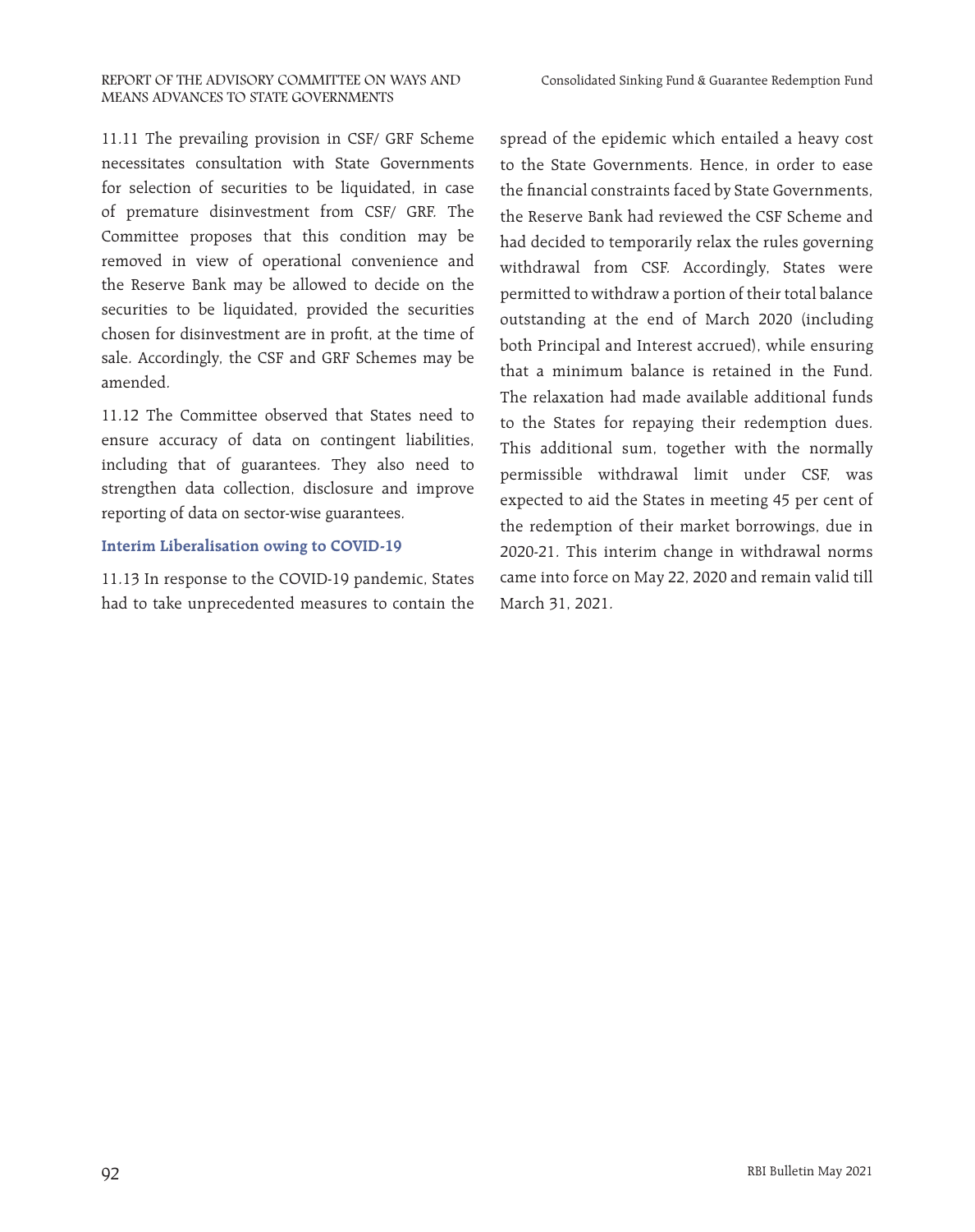11.11 The prevailing provision in CSF/ GRF Scheme necessitates consultation with State Governments for selection of securities to be liquidated, in case of premature disinvestment from CSF/ GRF. The Committee proposes that this condition may be removed in view of operational convenience and the Reserve Bank may be allowed to decide on the securities to be liquidated, provided the securities chosen for disinvestment are in profit, at the time of sale. Accordingly, the CSF and GRF Schemes may be amended.

11.12 The Committee observed that States need to ensure accuracy of data on contingent liabilities, including that of guarantees. They also need to strengthen data collection, disclosure and improve reporting of data on sector-wise guarantees.

### Interim Liberalisation owing to COVID-19

11.13 In response to the COVID-19 pandemic, States had to take unprecedented measures to contain the spread of the epidemic which entailed a heavy cost to the State Governments. Hence, in order to ease the financial constraints faced by State Governments, the Reserve Bank had reviewed the CSF Scheme and had decided to temporarily relax the rules governing withdrawal from CSF. Accordingly, States were permitted to withdraw a portion of their total balance outstanding at the end of March 2020 (including both Principal and Interest accrued), while ensuring that a minimum balance is retained in the Fund. The relaxation had made available additional funds to the States for repaying their redemption dues. This additional sum, together with the normally permissible withdrawal limit under CSF, was expected to aid the States in meeting 45 per cent of the redemption of their market borrowings, due in 2020-21. This interim change in withdrawal norms came into force on May 22, 2020 and remain valid till March 31, 2021.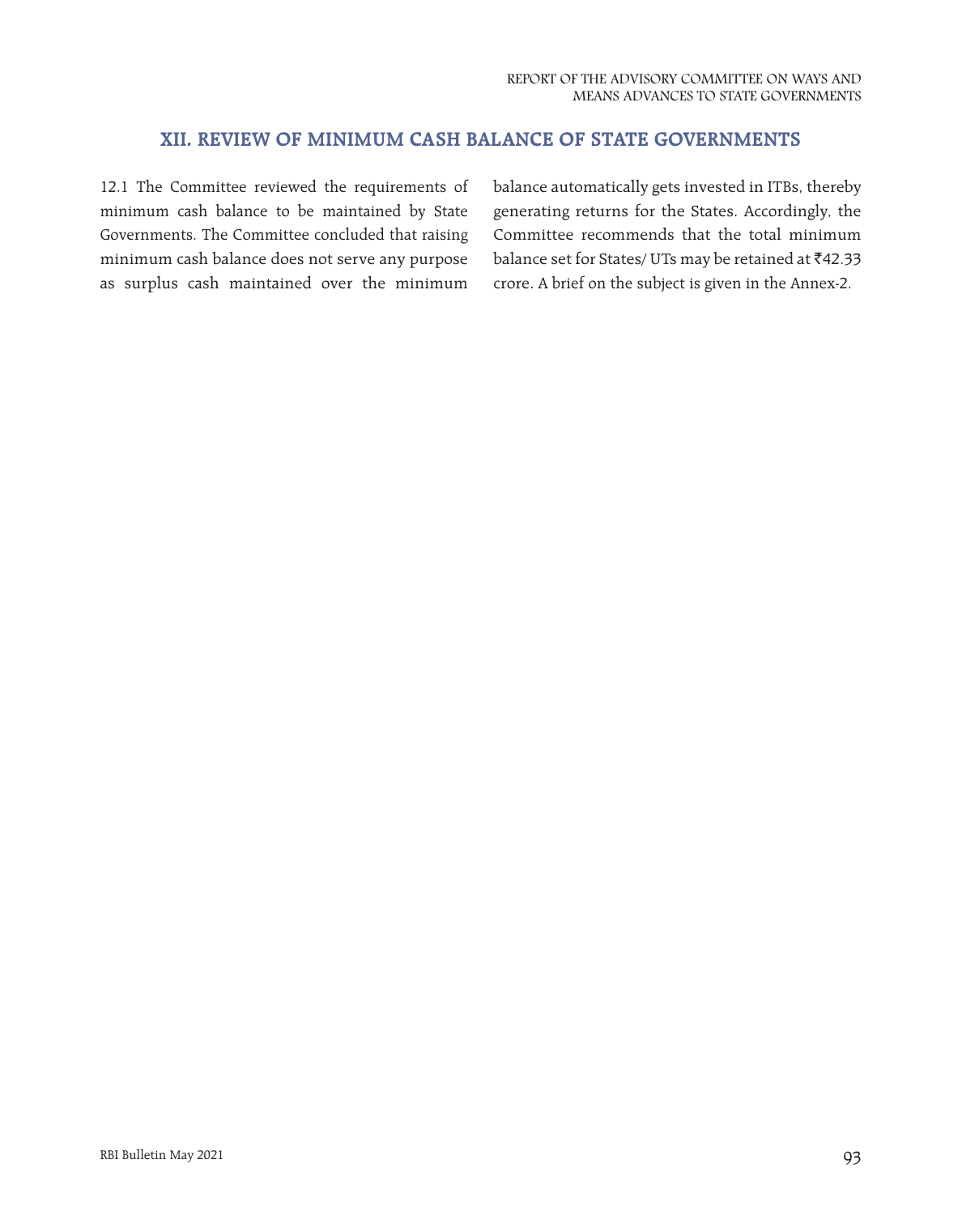## XII. REVIEW OF MINIMUM CASH BALANCE OF STATE GOVERNMENTS

12.1 The Committee reviewed the requirements of minimum cash balance to be maintained by State Governments. The Committee concluded that raising minimum cash balance does not serve any purpose as surplus cash maintained over the minimum balance automatically gets invested in ITBs, thereby generating returns for the States. Accordingly, the Committee recommends that the total minimum balance set for States/ UTs may be retained at ₹42.33 crore. A brief on the subject is given in the Annex-2.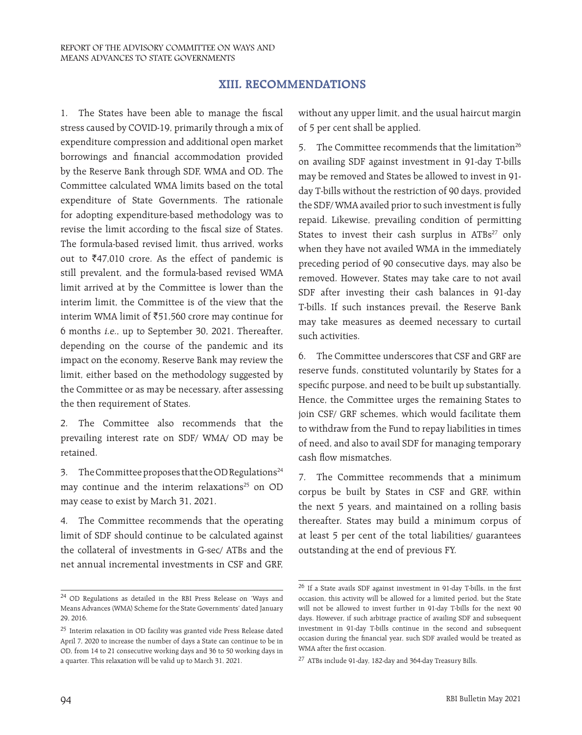## XIII. RECOMMENDATIONS

1. The States have been able to manage the fiscal stress caused by COVID-19, primarily through a mix of expenditure compression and additional open market borrowings and financial accommodation provided by the Reserve Bank through SDF, WMA and OD. The Committee calculated WMA limits based on the total expenditure of State Governments. The rationale for adopting expenditure-based methodology was to revise the limit according to the fiscal size of States. The formula-based revised limit, thus arrived, works out to ₹47,010 crore. As the effect of pandemic is still prevalent, and the formula-based revised WMA limit arrived at by the Committee is lower than the interim limit, the Committee is of the view that the interim WMA limit of ₹51,560 crore may continue for 6 months *i.e.*, up to September 30, 2021. Thereafter, depending on the course of the pandemic and its impact on the economy, Reserve Bank may review the limit, either based on the methodology suggested by the Committee or as may be necessary, after assessing the then requirement of States.

2. The Committee also recommends that the prevailing interest rate on SDF/ WMA/ OD may be retained.

3. The Committee proposes that the OD Regulations[24] may continue and the interim relaxations[25] on OD may cease to exist by March 31, 2021.

4. The Committee recommends that the operating limit of SDF should continue to be calculated against the collateral of investments in G-sec/ ATBs and the net annual incremental investments in CSF and GRF, without any upper limit, and the usual haircut margin of 5 per cent shall be applied.

5. The Committee recommends that the limitation[26] on availing SDF against investment in 91-day T-bills may be removed and States be allowed to invest in 91-day T-bills without the restriction of 90 days, provided the SDF/WMA availed prior to such investment is fully repaid. Likewise, prevailing condition of permitting States to invest their cash surplus in ATBs[27] only when they have not availed WMA in the immediately preceding period of 90 consecutive days, may also be removed. However, States may take care to not avail SDF after investing their cash balances in 91-day T-bills. If such instances prevail, the Reserve Bank may take measures as deemed necessary to curtail such activities.

6. The Committee underscores that CSF and GRF are reserve funds, constituted voluntarily by States for a specific purpose, and need to be built up substantially. Hence, the Committee urges the remaining States to join CSF/ GRF schemes, which would facilitate them to withdraw from the Fund to repay liabilities in times of need, and also to avail SDF for managing temporary cash flow mismatches.

7. The Committee recommends that a minimum corpus be built by States in CSF and GRF, within the next 5 years, and maintained on a rolling basis thereafter. States may build a minimum corpus of at least 5 per cent of the total liabilities/ guarantees outstanding at the end of previous FY.

---

[24] OD Regulations as detailed in the RBI Press Release on 'Ways and Means Advances (WMA) Scheme for the State Governments' dated January 29, 2016.

[25] Interim relaxation in OD facility was granted vide Press Release dated April 7, 2020 to increase the number of days a State can continue to be in OD, from 14 to 21 consecutive working days and 36 to 50 working days in a quarter. This relaxation will be valid up to March 31, 2021.

[26] If a State avails SDF against investment in 91-day T-bills, in the first occasion, this activity will be allowed for a limited period, but the State will not be allowed to invest further in 91-day T-bills for the next 90 days. However, if such arbitrage practice of availing SDF and subsequent investment in 91-day T-bills continue in the second and subsequent occasion during the financial year, such SDF availed would be treated as WMA after the first occasion.

[27] ATBs include 91-day, 182-day and 364-day Treasury Bills.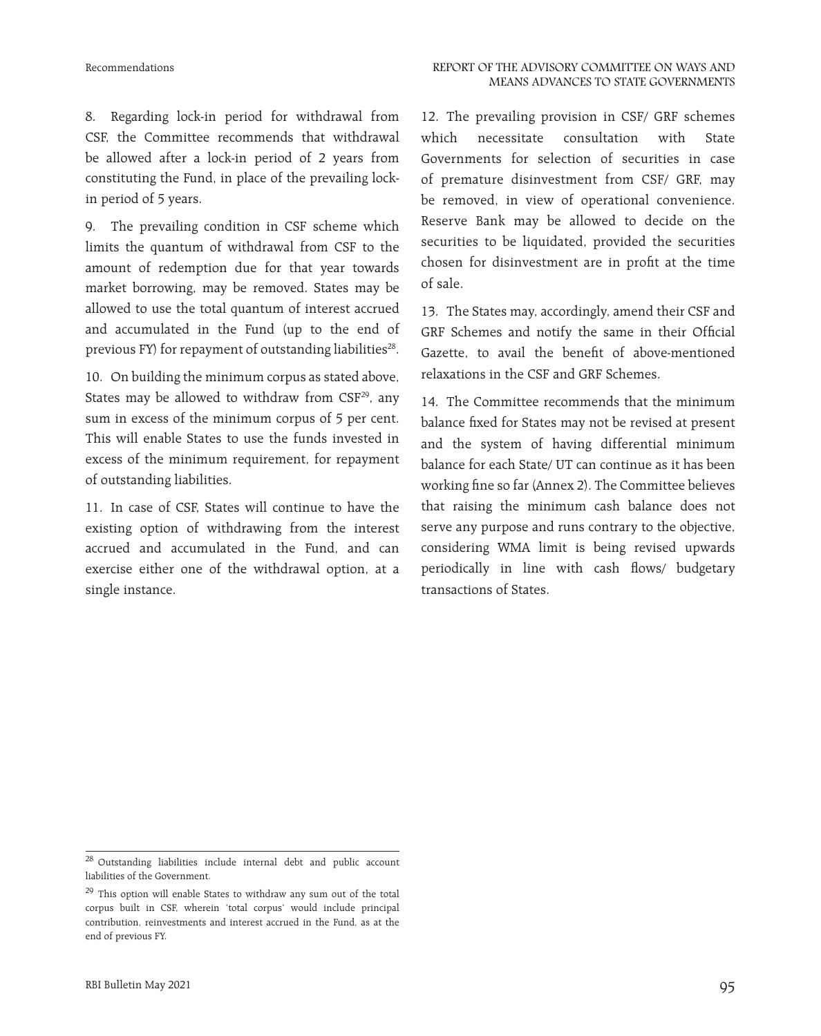8. Regarding lock-in period for withdrawal from CSF, the Committee recommends that withdrawal be allowed after a lock-in period of 2 years from constituting the Fund, in place of the prevailing lock-in period of 5 years.

9. The prevailing condition in CSF scheme which limits the quantum of withdrawal from CSF to the amount of redemption due for that year towards market borrowing, may be removed. States may be allowed to use the total quantum of interest accrued and accumulated in the Fund (up to the end of previous FY) for repayment of outstanding liabilities[28].

10. On building the minimum corpus as stated above, States may be allowed to withdraw from CSF[29], any sum in excess of the minimum corpus of 5 per cent. This will enable States to use the funds invested in excess of the minimum requirement, for repayment of outstanding liabilities.

11. In case of CSF, States will continue to have the existing option of withdrawing from the interest accrued and accumulated in the Fund, and can exercise either one of the withdrawal option, at a single instance.

12. The prevailing provision in CSF/ GRF schemes which necessitate consultation with State Governments for selection of securities in case of premature disinvestment from CSF/ GRF, may be removed, in view of operational convenience. Reserve Bank may be allowed to decide on the securities to be liquidated, provided the securities chosen for disinvestment are in profit at the time of sale.

13. The States may, accordingly, amend their CSF and GRF Schemes and notify the same in their Official Gazette, to avail the benefit of above-mentioned relaxations in the CSF and GRF Schemes.

14. The Committee recommends that the minimum balance fixed for States may not be revised at present and the system of having differential minimum balance for each State/ UT can continue as it has been working fine so far (Annex 2). The Committee believes that raising the minimum cash balance does not serve any purpose and runs contrary to the objective, considering WMA limit is being revised upwards periodically in line with cash flows/ budgetary transactions of States.

---

[28] Outstanding liabilities include internal debt and public account liabilities of the Government.

[29] This option will enable States to withdraw any sum out of the total corpus built in CSF, wherein 'total corpus' would include principal contribution, reinvestments and interest accrued in the Fund, as at the end of previous FY.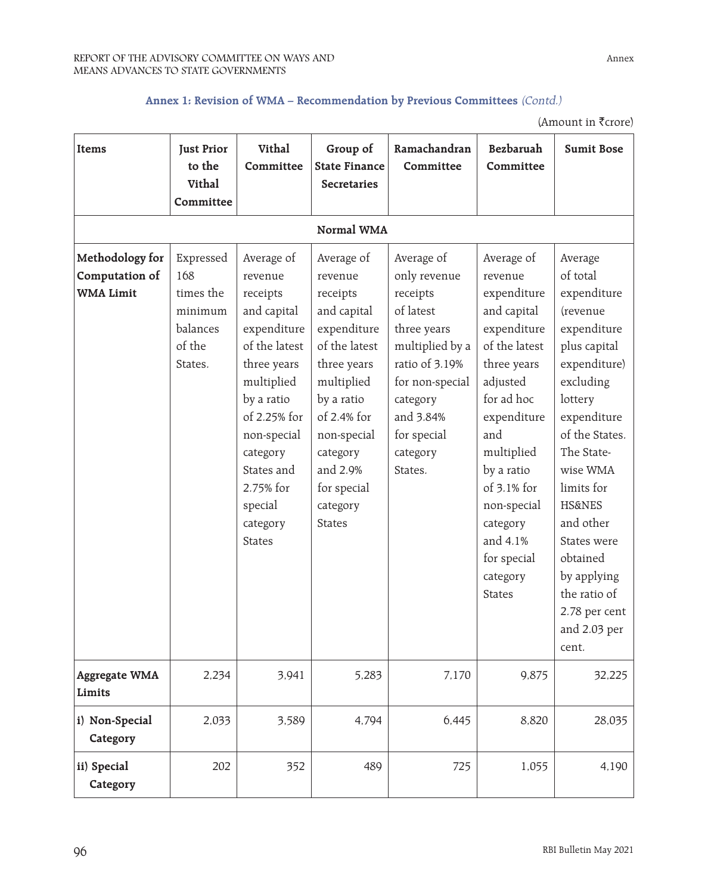**Annex 1: Revision of WMA – Recommendation by Previous Committees** *(Contd.)*

(Amount in ₹crore)

| Items | Just Prior to the Vithal Committee | Vithal Committee | Group of State Finance Secretaries | Ramachandran Committee | Bezbaruah Committee | Sumit Bose |
|---|---|---|---|---|---|---|
| **Normal WMA** | | | | | | |
| **Methodology for Computation of WMA Limit** | Expressed 168 times the minimum balances of the States. | Average of revenue receipts and capital expenditure of the latest three years multiplied by a ratio of 2.25% for non-special category States and 2.75% for special category States | Average of revenue receipts and capital expenditure of the latest three years multiplied by a ratio of 2.4% for non-special category and 2.9% for special category States | Average of only revenue receipts of latest three years multiplied by a ratio of 3.19% for non-special category and 3.84% for special category States. | Average of revenue expenditure and capital expenditure of the latest three years adjusted for ad hoc expenditure and multiplied by a ratio of 3.1% for non-special category and 4.1% for special category States | Average of total expenditure (revenue expenditure plus capital expenditure) excluding lottery expenditure of the States. The State-wise WMA limits for HS&NES and other States were obtained by applying the ratio of 2.78 per cent and 2.03 per cent. |
| **Aggregate WMA Limits** | 2,234 | 3,941 | 5,283 | 7,170 | 9,875 | 32,225 |
| **i) Non-Special Category** | 2,033 | 3,589 | 4,794 | 6,445 | 8,820 | 28,035 |
| **ii) Special Category** | 202 | 352 | 489 | 725 | 1,055 | 4,190 |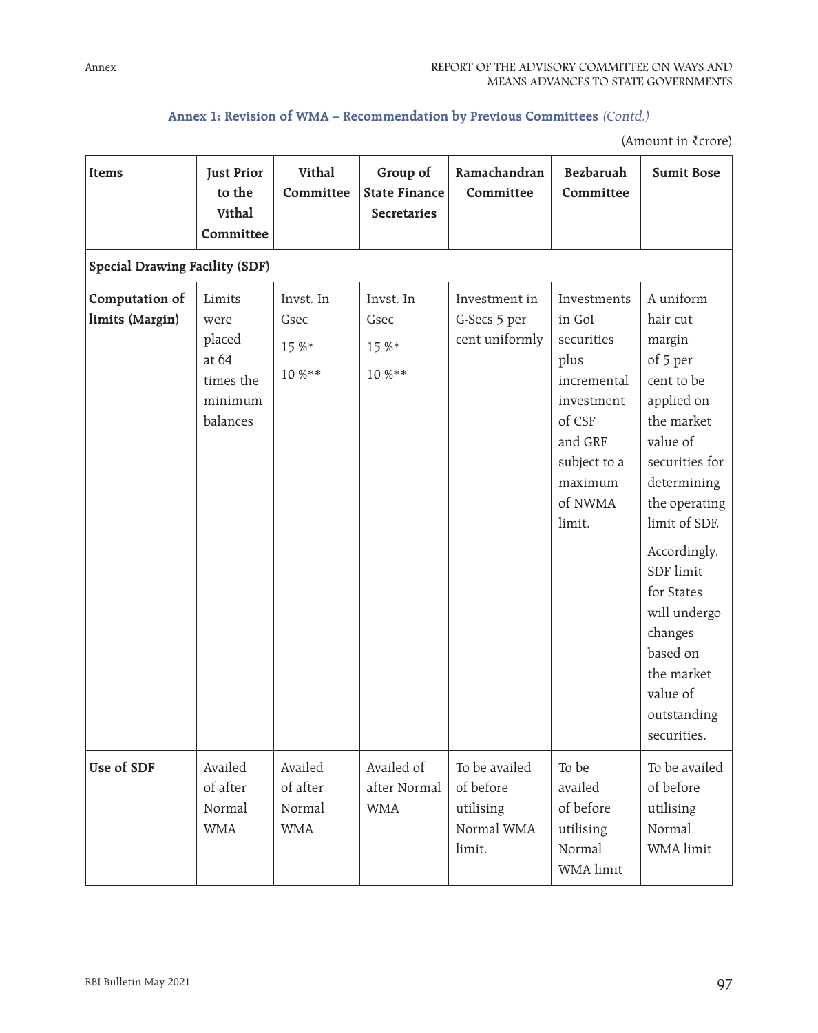**Annex 1: Revision of WMA – Recommendation by Previous Committees** *(Contd.)*

(Amount in ₹crore)

| Items | Just Prior to the Vithal Committee | Vithal Committee | Group of State Finance Secretaries | Ramachandran Committee | Bezbaruah Committee | Sumit Bose |
|---|---|---|---|---|---|---|
| **Special Drawing Facility (SDF)** | | | | | | |
| **Computation of limits (Margin)** | Limits were placed at 64 times the minimum balances | Invst. In Gsec 15 %* 10 %** | Invst. In Gsec 15 %* 10 %** | Investment in G-Secs 5 per cent uniformly | Investments in GoI securities plus incremental investment of CSF and GRF subject to a maximum of NWMA limit. | A uniform hair cut margin of 5 per cent to be applied on the market value of securities for determining the operating limit of SDF. Accordingly, SDF limit for States will undergo changes based on the market value of outstanding securities. |
| **Use of SDF** | Availed of after Normal WMA | Availed of after Normal WMA | Availed of after Normal WMA | To be availed of before utilising Normal WMA limit. | To be availed of before utilising Normal WMA limit | To be availed of before utilising Normal WMA limit |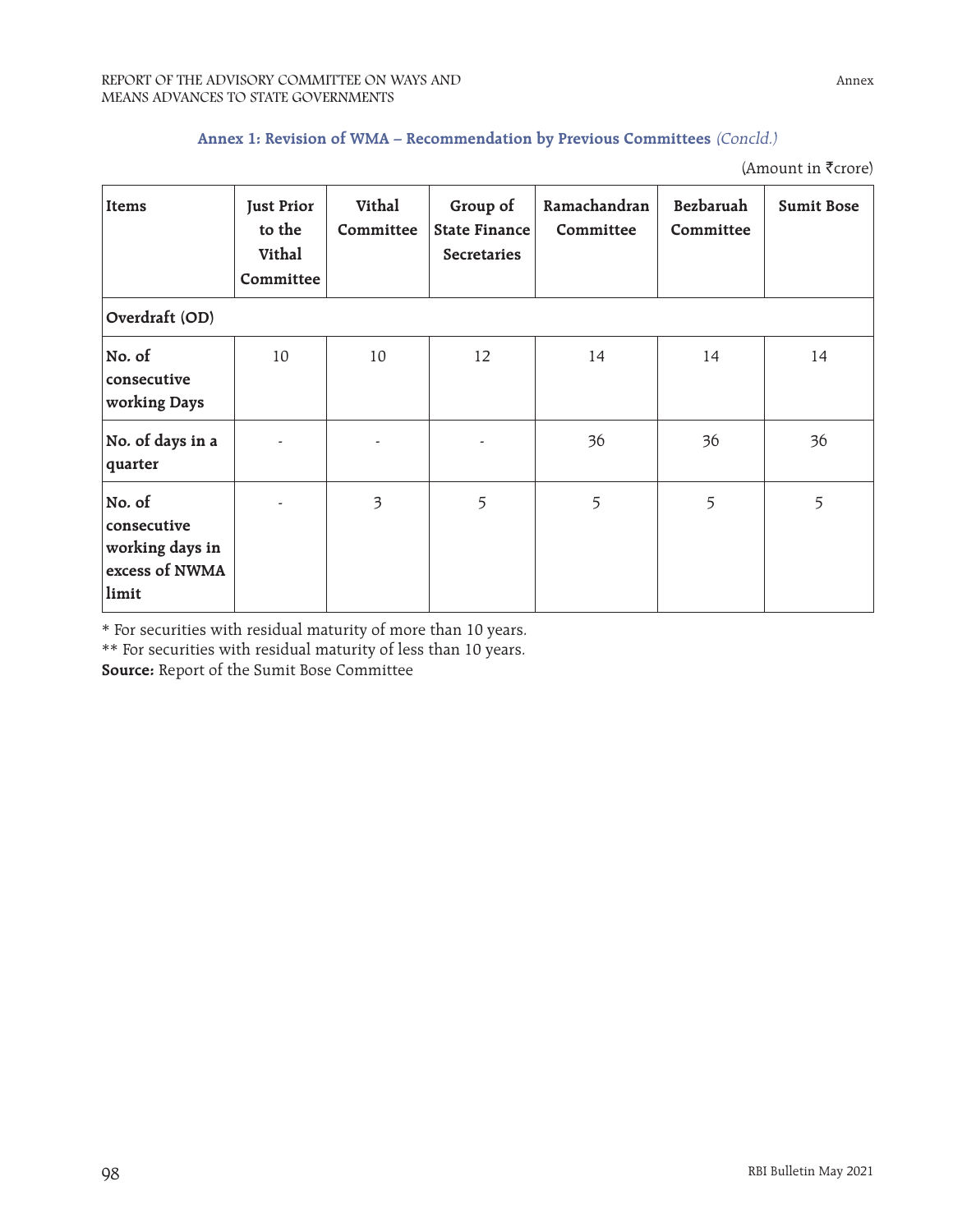**Annex 1: Revision of WMA – Recommendation by Previous Committees** *(Concld.)*

(Amount in ₹crore)

| Items | Just Prior to the Vithal Committee | Vithal Committee | Group of State Finance Secretaries | Ramachandran Committee | Bezbaruah Committee | Sumit Bose |
|---|---|---|---|---|---|---|
| **Overdraft (OD)** | | | | | | |
| **No. of consecutive working Days** | 10 | 10 | 12 | 14 | 14 | 14 |
| **No. of days in a quarter** | - | - | - | 36 | 36 | 36 |
| **No. of consecutive working days in excess of NWMA limit** | - | 3 | 5 | 5 | 5 | 5 |

\* For securities with residual maturity of more than 10 years.

\*\* For securities with residual maturity of less than 10 years.

**Source:** Report of the Sumit Bose Committee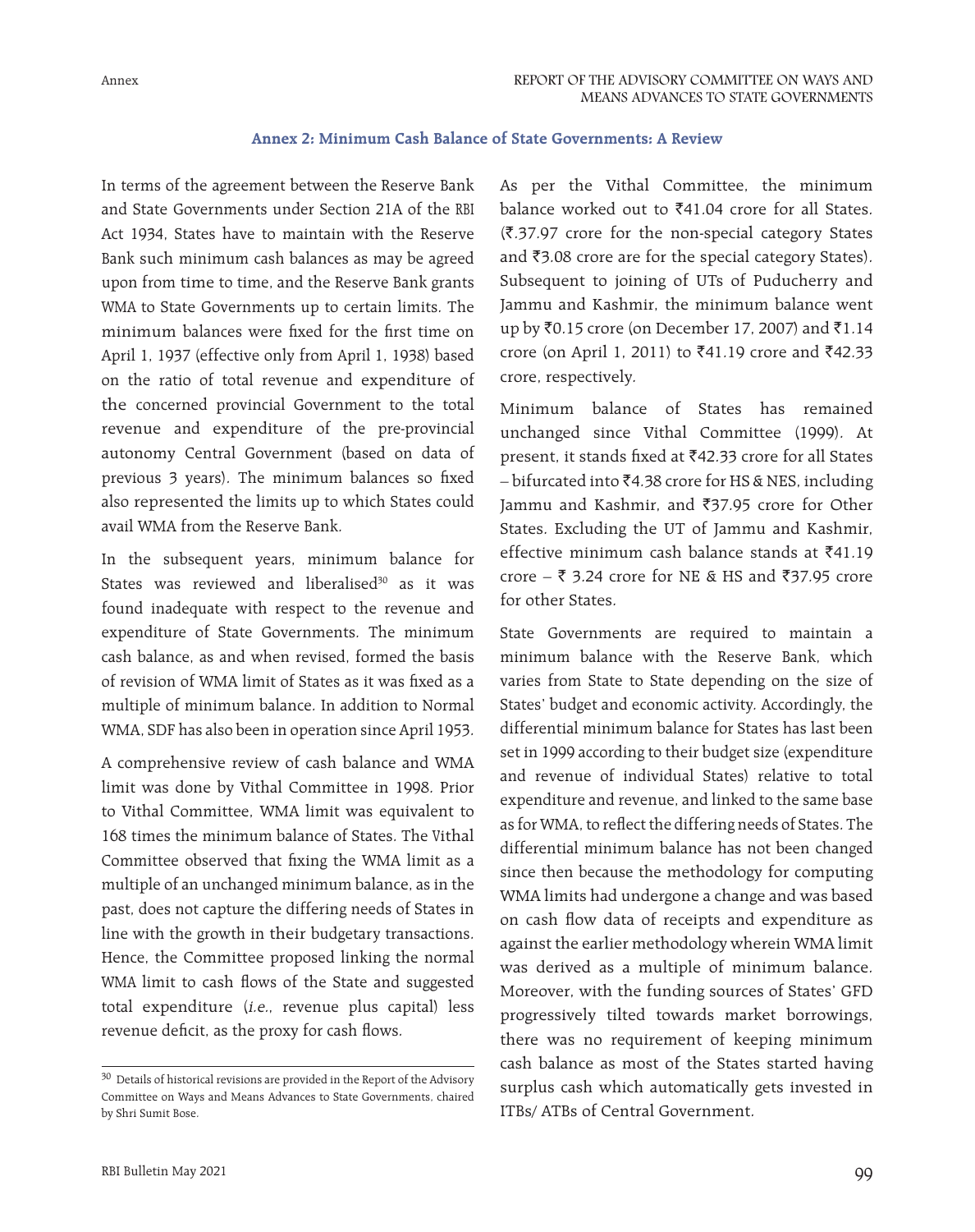## Annex 2: Minimum Cash Balance of State Governments: A Review

In terms of the agreement between the Reserve Bank and State Governments under Section 21A of the RBI Act 1934, States have to maintain with the Reserve Bank such minimum cash balances as may be agreed upon from time to time, and the Reserve Bank grants WMA to State Governments up to certain limits. The minimum balances were fixed for the first time on April 1, 1937 (effective only from April 1, 1938) based on the ratio of total revenue and expenditure of the concerned provincial Government to the total revenue and expenditure of the pre-provincial autonomy Central Government (based on data of previous 3 years). The minimum balances so fixed also represented the limits up to which States could avail WMA from the Reserve Bank.

In the subsequent years, minimum balance for States was reviewed and liberalised[30] as it was found inadequate with respect to the revenue and expenditure of State Governments. The minimum cash balance, as and when revised, formed the basis of revision of WMA limit of States as it was fixed as a multiple of minimum balance. In addition to Normal WMA, SDF has also been in operation since April 1953.

A comprehensive review of cash balance and WMA limit was done by Vithal Committee in 1998. Prior to Vithal Committee, WMA limit was equivalent to 168 times the minimum balance of States. The Vithal Committee observed that fixing the WMA limit as a multiple of an unchanged minimum balance, as in the past, does not capture the differing needs of States in line with the growth in their budgetary transactions. Hence, the Committee proposed linking the normal WMA limit to cash flows of the State and suggested total expenditure (*i.e.*, revenue plus capital) less revenue deficit, as the proxy for cash flows.

As per the Vithal Committee, the minimum balance worked out to ₹41.04 crore for all States. (₹.37.97 crore for the non-special category States and ₹3.08 crore are for the special category States). Subsequent to joining of UTs of Puducherry and Jammu and Kashmir, the minimum balance went up by ₹0.15 crore (on December 17, 2007) and ₹1.14 crore (on April 1, 2011) to ₹41.19 crore and ₹42.33 crore, respectively.

Minimum balance of States has remained unchanged since Vithal Committee (1999). At present, it stands fixed at ₹42.33 crore for all States – bifurcated into ₹4.38 crore for HS & NES, including Jammu and Kashmir, and ₹37.95 crore for Other States. Excluding the UT of Jammu and Kashmir, effective minimum cash balance stands at ₹41.19 crore – ₹ 3.24 crore for NE & HS and ₹37.95 crore for other States.

State Governments are required to maintain a minimum balance with the Reserve Bank, which varies from State to State depending on the size of States' budget and economic activity. Accordingly, the differential minimum balance for States has last been set in 1999 according to their budget size (expenditure and revenue of individual States) relative to total expenditure and revenue, and linked to the same base as for WMA, to reflect the differing needs of States. The differential minimum balance has not been changed since then because the methodology for computing WMA limits had undergone a change and was based on cash flow data of receipts and expenditure as against the earlier methodology wherein WMA limit was derived as a multiple of minimum balance. Moreover, with the funding sources of States' GFD progressively tilted towards market borrowings, there was no requirement of keeping minimum cash balance as most of the States started having surplus cash which automatically gets invested in ITBs/ ATBs of Central Government.

---

[30] Details of historical revisions are provided in the Report of the Advisory Committee on Ways and Means Advances to State Governments, chaired by Shri Sumit Bose.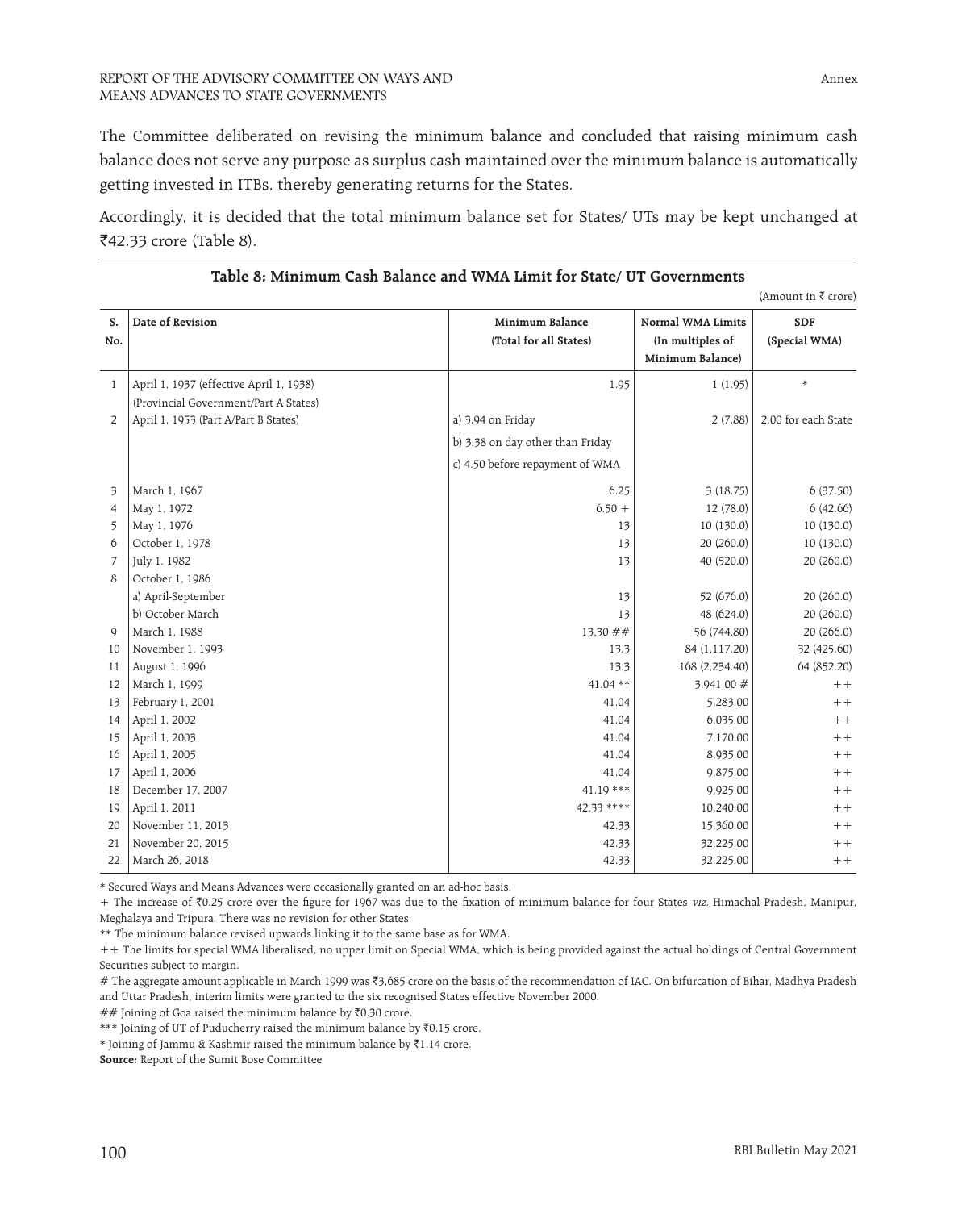The Committee deliberated on revising the minimum balance and concluded that raising minimum cash balance does not serve any purpose as surplus cash maintained over the minimum balance is automatically getting invested in ITBs, thereby generating returns for the States.

Accordingly, it is decided that the total minimum balance set for States/ UTs may be kept unchanged at ₹42.33 crore (Table 8).

**Table 8: Minimum Cash Balance and WMA Limit for State/ UT Governments**

(Amount in ₹ crore)

| S. No. | Date of Revision | Minimum Balance (Total for all States) | Normal WMA Limits (In multiples of Minimum Balance) | SDF (Special WMA) |
|---|---|---|---|---|
| 1 | April 1, 1937 (effective April 1, 1938) (Provincial Government/Part A States) | 1.95 | 1 (1.95) | * |
| 2 | April 1, 1953 (Part A/Part B States) | a) 3.94 on Friday | 2 (7.88) | 2.00 for each State |
| | | b) 3.38 on day other than Friday | | |
| | | c) 4.50 before repayment of WMA | | |
| 3 | March 1, 1967 | 6.25 | 3 (18.75) | 6 (37.50) |
| 4 | May 1, 1972 | 6.50 + | 12 (78.0) | 6 (42.66) |
| 5 | May 1, 1976 | 13 | 10 (130.0) | 10 (130.0) |
| 6 | October 1, 1978 | 13 | 20 (260.0) | 10 (130.0) |
| 7 | July 1, 1982 | 13 | 40 (520.0) | 20 (260.0) |
| 8 | October 1, 1986 | | | |
| | a) April-September | 13 | 52 (676.0) | 20 (260.0) |
| | b) October-March | 13 | 48 (624.0) | 20 (260.0) |
| 9 | March 1, 1988 | 13.30 ## | 56 (744.80) | 20 (266.0) |
| 10 | November 1, 1993 | 13.3 | 84 (1,117.20) | 32 (425.60) |
| 11 | August 1, 1996 | 13.3 | 168 (2,234.40) | 64 (852.20) |
| 12 | March 1, 1999 | 41.04 ** | 3,941.00 # | ++ |
| 13 | February 1, 2001 | 41.04 | 5,283.00 | ++ |
| 14 | April 1, 2002 | 41.04 | 6,035.00 | ++ |
| 15 | April 1, 2003 | 41.04 | 7,170.00 | ++ |
| 16 | April 1, 2005 | 41.04 | 8,935.00 | ++ |
| 17 | April 1, 2006 | 41.04 | 9,875.00 | ++ |
| 18 | December 17, 2007 | 41.19 *** | 9,925.00 | ++ |
| 19 | April 1, 2011 | 42.33 **** | 10,240.00 | ++ |
| 20 | November 11, 2013 | 42.33 | 15,360.00 | ++ |
| 21 | November 20, 2015 | 42.33 | 32,225.00 | ++ |
| 22 | March 26, 2018 | 42.33 | 32,225.00 | ++ |

* Secured Ways and Means Advances were occasionally granted on an ad-hoc basis.

+ The increase of ₹0.25 crore over the figure for 1967 was due to the fixation of minimum balance for four States *viz.* Himachal Pradesh, Manipur, Meghalaya and Tripura. There was no revision for other States.

** The minimum balance revised upwards linking it to the same base as for WMA.

++ The limits for special WMA liberalised, no upper limit on Special WMA, which is being provided against the actual holdings of Central Government Securities subject to margin.

# The aggregate amount applicable in March 1999 was ₹3,685 crore on the basis of the recommendation of IAC. On bifurcation of Bihar, Madhya Pradesh and Uttar Pradesh, interim limits were granted to the six recognised States effective November 2000.

## Joining of Goa raised the minimum balance by ₹0.30 crore.

*** Joining of UT of Puducherry raised the minimum balance by ₹0.15 crore.

* Joining of Jammu & Kashmir raised the minimum balance by ₹1.14 crore.

**Source:** Report of the Sumit Bose Committee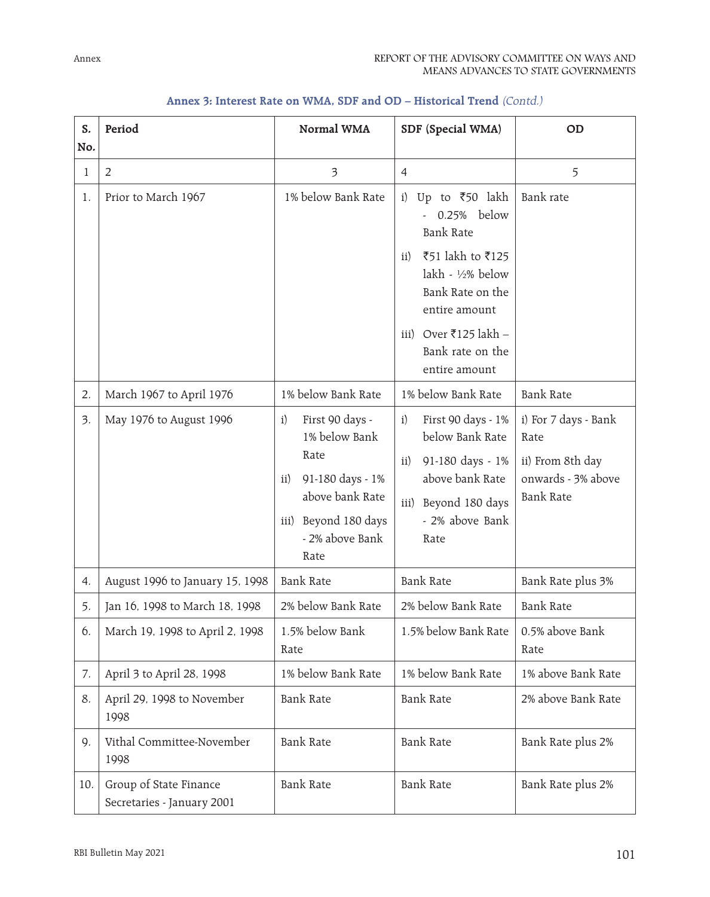### Annex 3: Interest Rate on WMA, SDF and OD – Historical Trend *(Contd.)*

| S. No. | Period | Normal WMA | SDF (Special WMA) | OD |
|---|---|---|---|---|
| 1 | 2 | 3 | 4 | 5 |
| 1. | Prior to March 1967 | 1% below Bank Rate | i) Up to ₹50 lakh - 0.25% below Bank Rate<br>ii) ₹51 lakh to ₹125 lakh - ½% below Bank Rate on the entire amount<br>iii) Over ₹125 lakh – Bank rate on the entire amount | Bank rate |
| 2. | March 1967 to April 1976 | 1% below Bank Rate | 1% below Bank Rate | Bank Rate |
| 3. | May 1976 to August 1996 | i) First 90 days - 1% below Bank Rate<br>ii) 91-180 days - 1% above bank Rate<br>iii) Beyond 180 days - 2% above Bank Rate | i) First 90 days - 1% below Bank Rate<br>ii) 91-180 days - 1% above bank Rate<br>iii) Beyond 180 days - 2% above Bank Rate | i) For 7 days - Bank Rate<br>ii) From 8th day onwards - 3% above Bank Rate |
| 4. | August 1996 to January 15, 1998 | Bank Rate | Bank Rate | Bank Rate plus 3% |
| 5. | Jan 16, 1998 to March 18, 1998 | 2% below Bank Rate | 2% below Bank Rate | Bank Rate |
| 6. | March 19, 1998 to April 2, 1998 | 1.5% below Bank Rate | 1.5% below Bank Rate | 0.5% above Bank Rate |
| 7. | April 3 to April 28, 1998 | 1% below Bank Rate | 1% below Bank Rate | 1% above Bank Rate |
| 8. | April 29, 1998 to November 1998 | Bank Rate | Bank Rate | 2% above Bank Rate |
| 9. | Vithal Committee-November 1998 | Bank Rate | Bank Rate | Bank Rate plus 2% |
| 10. | Group of State Finance Secretaries - January 2001 | Bank Rate | Bank Rate | Bank Rate plus 2% |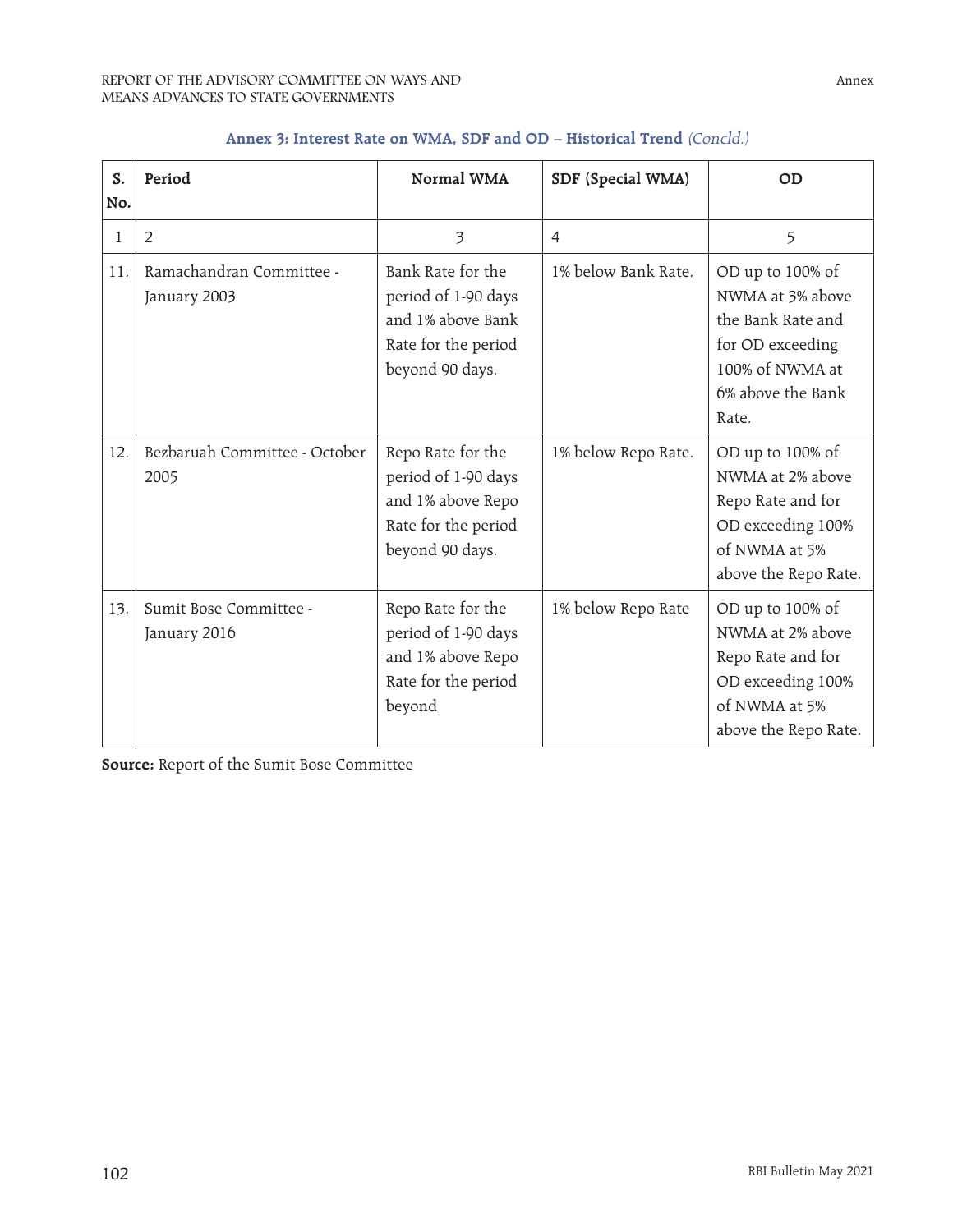**Annex 3: Interest Rate on WMA, SDF and OD – Historical Trend** *(Concld.)*

| S. No. | Period | Normal WMA | SDF (Special WMA) | OD |
|---|---|---|---|---|
| 1 | 2 | 3 | 4 | 5 |
| 11. | Ramachandran Committee - January 2003 | Bank Rate for the period of 1-90 days and 1% above Bank Rate for the period beyond 90 days. | 1% below Bank Rate. | OD up to 100% of NWMA at 3% above the Bank Rate and for OD exceeding 100% of NWMA at 6% above the Bank Rate. |
| 12. | Bezbaruah Committee - October 2005 | Repo Rate for the period of 1-90 days and 1% above Repo Rate for the period beyond 90 days. | 1% below Repo Rate. | OD up to 100% of NWMA at 2% above Repo Rate and for OD exceeding 100% of NWMA at 5% above the Repo Rate. |
| 13. | Sumit Bose Committee - January 2016 | Repo Rate for the period of 1-90 days and 1% above Repo Rate for the period beyond | 1% below Repo Rate | OD up to 100% of NWMA at 2% above Repo Rate and for OD exceeding 100% of NWMA at 5% above the Repo Rate. |

**Source:** Report of the Sumit Bose Committee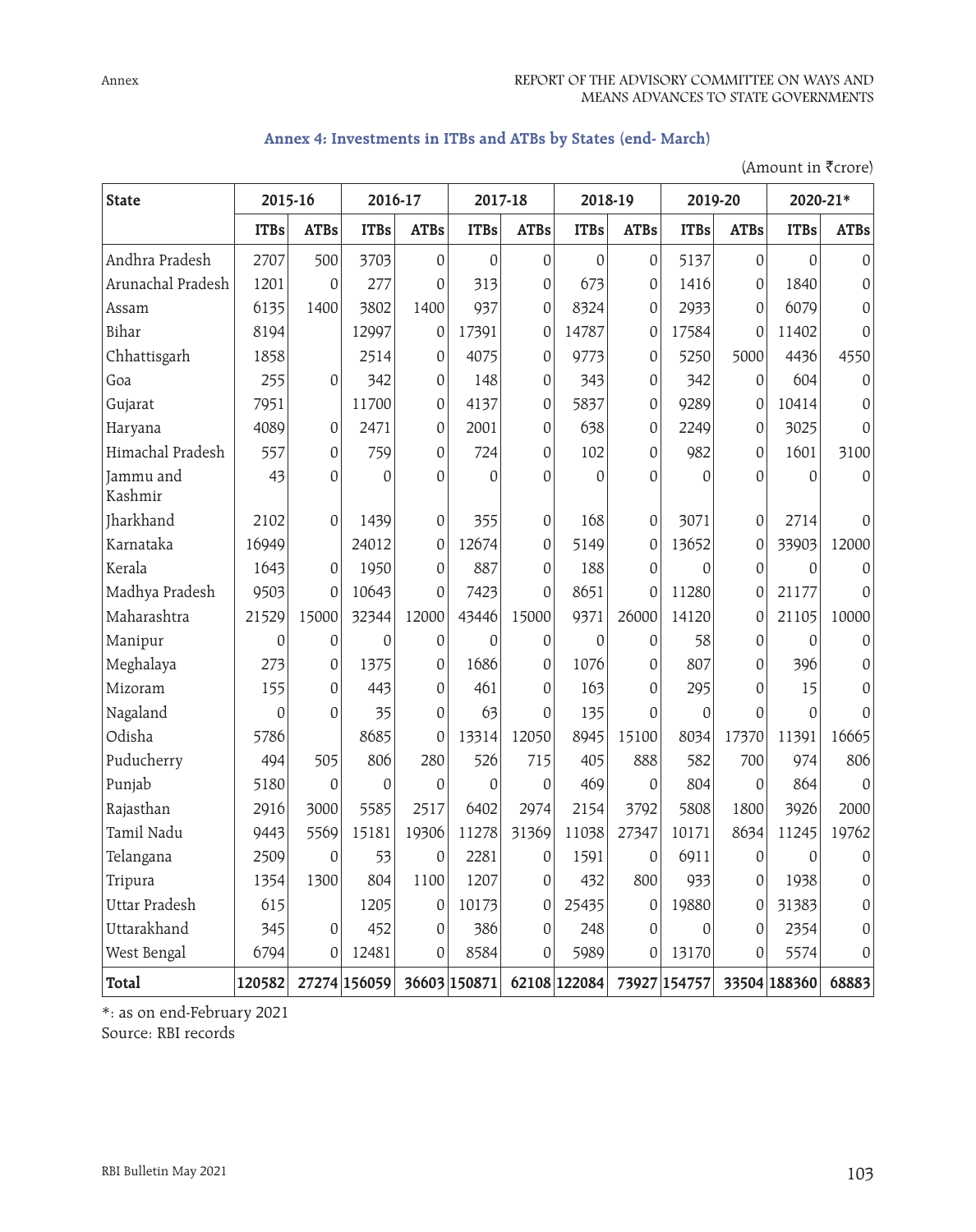## Annex 4: Investments in ITBs and ATBs by States (end- March)

(Amount in ₹crore)

| State | 2015-16 | | 2016-17 | | 2017-18 | | 2018-19 | | 2019-20 | | 2020-21* | |
|---|---|---|---|---|---|---|---|---|---|---|---|---|
| | ITBs | ATBs | ITBs | ATBs | ITBs | ATBs | ITBs | ATBs | ITBs | ATBs | ITBs | ATBs |
| Andhra Pradesh | 2707 | 500 | 3703 | 0 | 0 | 0 | 0 | 0 | 5137 | 0 | 0 | 0 |
| Arunachal Pradesh | 1201 | 0 | 277 | 0 | 313 | 0 | 673 | 0 | 1416 | 0 | 1840 | 0 |
| Assam | 6135 | 1400 | 3802 | 1400 | 937 | 0 | 8324 | 0 | 2933 | 0 | 6079 | 0 |
| Bihar | 8194 | | 12997 | 0 | 17391 | 0 | 14787 | 0 | 17584 | 0 | 11402 | 0 |
| Chhattisgarh | 1858 | | 2514 | 0 | 4075 | 0 | 9773 | 0 | 5250 | 5000 | 4436 | 4550 |
| Goa | 255 | 0 | 342 | 0 | 148 | 0 | 343 | 0 | 342 | 0 | 604 | 0 |
| Gujarat | 7951 | | 11700 | 0 | 4137 | 0 | 5837 | 0 | 9289 | 0 | 10414 | 0 |
| Haryana | 4089 | 0 | 2471 | 0 | 2001 | 0 | 638 | 0 | 2249 | 0 | 3025 | 0 |
| Himachal Pradesh | 557 | 0 | 759 | 0 | 724 | 0 | 102 | 0 | 982 | 0 | 1601 | 3100 |
| Jammu and Kashmir | 43 | 0 | 0 | 0 | 0 | 0 | 0 | 0 | 0 | 0 | 0 | 0 |
| Jharkhand | 2102 | 0 | 1439 | 0 | 355 | 0 | 168 | 0 | 3071 | 0 | 2714 | 0 |
| Karnataka | 16949 | | 24012 | 0 | 12674 | 0 | 5149 | 0 | 13652 | 0 | 33903 | 12000 |
| Kerala | 1643 | 0 | 1950 | 0 | 887 | 0 | 188 | 0 | 0 | 0 | 0 | 0 |
| Madhya Pradesh | 9503 | 0 | 10643 | 0 | 7423 | 0 | 8651 | 0 | 11280 | 0 | 21177 | 0 |
| Maharashtra | 21529 | 15000 | 32344 | 12000 | 43446 | 15000 | 9371 | 26000 | 14120 | 0 | 21105 | 10000 |
| Manipur | 0 | 0 | 0 | 0 | 0 | 0 | 0 | 0 | 58 | 0 | 0 | 0 |
| Meghalaya | 273 | 0 | 1375 | 0 | 1686 | 0 | 1076 | 0 | 807 | 0 | 396 | 0 |
| Mizoram | 155 | 0 | 443 | 0 | 461 | 0 | 163 | 0 | 295 | 0 | 15 | 0 |
| Nagaland | 0 | 0 | 35 | 0 | 63 | 0 | 135 | 0 | 0 | 0 | 0 | 0 |
| Odisha | 5786 | | 8685 | 0 | 13314 | 12050 | 8945 | 15100 | 8034 | 17370 | 11391 | 16665 |
| Puducherry | 494 | 505 | 806 | 280 | 526 | 715 | 405 | 888 | 582 | 700 | 974 | 806 |
| Punjab | 5180 | 0 | 0 | 0 | 0 | 0 | 469 | 0 | 804 | 0 | 864 | 0 |
| Rajasthan | 2916 | 3000 | 5585 | 2517 | 6402 | 2974 | 2154 | 3792 | 5808 | 1800 | 3926 | 2000 |
| Tamil Nadu | 9443 | 5569 | 15181 | 19306 | 11278 | 31369 | 11038 | 27347 | 10171 | 8634 | 11245 | 19762 |
| Telangana | 2509 | 0 | 53 | 0 | 2281 | 0 | 1591 | 0 | 6911 | 0 | 0 | 0 |
| Tripura | 1354 | 1300 | 804 | 1100 | 1207 | 0 | 432 | 800 | 933 | 0 | 1938 | 0 |
| Uttar Pradesh | 615 | | 1205 | 0 | 10173 | 0 | 25435 | 0 | 19880 | 0 | 31383 | 0 |
| Uttarakhand | 345 | 0 | 452 | 0 | 386 | 0 | 248 | 0 | 0 | 0 | 2354 | 0 |
| West Bengal | 6794 | 0 | 12481 | 0 | 8584 | 0 | 5989 | 0 | 13170 | 0 | 5574 | 0 |
| **Total** | **120582** | **27274** | **156059** | **36603** | **150871** | **62108** | **122084** | **73927** | **154757** | **33504** | **188360** | **68883** |

*: as on end-February 2021

Source: RBI records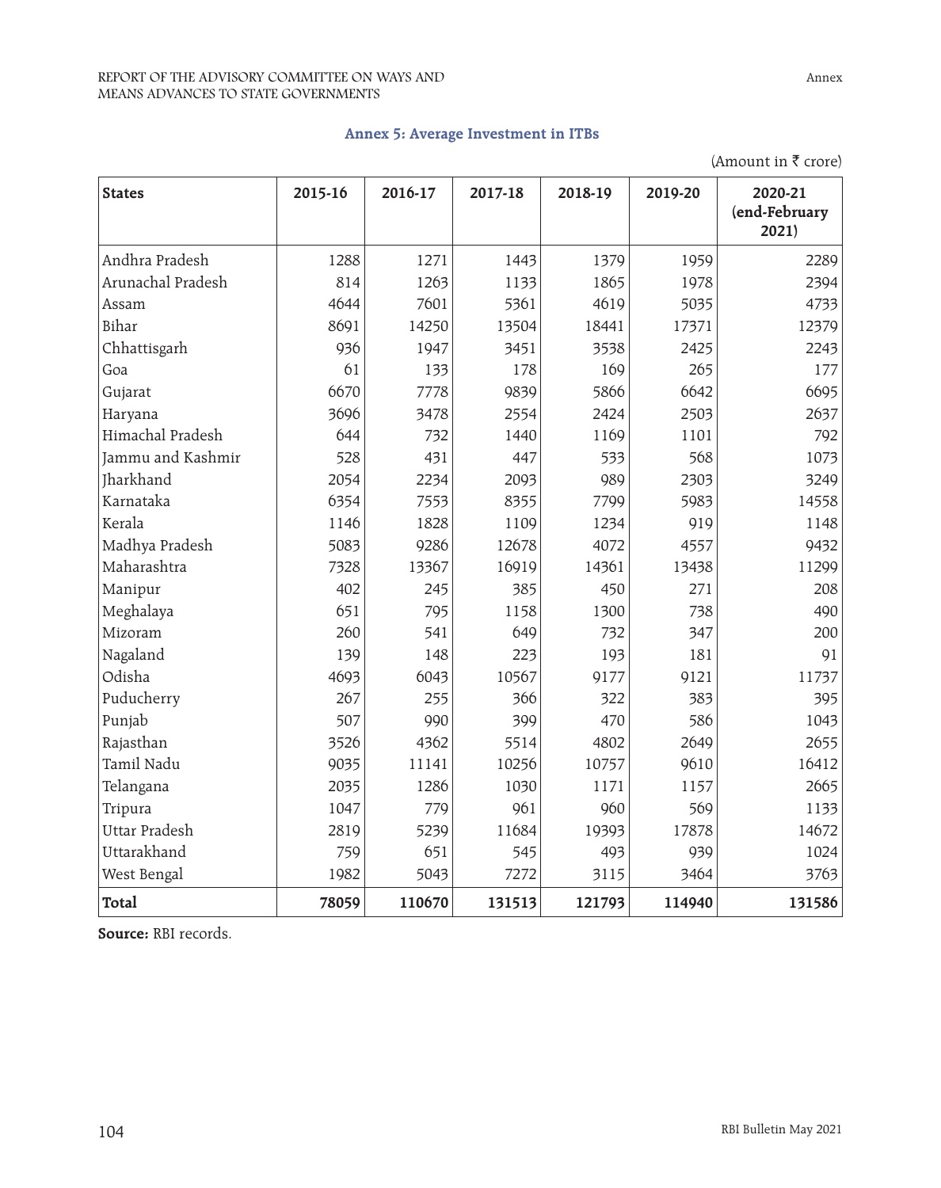## Annex 5: Average Investment in ITBs

(Amount in ₹ crore)

| States | 2015-16 | 2016-17 | 2017-18 | 2018-19 | 2019-20 | 2020-21 (end-February 2021) |
|---|---|---|---|---|---|---|
| Andhra Pradesh | 1288 | 1271 | 1443 | 1379 | 1959 | 2289 |
| Arunachal Pradesh | 814 | 1263 | 1133 | 1865 | 1978 | 2394 |
| Assam | 4644 | 7601 | 5361 | 4619 | 5035 | 4733 |
| Bihar | 8691 | 14250 | 13504 | 18441 | 17371 | 12379 |
| Chhattisgarh | 936 | 1947 | 3451 | 3538 | 2425 | 2243 |
| Goa | 61 | 133 | 178 | 169 | 265 | 177 |
| Gujarat | 6670 | 7778 | 9839 | 5866 | 6642 | 6695 |
| Haryana | 3696 | 3478 | 2554 | 2424 | 2503 | 2637 |
| Himachal Pradesh | 644 | 732 | 1440 | 1169 | 1101 | 792 |
| Jammu and Kashmir | 528 | 431 | 447 | 533 | 568 | 1073 |
| Jharkhand | 2054 | 2234 | 2093 | 989 | 2303 | 3249 |
| Karnataka | 6354 | 7553 | 8355 | 7799 | 5983 | 14558 |
| Kerala | 1146 | 1828 | 1109 | 1234 | 919 | 1148 |
| Madhya Pradesh | 5083 | 9286 | 12678 | 4072 | 4557 | 9432 |
| Maharashtra | 7328 | 13367 | 16919 | 14361 | 13438 | 11299 |
| Manipur | 402 | 245 | 385 | 450 | 271 | 208 |
| Meghalaya | 651 | 795 | 1158 | 1300 | 738 | 490 |
| Mizoram | 260 | 541 | 649 | 732 | 347 | 200 |
| Nagaland | 139 | 148 | 223 | 193 | 181 | 91 |
| Odisha | 4693 | 6043 | 10567 | 9177 | 9121 | 11737 |
| Puducherry | 267 | 255 | 366 | 322 | 383 | 395 |
| Punjab | 507 | 990 | 399 | 470 | 586 | 1043 |
| Rajasthan | 3526 | 4362 | 5514 | 4802 | 2649 | 2655 |
| Tamil Nadu | 9035 | 11141 | 10256 | 10757 | 9610 | 16412 |
| Telangana | 2035 | 1286 | 1030 | 1171 | 1157 | 2665 |
| Tripura | 1047 | 779 | 961 | 960 | 569 | 1133 |
| Uttar Pradesh | 2819 | 5239 | 11684 | 19393 | 17878 | 14672 |
| Uttarakhand | 759 | 651 | 545 | 493 | 939 | 1024 |
| West Bengal | 1982 | 5043 | 7272 | 3115 | 3464 | 3763 |
| **Total** | **78059** | **110670** | **131513** | **121793** | **114940** | **131586** |

**Source:** RBI records.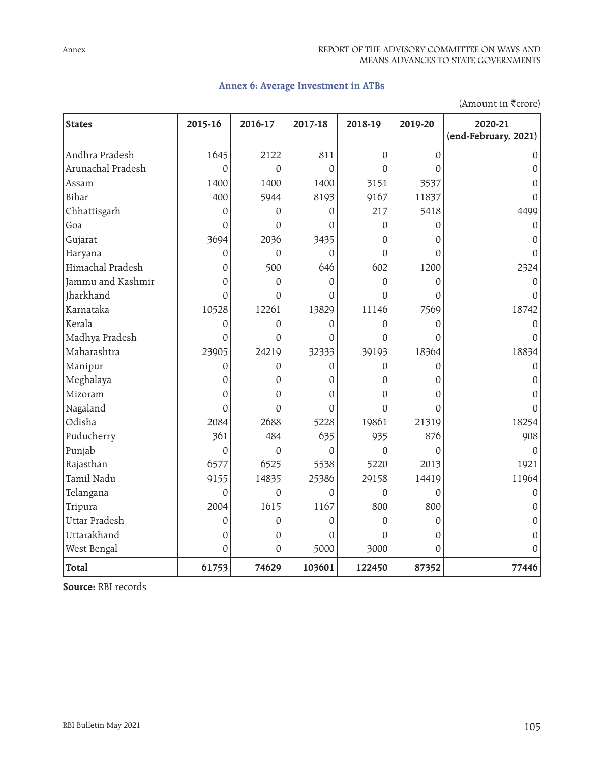## Annex 6: Average Investment in ATBs

(Amount in ₹crore)

| States | 2015-16 | 2016-17 | 2017-18 | 2018-19 | 2019-20 | 2020-21 (end-February, 2021) |
|---|---|---|---|---|---|---|
| Andhra Pradesh | 1645 | 2122 | 811 | 0 | 0 | 0 |
| Arunachal Pradesh | 0 | 0 | 0 | 0 | 0 | 0 |
| Assam | 1400 | 1400 | 1400 | 3151 | 3537 | 0 |
| Bihar | 400 | 5944 | 8193 | 9167 | 11837 | 0 |
| Chhattisgarh | 0 | 0 | 0 | 217 | 5418 | 4499 |
| Goa | 0 | 0 | 0 | 0 | 0 | 0 |
| Gujarat | 3694 | 2036 | 3435 | 0 | 0 | 0 |
| Haryana | 0 | 0 | 0 | 0 | 0 | 0 |
| Himachal Pradesh | 0 | 500 | 646 | 602 | 1200 | 2324 |
| Jammu and Kashmir | 0 | 0 | 0 | 0 | 0 | 0 |
| Jharkhand | 0 | 0 | 0 | 0 | 0 | 0 |
| Karnataka | 10528 | 12261 | 13829 | 11146 | 7569 | 18742 |
| Kerala | 0 | 0 | 0 | 0 | 0 | 0 |
| Madhya Pradesh | 0 | 0 | 0 | 0 | 0 | 0 |
| Maharashtra | 23905 | 24219 | 32333 | 39193 | 18364 | 18834 |
| Manipur | 0 | 0 | 0 | 0 | 0 | 0 |
| Meghalaya | 0 | 0 | 0 | 0 | 0 | 0 |
| Mizoram | 0 | 0 | 0 | 0 | 0 | 0 |
| Nagaland | 0 | 0 | 0 | 0 | 0 | 0 |
| Odisha | 2084 | 2688 | 5228 | 19861 | 21319 | 18254 |
| Puducherry | 361 | 484 | 635 | 935 | 876 | 908 |
| Punjab | 0 | 0 | 0 | 0 | 0 | 0 |
| Rajasthan | 6577 | 6525 | 5538 | 5220 | 2013 | 1921 |
| Tamil Nadu | 9155 | 14835 | 25386 | 29158 | 14419 | 11964 |
| Telangana | 0 | 0 | 0 | 0 | 0 | 0 |
| Tripura | 2004 | 1615 | 1167 | 800 | 800 | 0 |
| Uttar Pradesh | 0 | 0 | 0 | 0 | 0 | 0 |
| Uttarakhand | 0 | 0 | 0 | 0 | 0 | 0 |
| West Bengal | 0 | 0 | 5000 | 3000 | 0 | 0 |
| **Total** | **61753** | **74629** | **103601** | **122450** | **87352** | **77446** |

**Source:** RBI records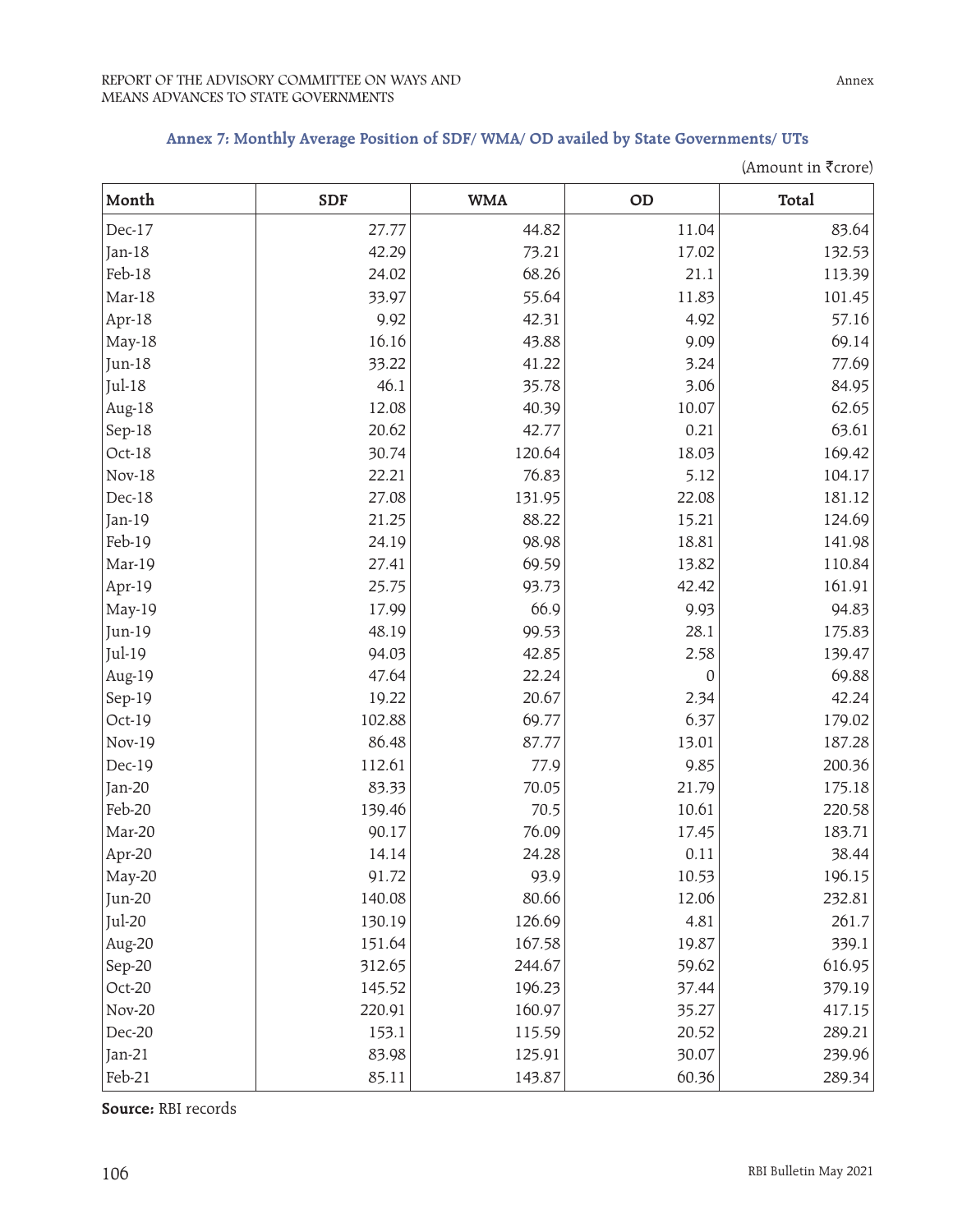## Annex 7: Monthly Average Position of SDF/ WMA/ OD availed by State Governments/ UTs

(Amount in ₹crore)

| Month | SDF | WMA | OD | Total |
|---|---|---|---|---|
| Dec-17 | 27.77 | 44.82 | 11.04 | 83.64 |
| Jan-18 | 42.29 | 73.21 | 17.02 | 132.53 |
| Feb-18 | 24.02 | 68.26 | 21.1 | 113.39 |
| Mar-18 | 33.97 | 55.64 | 11.83 | 101.45 |
| Apr-18 | 9.92 | 42.31 | 4.92 | 57.16 |
| May-18 | 16.16 | 43.88 | 9.09 | 69.14 |
| Jun-18 | 33.22 | 41.22 | 3.24 | 77.69 |
| Jul-18 | 46.1 | 35.78 | 3.06 | 84.95 |
| Aug-18 | 12.08 | 40.39 | 10.07 | 62.65 |
| Sep-18 | 20.62 | 42.77 | 0.21 | 63.61 |
| Oct-18 | 30.74 | 120.64 | 18.03 | 169.42 |
| Nov-18 | 22.21 | 76.83 | 5.12 | 104.17 |
| Dec-18 | 27.08 | 131.95 | 22.08 | 181.12 |
| Jan-19 | 21.25 | 88.22 | 15.21 | 124.69 |
| Feb-19 | 24.19 | 98.98 | 18.81 | 141.98 |
| Mar-19 | 27.41 | 69.59 | 13.82 | 110.84 |
| Apr-19 | 25.75 | 93.73 | 42.42 | 161.91 |
| May-19 | 17.99 | 66.9 | 9.93 | 94.83 |
| Jun-19 | 48.19 | 99.53 | 28.1 | 175.83 |
| Jul-19 | 94.03 | 42.85 | 2.58 | 139.47 |
| Aug-19 | 47.64 | 22.24 | 0 | 69.88 |
| Sep-19 | 19.22 | 20.67 | 2.34 | 42.24 |
| Oct-19 | 102.88 | 69.77 | 6.37 | 179.02 |
| Nov-19 | 86.48 | 87.77 | 13.01 | 187.28 |
| Dec-19 | 112.61 | 77.9 | 9.85 | 200.36 |
| Jan-20 | 83.33 | 70.05 | 21.79 | 175.18 |
| Feb-20 | 139.46 | 70.5 | 10.61 | 220.58 |
| Mar-20 | 90.17 | 76.09 | 17.45 | 183.71 |
| Apr-20 | 14.14 | 24.28 | 0.11 | 38.44 |
| May-20 | 91.72 | 93.9 | 10.53 | 196.15 |
| Jun-20 | 140.08 | 80.66 | 12.06 | 232.81 |
| Jul-20 | 130.19 | 126.69 | 4.81 | 261.7 |
| Aug-20 | 151.64 | 167.58 | 19.87 | 339.1 |
| Sep-20 | 312.65 | 244.67 | 59.62 | 616.95 |
| Oct-20 | 145.52 | 196.23 | 37.44 | 379.19 |
| Nov-20 | 220.91 | 160.97 | 35.27 | 417.15 |
| Dec-20 | 153.1 | 115.59 | 20.52 | 289.21 |
| Jan-21 | 83.98 | 125.91 | 30.07 | 239.96 |
| Feb-21 | 85.11 | 143.87 | 60.36 | 289.34 |

**Source:** RBI records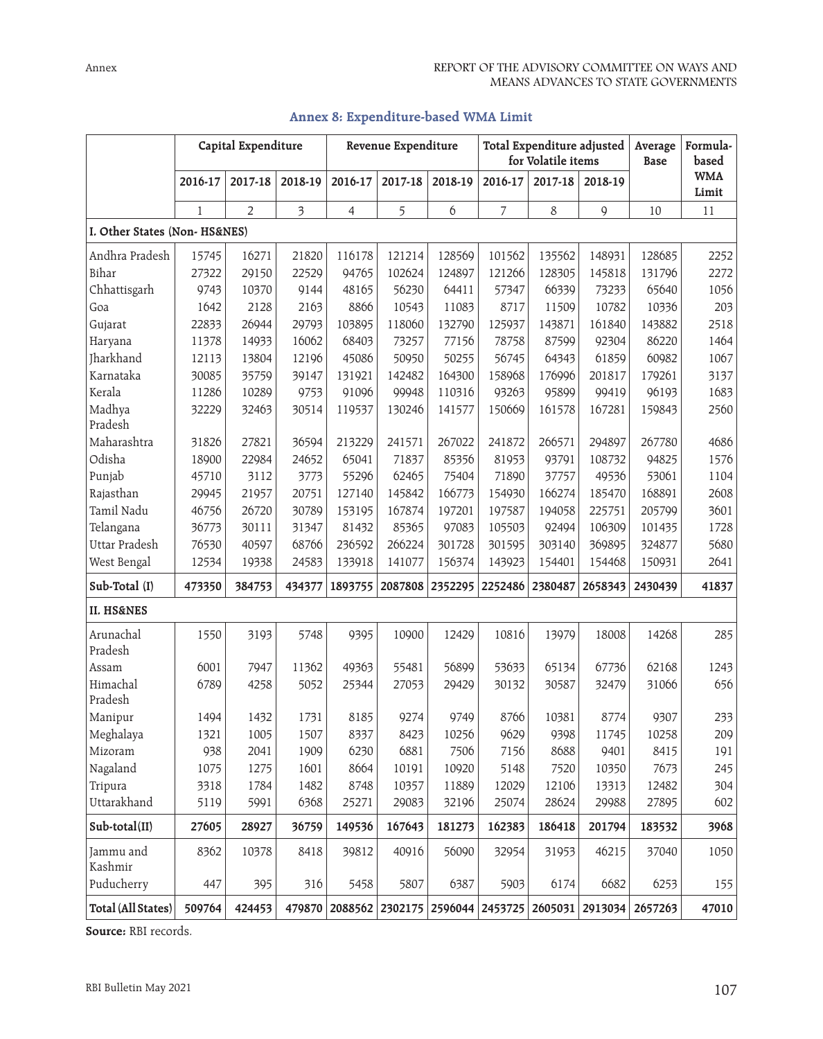## Annex 8: Expenditure-based WMA Limit

| | Capital Expenditure | | | Revenue Expenditure | | | Total Expenditure adjusted for Volatile items | | | Average Base | Formula-based WMA Limit |
|---|---|---|---|---|---|---|---|---|---|---|---|
| | 2016-17 | 2017-18 | 2018-19 | 2016-17 | 2017-18 | 2018-19 | 2016-17 | 2017-18 | 2018-19 | | |
| | 1 | 2 | 3 | 4 | 5 | 6 | 7 | 8 | 9 | 10 | 11 |
| **I. Other States (Non- HS&NES)** | | | | | | | | | | | |
| Andhra Pradesh | 15745 | 16271 | 21820 | 116178 | 121214 | 128569 | 101562 | 135562 | 148931 | 128685 | 2252 |
| Bihar | 27322 | 29150 | 22529 | 94765 | 102624 | 124897 | 121266 | 128305 | 145818 | 131796 | 2272 |
| Chhattisgarh | 9743 | 10370 | 9144 | 48165 | 56230 | 64411 | 57347 | 66339 | 73233 | 65640 | 1056 |
| Goa | 1642 | 2128 | 2163 | 8866 | 10543 | 11083 | 8717 | 11509 | 10782 | 10336 | 203 |
| Gujarat | 22833 | 26944 | 29793 | 103895 | 118060 | 132790 | 125937 | 143871 | 161840 | 143882 | 2518 |
| Haryana | 11378 | 14933 | 16062 | 68403 | 73257 | 77156 | 78758 | 87599 | 92304 | 86220 | 1464 |
| Jharkhand | 12113 | 13804 | 12196 | 45086 | 50950 | 50255 | 56745 | 64343 | 61859 | 60982 | 1067 |
| Karnataka | 30085 | 35759 | 39147 | 131921 | 142482 | 164300 | 158968 | 176996 | 201817 | 179261 | 3137 |
| Kerala | 11286 | 10289 | 9753 | 91096 | 99948 | 110316 | 93263 | 95899 | 99419 | 96193 | 1683 |
| Madhya Pradesh | 32229 | 32463 | 30514 | 119537 | 130246 | 141577 | 150669 | 161578 | 167281 | 159843 | 2560 |
| Maharashtra | 31826 | 27821 | 36594 | 213229 | 241571 | 267022 | 241872 | 266571 | 294897 | 267780 | 4686 |
| Odisha | 18900 | 22984 | 24652 | 65041 | 71837 | 85356 | 81953 | 93791 | 108732 | 94825 | 1576 |
| Punjab | 45710 | 3112 | 3773 | 55296 | 62465 | 75404 | 71890 | 37757 | 49536 | 53061 | 1104 |
| Rajasthan | 29945 | 21957 | 20751 | 127140 | 145842 | 166773 | 154930 | 166274 | 185470 | 168891 | 2608 |
| Tamil Nadu | 46756 | 26720 | 30789 | 153195 | 167874 | 197201 | 197587 | 194058 | 225751 | 205799 | 3601 |
| Telangana | 36773 | 30111 | 31347 | 81432 | 85365 | 97083 | 105503 | 92494 | 106309 | 101435 | 1728 |
| Uttar Pradesh | 76530 | 40597 | 68766 | 236592 | 266224 | 301728 | 301595 | 303140 | 369895 | 324877 | 5680 |
| West Bengal | 12534 | 19338 | 24583 | 133918 | 141077 | 156374 | 143923 | 154401 | 154468 | 150931 | 2641 |
| **Sub-Total (I)** | **473350** | **384753** | **434377** | **1893755** | **2087808** | **2352295** | **2252486** | **2380487** | **2658343** | **2430439** | **41837** |
| **II. HS&NES** | | | | | | | | | | | |
| Arunachal Pradesh | 1550 | 3193 | 5748 | 9395 | 10900 | 12429 | 10816 | 13979 | 18008 | 14268 | 285 |
| Assam | 6001 | 7947 | 11362 | 49363 | 55481 | 56899 | 53633 | 65134 | 67736 | 62168 | 1243 |
| Himachal Pradesh | 6789 | 4258 | 5052 | 25344 | 27053 | 29429 | 30132 | 30587 | 32479 | 31066 | 656 |
| Manipur | 1494 | 1432 | 1731 | 8185 | 9274 | 9749 | 8766 | 10381 | 8774 | 9307 | 233 |
| Meghalaya | 1321 | 1005 | 1507 | 8337 | 8423 | 10256 | 9629 | 9398 | 11745 | 10258 | 209 |
| Mizoram | 938 | 2041 | 1909 | 6230 | 6881 | 7506 | 7156 | 8688 | 9401 | 8415 | 191 |
| Nagaland | 1075 | 1275 | 1601 | 8664 | 10191 | 10920 | 5148 | 7520 | 10350 | 7673 | 245 |
| Tripura | 3318 | 1784 | 1482 | 8748 | 10357 | 11889 | 12029 | 12106 | 13313 | 12482 | 304 |
| Uttarakhand | 5119 | 5991 | 6368 | 25271 | 29083 | 32196 | 25074 | 28624 | 29988 | 27895 | 602 |
| **Sub-total(II)** | **27605** | **28927** | **36759** | **149536** | **167643** | **181273** | **162383** | **186418** | **201794** | **183532** | **3968** |
| Jammu and Kashmir | 8362 | 10378 | 8418 | 39812 | 40916 | 56090 | 32954 | 31953 | 46215 | 37040 | 1050 |
| Puducherry | 447 | 395 | 316 | 5458 | 5807 | 6387 | 5903 | 6174 | 6682 | 6253 | 155 |
| **Total (All States)** | **509764** | **424453** | **479870** | **2088562** | **2302175** | **2596044** | **2453725** | **2605031** | **2913034** | **2657263** | **47010** |

**Source:** RBI records.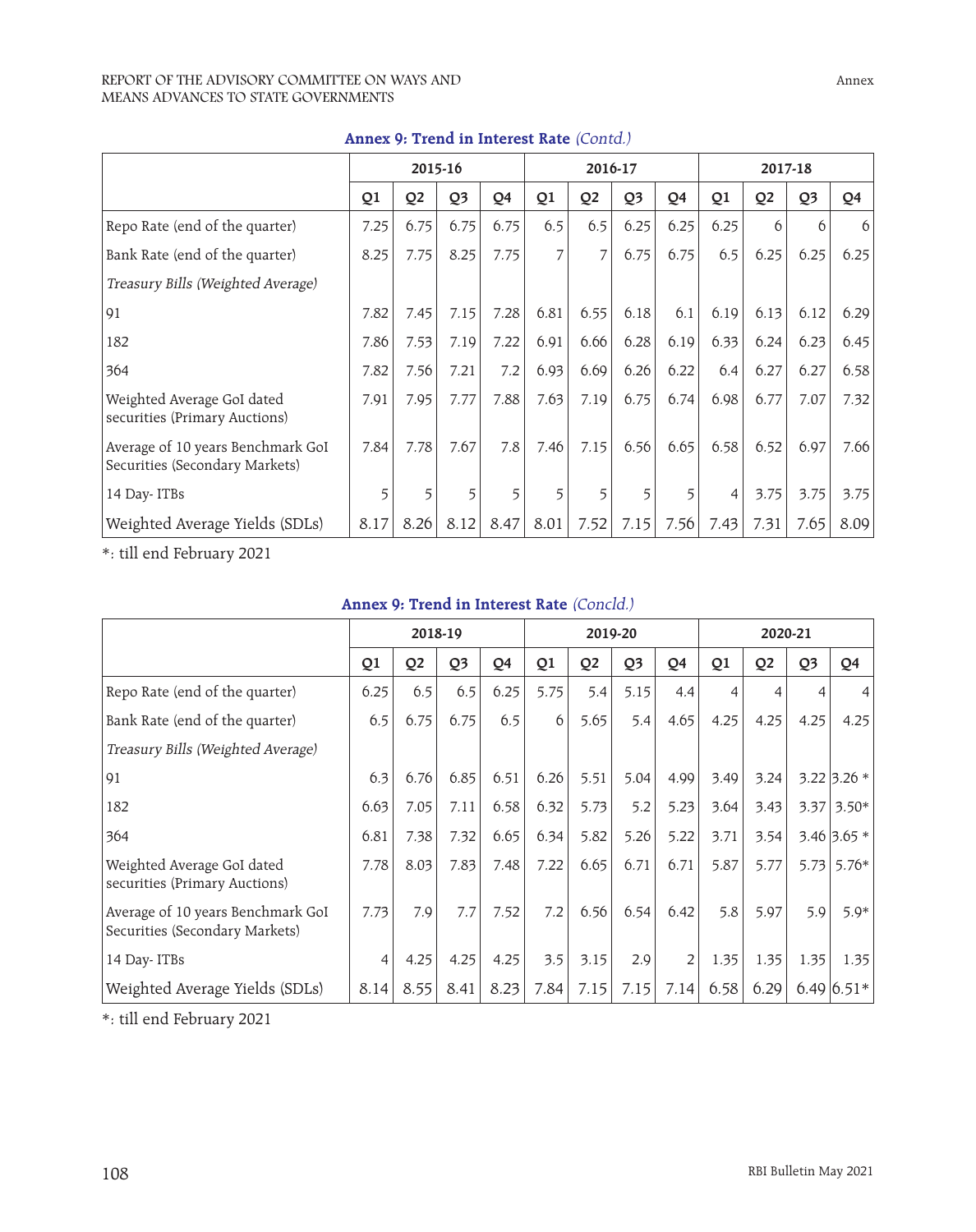### Annex 9: Trend in Interest Rate *(Contd.)*

| | 2015-16 | | | | 2016-17 | | | | 2017-18 | | | |
|---|---|---|---|---|---|---|---|---|---|---|---|---|
| | Q1 | Q2 | Q3 | Q4 | Q1 | Q2 | Q3 | Q4 | Q1 | Q2 | Q3 | Q4 |
| Repo Rate (end of the quarter) | 7.25 | 6.75 | 6.75 | 6.75 | 6.5 | 6.5 | 6.25 | 6.25 | 6.25 | 6 | 6 | 6 |
| Bank Rate (end of the quarter) | 8.25 | 7.75 | 8.25 | 7.75 | 7 | 7 | 6.75 | 6.75 | 6.5 | 6.25 | 6.25 | 6.25 |
| *Treasury Bills (Weighted Average)* | | | | | | | | | | | | |
| 91 | 7.82 | 7.45 | 7.15 | 7.28 | 6.81 | 6.55 | 6.18 | 6.1 | 6.19 | 6.13 | 6.12 | 6.29 |
| 182 | 7.86 | 7.53 | 7.19 | 7.22 | 6.91 | 6.66 | 6.28 | 6.19 | 6.33 | 6.24 | 6.23 | 6.45 |
| 364 | 7.82 | 7.56 | 7.21 | 7.2 | 6.93 | 6.69 | 6.26 | 6.22 | 6.4 | 6.27 | 6.27 | 6.58 |
| Weighted Average GoI dated securities (Primary Auctions) | 7.91 | 7.95 | 7.77 | 7.88 | 7.63 | 7.19 | 6.75 | 6.74 | 6.98 | 6.77 | 7.07 | 7.32 |
| Average of 10 years Benchmark GoI Securities (Secondary Markets) | 7.84 | 7.78 | 7.67 | 7.8 | 7.46 | 7.15 | 6.56 | 6.65 | 6.58 | 6.52 | 6.97 | 7.66 |
| 14 Day- ITBs | 5 | 5 | 5 | 5 | 5 | 5 | 5 | 5 | 4 | 3.75 | 3.75 | 3.75 |
| Weighted Average Yields (SDLs) | 8.17 | 8.26 | 8.12 | 8.47 | 8.01 | 7.52 | 7.15 | 7.56 | 7.43 | 7.31 | 7.65 | 8.09 |

*: till end February 2021

### Annex 9: Trend in Interest Rate *(Concld.)*

| | 2018-19 | | | | 2019-20 | | | | 2020-21 | | | |
|---|---|---|---|---|---|---|---|---|---|---|---|---|
| | Q1 | Q2 | Q3 | Q4 | Q1 | Q2 | Q3 | Q4 | Q1 | Q2 | Q3 | Q4 |
| Repo Rate (end of the quarter) | 6.25 | 6.5 | 6.5 | 6.25 | 5.75 | 5.4 | 5.15 | 4.4 | 4 | 4 | 4 | 4 |
| Bank Rate (end of the quarter) | 6.5 | 6.75 | 6.75 | 6.5 | 6 | 5.65 | 5.4 | 4.65 | 4.25 | 4.25 | 4.25 | 4.25 |
| *Treasury Bills (Weighted Average)* | | | | | | | | | | | | |
| 91 | 6.3 | 6.76 | 6.85 | 6.51 | 6.26 | 5.51 | 5.04 | 4.99 | 3.49 | 3.24 | 3.22 | 3.26 * |
| 182 | 6.63 | 7.05 | 7.11 | 6.58 | 6.32 | 5.73 | 5.2 | 5.23 | 3.64 | 3.43 | 3.37 | 3.50* |
| 364 | 6.81 | 7.38 | 7.32 | 6.65 | 6.34 | 5.82 | 5.26 | 5.22 | 3.71 | 3.54 | 3.46 | 3.65 * |
| Weighted Average GoI dated securities (Primary Auctions) | 7.78 | 8.03 | 7.83 | 7.48 | 7.22 | 6.65 | 6.71 | 6.71 | 5.87 | 5.77 | 5.73 | 5.76* |
| Average of 10 years Benchmark GoI Securities (Secondary Markets) | 7.73 | 7.9 | 7.7 | 7.52 | 7.2 | 6.56 | 6.54 | 6.42 | 5.8 | 5.97 | 5.9 | 5.9* |
| 14 Day- ITBs | 4 | 4.25 | 4.25 | 4.25 | 3.5 | 3.15 | 2.9 | 2 | 1.35 | 1.35 | 1.35 | 1.35 |
| Weighted Average Yields (SDLs) | 8.14 | 8.55 | 8.41 | 8.23 | 7.84 | 7.15 | 7.15 | 7.14 | 6.58 | 6.29 | 6.49 | 6.51* |

*: till end February 2021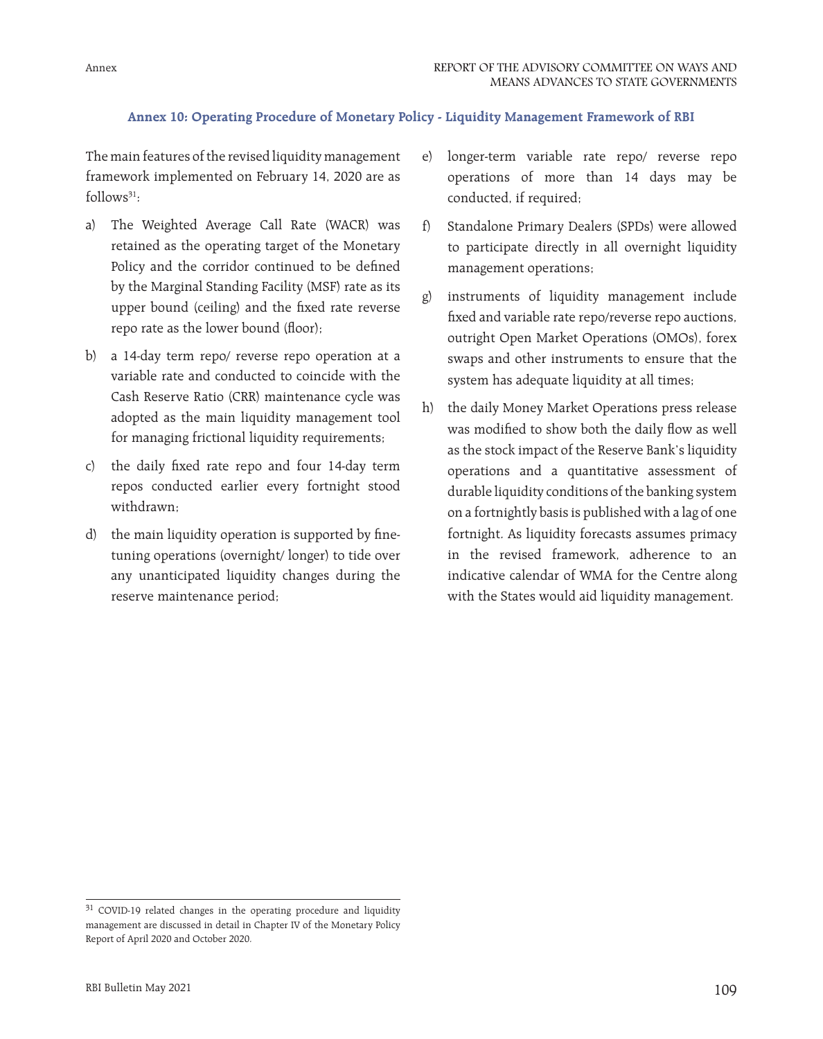## Annex 10: Operating Procedure of Monetary Policy - Liquidity Management Framework of RBI

The main features of the revised liquidity management framework implemented on February 14, 2020 are as follows[31]:

a) The Weighted Average Call Rate (WACR) was retained as the operating target of the Monetary Policy and the corridor continued to be defined by the Marginal Standing Facility (MSF) rate as its upper bound (ceiling) and the fixed rate reverse repo rate as the lower bound (floor);

b) a 14-day term repo/ reverse repo operation at a variable rate and conducted to coincide with the Cash Reserve Ratio (CRR) maintenance cycle was adopted as the main liquidity management tool for managing frictional liquidity requirements;

c) the daily fixed rate repo and four 14-day term repos conducted earlier every fortnight stood withdrawn;

d) the main liquidity operation is supported by fine-tuning operations (overnight/ longer) to tide over any unanticipated liquidity changes during the reserve maintenance period;

e) longer-term variable rate repo/ reverse repo operations of more than 14 days may be conducted, if required;

f) Standalone Primary Dealers (SPDs) were allowed to participate directly in all overnight liquidity management operations;

g) instruments of liquidity management include fixed and variable rate repo/reverse repo auctions, outright Open Market Operations (OMOs), forex swaps and other instruments to ensure that the system has adequate liquidity at all times;

h) the daily Money Market Operations press release was modified to show both the daily flow as well as the stock impact of the Reserve Bank's liquidity operations and a quantitative assessment of durable liquidity conditions of the banking system on a fortnightly basis is published with a lag of one fortnight. As liquidity forecasts assumes primacy in the revised framework, adherence to an indicative calendar of WMA for the Centre along with the States would aid liquidity management.

---

[31] COVID-19 related changes in the operating procedure and liquidity management are discussed in detail in Chapter IV of the Monetary Policy Report of April 2020 and October 2020.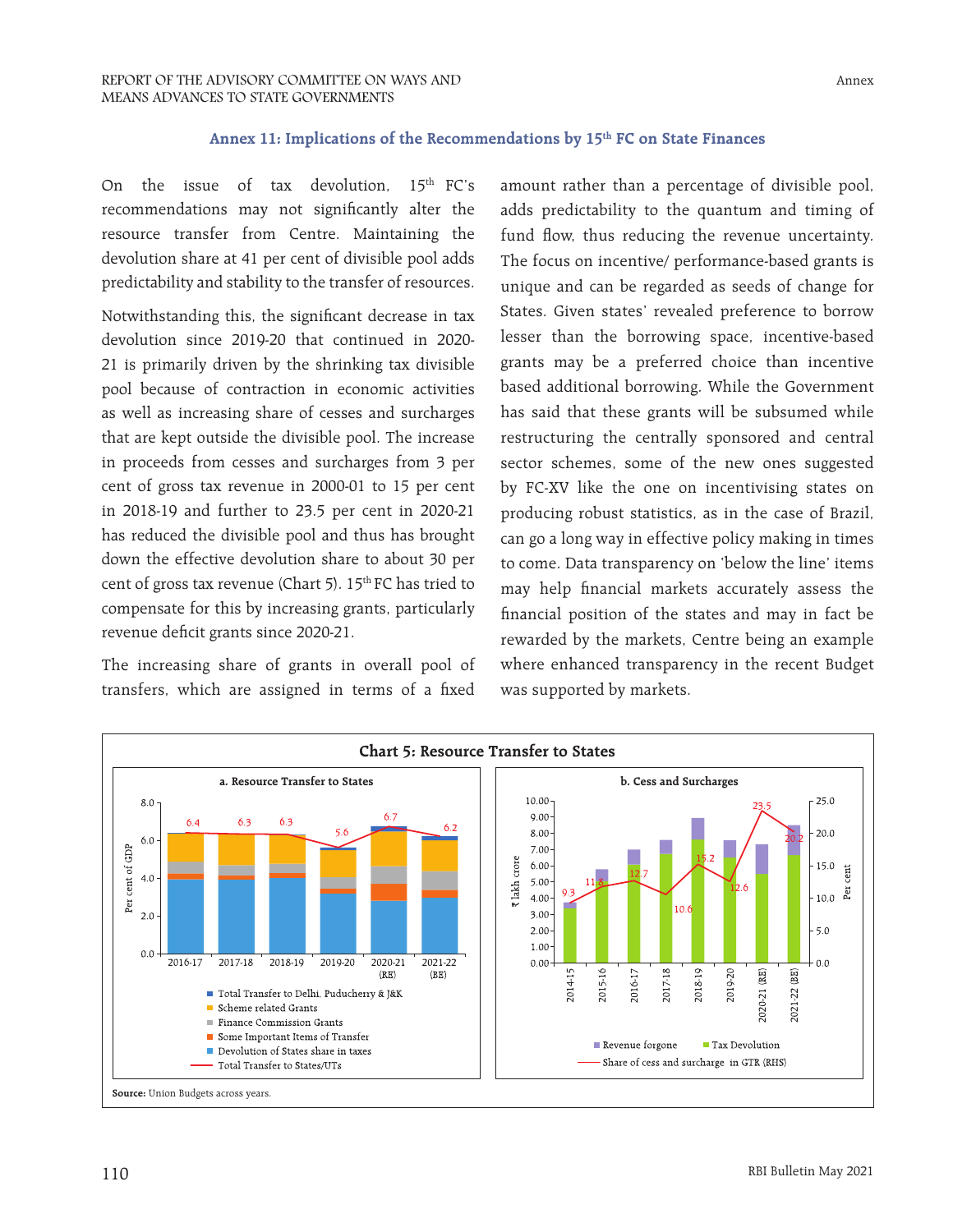## Annex 11: Implications of the Recommendations by 15th FC on State Finances

On the issue of tax devolution, 15th FC's recommendations may not significantly alter the resource transfer from Centre. Maintaining the devolution share at 41 per cent of divisible pool adds predictability and stability to the transfer of resources.

Notwithstanding this, the significant decrease in tax devolution since 2019-20 that continued in 2020-21 is primarily driven by the shrinking tax divisible pool because of contraction in economic activities as well as increasing share of cesses and surcharges that are kept outside the divisible pool. The increase in proceeds from cesses and surcharges from 3 per cent of gross tax revenue in 2000-01 to 15 per cent in 2018-19 and further to 23.5 per cent in 2020-21 has reduced the divisible pool and thus has brought down the effective devolution share to about 30 per cent of gross tax revenue (Chart 5). 15th FC has tried to compensate for this by increasing grants, particularly revenue deficit grants since 2020-21.

The increasing share of grants in overall pool of transfers, which are assigned in terms of a fixed amount rather than a percentage of divisible pool, adds predictability to the quantum and timing of fund flow, thus reducing the revenue uncertainty. The focus on incentive/ performance-based grants is unique and can be regarded as seeds of change for States. Given states' revealed preference to borrow lesser than the borrowing space, incentive-based grants may be a preferred choice than incentive based additional borrowing. While the Government has said that these grants will be subsumed while restructuring the centrally sponsored and central sector schemes, some of the new ones suggested by FC-XV like the one on incentivising states on producing robust statistics, as in the case of Brazil, can go a long way in effective policy making in times to come. Data transparency on 'below the line' items may help financial markets accurately assess the financial position of the states and may in fact be rewarded by the markets, Centre being an example where enhanced transparency in the recent Budget was supported by markets.

**Chart 5: Resource Transfer to States**

**a. Resource Transfer to States**

Per cent of GDP

| | 2016-17 | 2017-18 | 2018-19 | 2019-20 | 2020-21 (RE) | 2021-22 (BE) |
|---|---|---|---|---|---|---|
| Total Transfer to States/UTs | 6.4 | 6.3 | 6.3 | 5.6 | 6.7 | 6.2 |

Legend: Total Transfer to Delhi, Puducherry & J&K; Scheme related Grants; Finance Commission Grants; Some Important Items of Transfer; Devolution of States share in taxes; Total Transfer to States/UTs

**b. Cess and Surcharges**

₹ lakh crore (LHS); Per cent (RHS)

| | 2014-15 | 2015-16 | 2016-17 | 2017-18 | 2018-19 | 2019-20 | 2020-21 (RE) | 2021-22 (BE) |
|---|---|---|---|---|---|---|---|---|
| Share of cess and surcharge in GTR (RHS) | 9.3 | 11.8 | 12.7 | 10.6 | 15.2 | 12.6 | 23.5 | 20.2 |

Legend: Revenue forgone; Tax Devolution; Share of cess and surcharge in GTR (RHS)

**Source:** Union Budgets across years.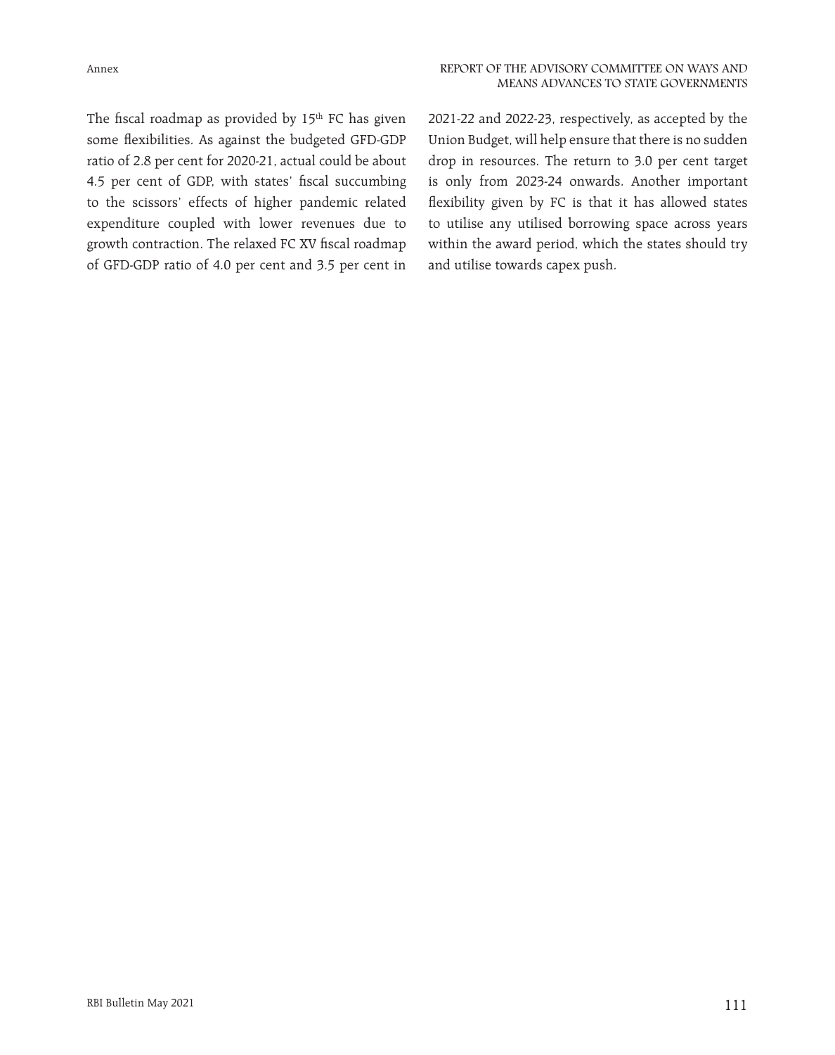The fiscal roadmap as provided by 15[th] FC has given some flexibilities. As against the budgeted GFD-GDP ratio of 2.8 per cent for 2020-21, actual could be about 4.5 per cent of GDP, with states' fiscal succumbing to the scissors' effects of higher pandemic related expenditure coupled with lower revenues due to growth contraction. The relaxed FC XV fiscal roadmap of GFD-GDP ratio of 4.0 per cent and 3.5 per cent in 2021-22 and 2022-23, respectively, as accepted by the Union Budget, will help ensure that there is no sudden drop in resources. The return to 3.0 per cent target is only from 2023-24 onwards. Another important flexibility given by FC is that it has allowed states to utilise any utilised borrowing space across years within the award period, which the states should try and utilise towards capex push.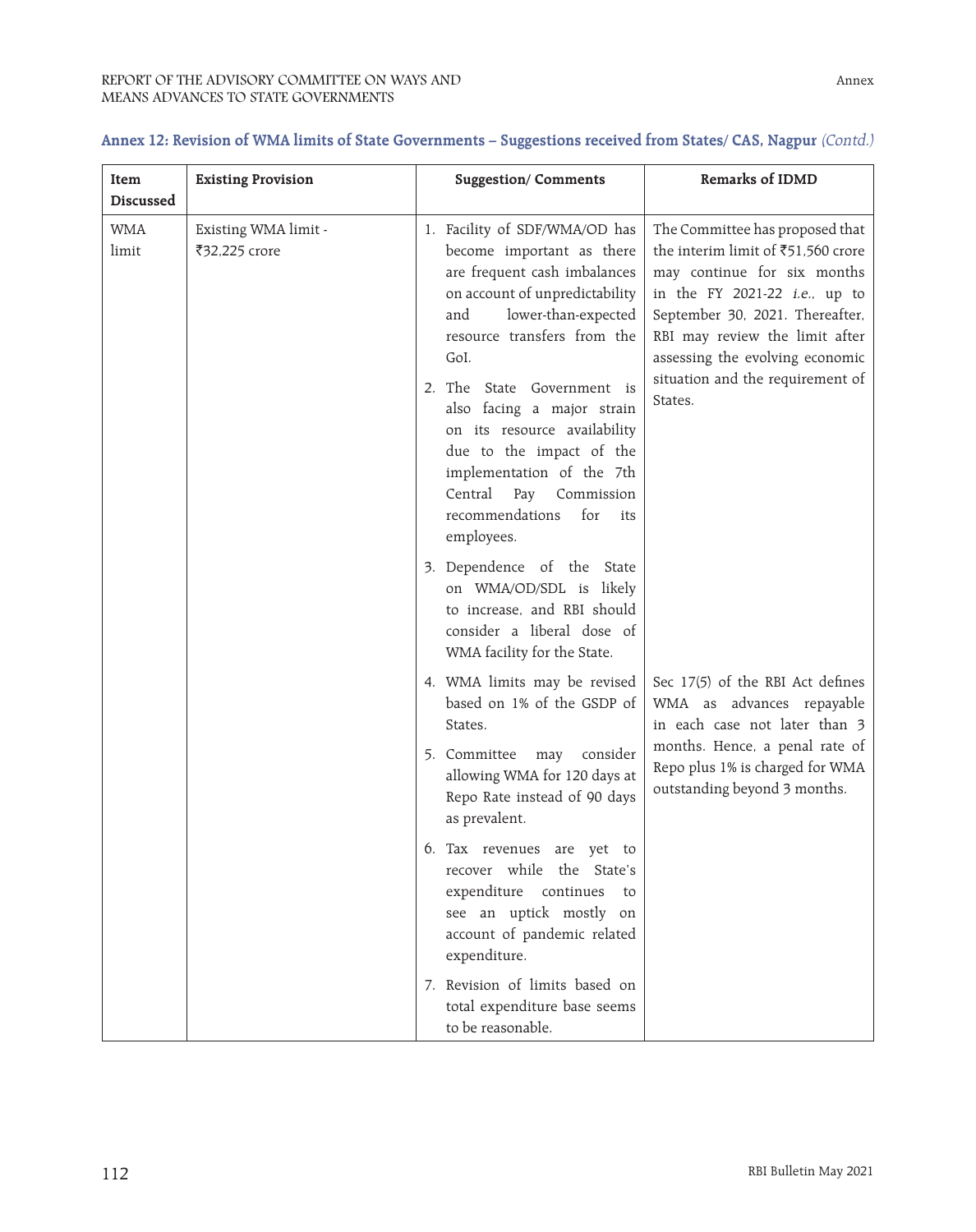**Annex 12: Revision of WMA limits of State Governments – Suggestions received from States/ CAS, Nagpur** *(Contd.)*

| Item Discussed | Existing Provision | Suggestion/ Comments | Remarks of IDMD |
|---|---|---|---|
| WMA limit | Existing WMA limit - ₹32,225 crore | 1. Facility of SDF/WMA/OD has become important as there are frequent cash imbalances on account of unpredictability and lower-than-expected resource transfers from the GoI.<br>2. The State Government is also facing a major strain on its resource availability due to the impact of the implementation of the 7th Central Pay Commission recommendations for its employees.<br>3. Dependence of the State on WMA/OD/SDL is likely to increase, and RBI should consider a liberal dose of WMA facility for the State. | The Committee has proposed that the interim limit of ₹51,560 crore may continue for six months in the FY 2021-22 *i.e.*, up to September 30, 2021. Thereafter, RBI may review the limit after assessing the evolving economic situation and the requirement of States. |
| | | 4. WMA limits may be revised based on 1% of the GSDP of States.<br>5. Committee may consider allowing WMA for 120 days at Repo Rate instead of 90 days as prevalent.<br>6. Tax revenues are yet to recover while the State's expenditure continues to see an uptick mostly on account of pandemic related expenditure.<br>7. Revision of limits based on total expenditure base seems to be reasonable. | Sec 17(5) of the RBI Act defines WMA as advances repayable in each case not later than 3 months. Hence, a penal rate of Repo plus 1% is charged for WMA outstanding beyond 3 months. |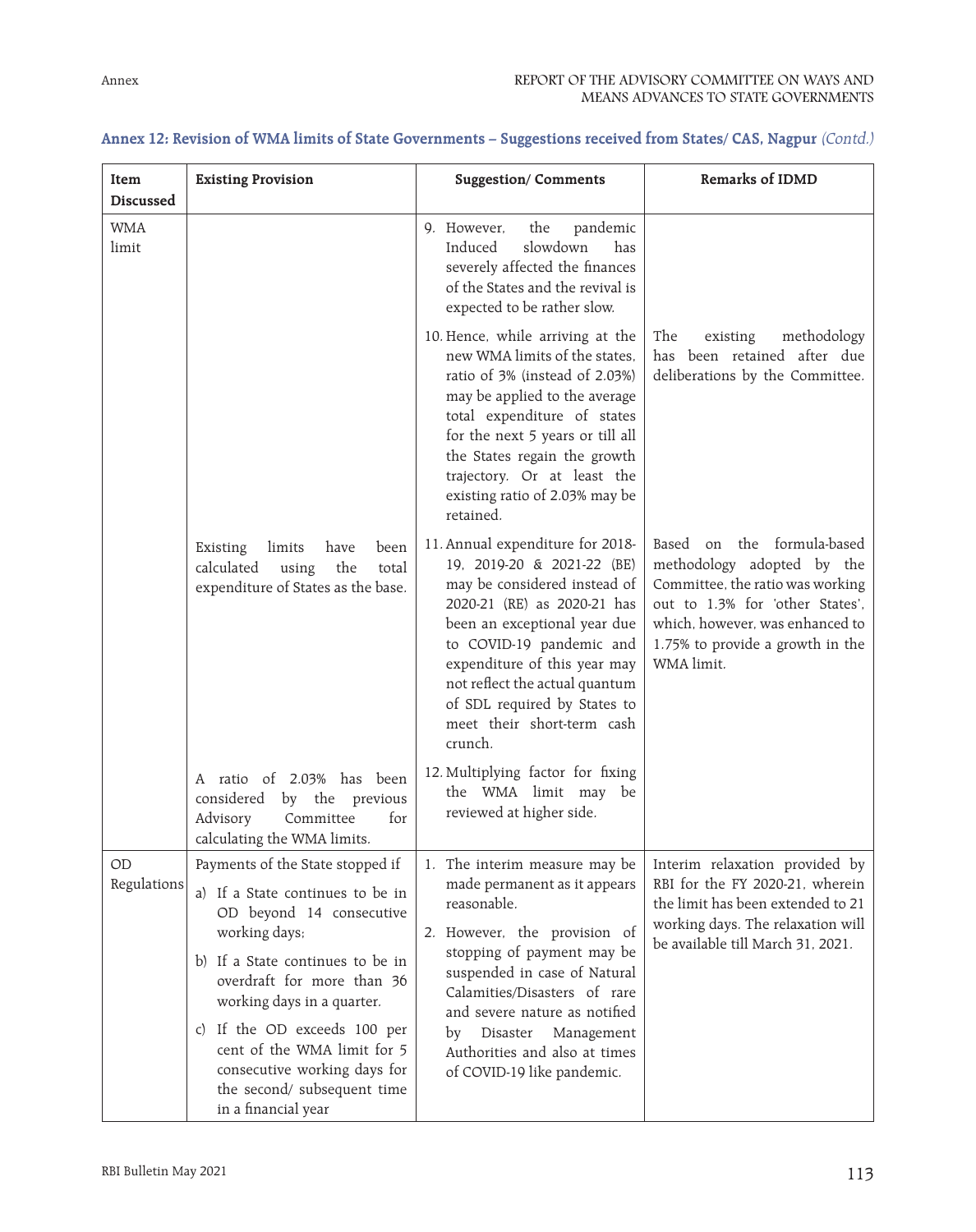## Annex 12: Revision of WMA limits of State Governments – Suggestions received from States/ CAS, Nagpur *(Contd.)*

| Item Discussed | Existing Provision | Suggestion/ Comments | Remarks of IDMD |
|---|---|---|---|
| WMA limit | | 9. However, the pandemic Induced slowdown has severely affected the finances of the States and the revival is expected to be rather slow. | |
| | | 10. Hence, while arriving at the new WMA limits of the states, ratio of 3% (instead of 2.03%) may be applied to the average total expenditure of states for the next 5 years or till all the States regain the growth trajectory. Or at least the existing ratio of 2.03% may be retained. | The existing methodology has been retained after due deliberations by the Committee. |
| | Existing limits have been calculated using the total expenditure of States as the base. | 11. Annual expenditure for 2018-19, 2019-20 & 2021-22 (BE) may be considered instead of 2020-21 (RE) as 2020-21 has been an exceptional year due to COVID-19 pandemic and expenditure of this year may not reflect the actual quantum of SDL required by States to meet their short-term cash crunch. | Based on the formula-based methodology adopted by the Committee, the ratio was working out to 1.3% for 'other States', which, however, was enhanced to 1.75% to provide a growth in the WMA limit. |
| | A ratio of 2.03% has been considered by the previous Advisory Committee for calculating the WMA limits. | 12. Multiplying factor for fixing the WMA limit may be reviewed at higher side. | |
| OD Regulations | Payments of the State stopped if<br>a) If a State continues to be in OD beyond 14 consecutive working days;<br>b) If a State continues to be in overdraft for more than 36 working days in a quarter.<br>c) If the OD exceeds 100 per cent of the WMA limit for 5 consecutive working days for the second/ subsequent time in a financial year | 1. The interim measure may be made permanent as it appears reasonable.<br>2. However, the provision of stopping of payment may be suspended in case of Natural Calamities/Disasters of rare and severe nature as notified by Disaster Management Authorities and also at times of COVID-19 like pandemic. | Interim relaxation provided by RBI for the FY 2020-21, wherein the limit has been extended to 21 working days. The relaxation will be available till March 31, 2021. |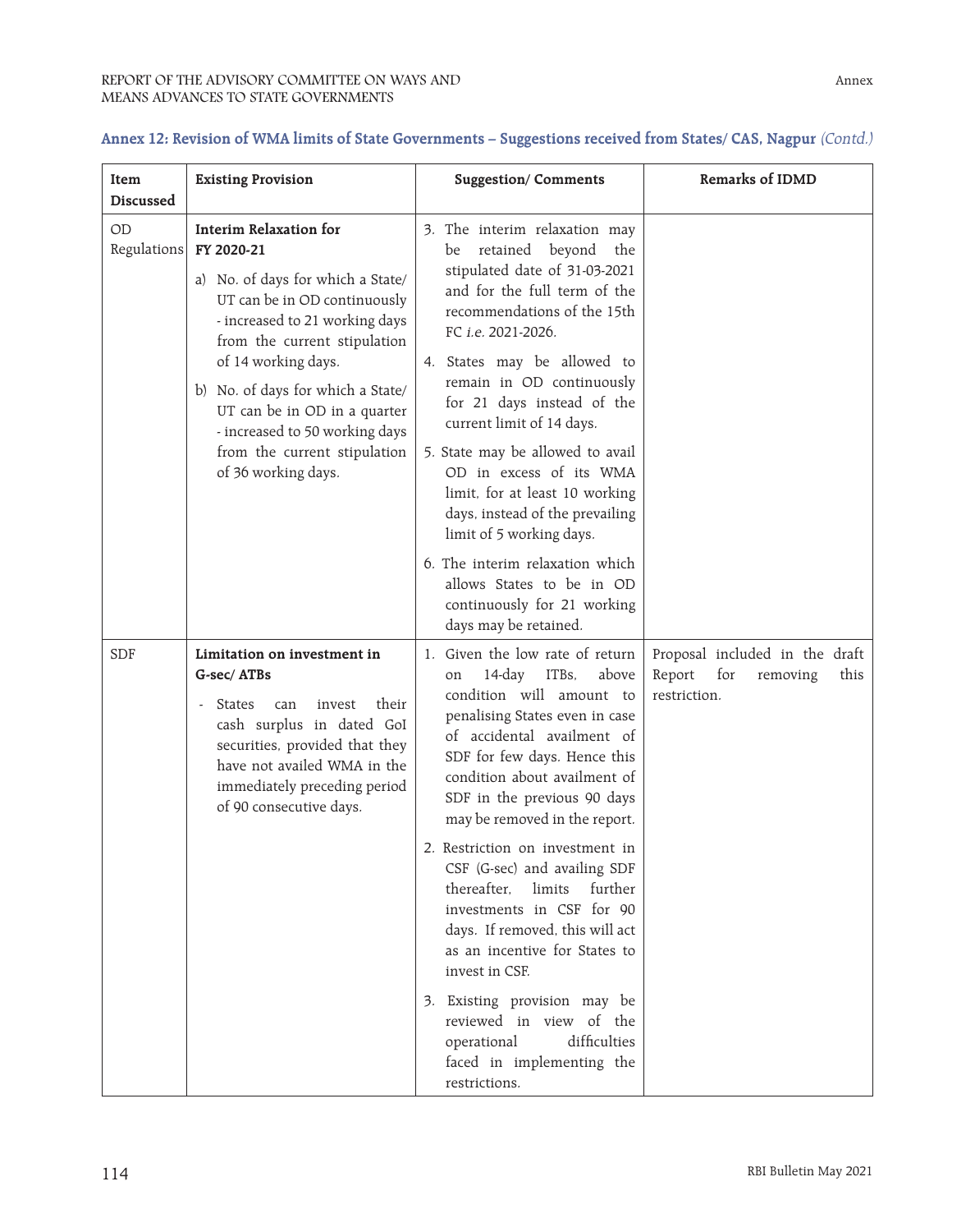### Annex 12: Revision of WMA limits of State Governments – Suggestions received from States/ CAS, Nagpur *(Contd.)*

| Item Discussed | Existing Provision | Suggestion/ Comments | Remarks of IDMD |
|---|---|---|---|
| OD Regulations | **Interim Relaxation for FY 2020-21**<br>a) No. of days for which a State/ UT can be in OD continuously - increased to 21 working days from the current stipulation of 14 working days.<br>b) No. of days for which a State/ UT can be in OD in a quarter - increased to 50 working days from the current stipulation of 36 working days. | 3. The interim relaxation may be retained beyond the stipulated date of 31-03-2021 and for the full term of the recommendations of the 15th FC *i.e.* 2021-2026.<br>4. States may be allowed to remain in OD continuously for 21 days instead of the current limit of 14 days.<br>5. State may be allowed to avail OD in excess of its WMA limit, for at least 10 working days, instead of the prevailing limit of 5 working days.<br>6. The interim relaxation which allows States to be in OD continuously for 21 working days may be retained. | |
| SDF | **Limitation on investment in G-sec/ ATBs**<br>- States can invest their cash surplus in dated GoI securities, provided that they have not availed WMA in the immediately preceding period of 90 consecutive days. | 1. Given the low rate of return on 14-day ITBs, above condition will amount to penalising States even in case of accidental availment of SDF for few days. Hence this condition about availment of SDF in the previous 90 days may be removed in the report.<br>2. Restriction on investment in CSF (G-sec) and availing SDF thereafter, limits further investments in CSF for 90 days. If removed, this will act as an incentive for States to invest in CSF.<br>3. Existing provision may be reviewed in view of the operational difficulties faced in implementing the restrictions. | Proposal included in the draft Report for removing this restriction. |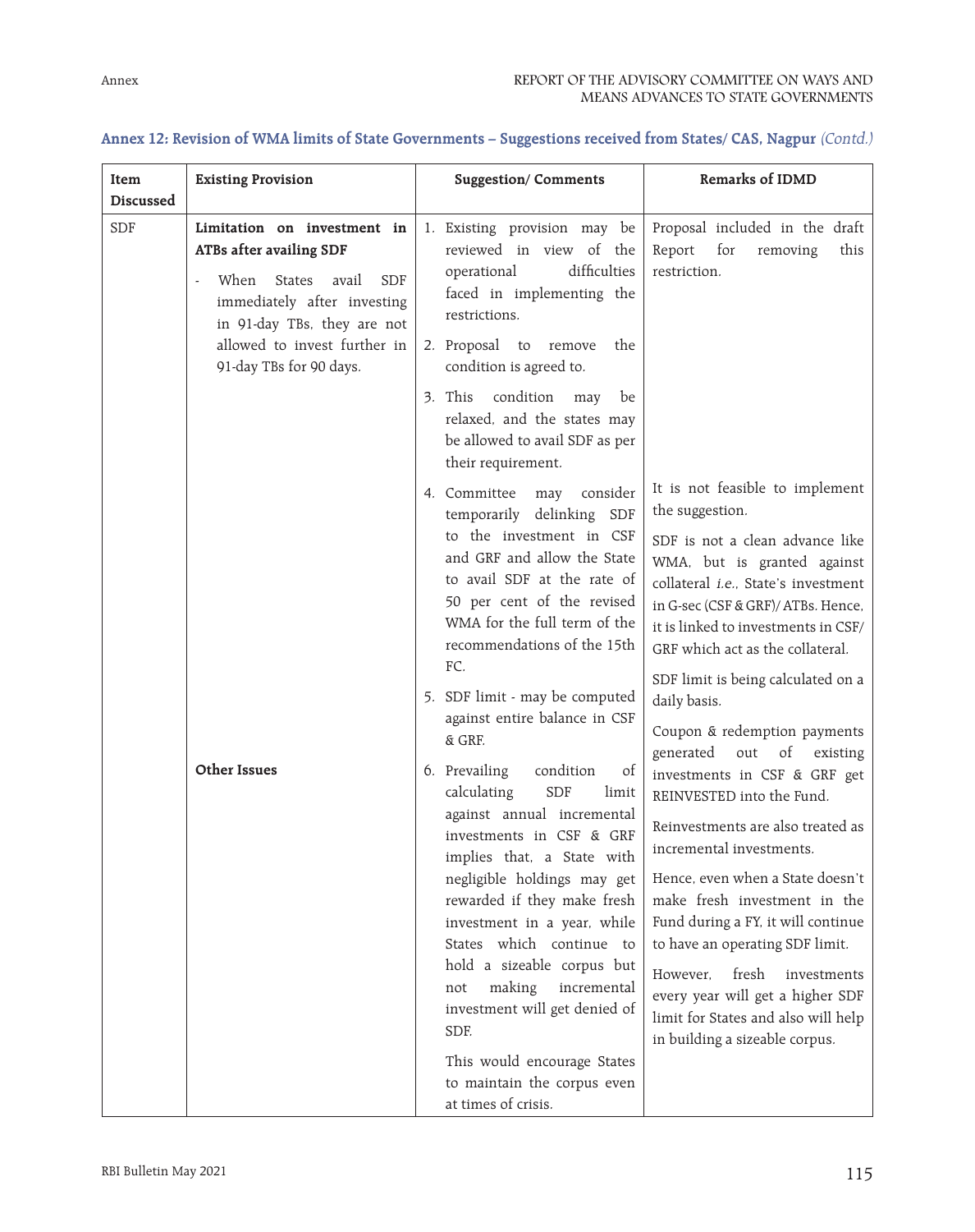## Annex 12: Revision of WMA limits of State Governments – Suggestions received from States/ CAS, Nagpur *(Contd.)*

| Item Discussed | Existing Provision | Suggestion/ Comments | Remarks of IDMD |
|---|---|---|---|
| SDF | **Limitation on investment in ATBs after availing SDF**<br>- When States avail SDF immediately after investing in 91-day TBs, they are not allowed to invest further in 91-day TBs for 90 days. | 1. Existing provision may be reviewed in view of the operational difficulties faced in implementing the restrictions.<br>2. Proposal to remove the condition is agreed to.<br>3. This condition may be relaxed, and the states may be allowed to avail SDF as per their requirement. | Proposal included in the draft Report for removing this restriction. |
| | | 4. Committee may consider temporarily delinking SDF to the investment in CSF and GRF and allow the State to avail SDF at the rate of 50 per cent of the revised WMA for the full term of the recommendations of the 15th FC. | It is not feasible to implement the suggestion.<br>SDF is not a clean advance like WMA, but is granted against collateral *i.e.*, State's investment in G-sec (CSF & GRF)/ ATBs. Hence, it is linked to investments in CSF/ GRF which act as the collateral. |
| | **Other Issues** | 5. SDF limit - may be computed against entire balance in CSF & GRF.<br>6. Prevailing condition of calculating SDF limit against annual incremental investments in CSF & GRF implies that, a State with negligible holdings may get rewarded if they make fresh investment in a year, while States which continue to hold a sizeable corpus but not making incremental investment will get denied of SDF.<br>This would encourage States to maintain the corpus even at times of crisis. | SDF limit is being calculated on a daily basis.<br>Coupon & redemption payments generated out of existing investments in CSF & GRF get REINVESTED into the Fund.<br>Reinvestments are also treated as incremental investments.<br>Hence, even when a State doesn't make fresh investment in the Fund during a FY, it will continue to have an operating SDF limit.<br>However, fresh investments every year will get a higher SDF limit for States and also will help in building a sizeable corpus. |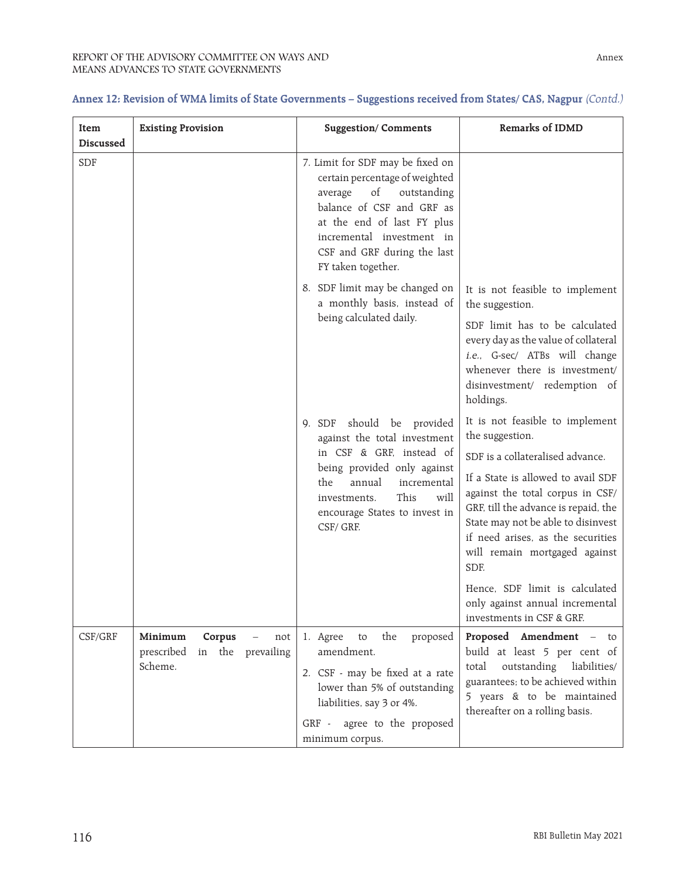**Annex 12: Revision of WMA limits of State Governments – Suggestions received from States/ CAS, Nagpur** *(Contd.)*

| Item Discussed | Existing Provision | Suggestion/ Comments | Remarks of IDMD |
|---|---|---|---|
| SDF | | 7. Limit for SDF may be fixed on certain percentage of weighted average of outstanding balance of CSF and GRF as at the end of last FY plus incremental investment in CSF and GRF during the last FY taken together. | |
| | | 8. SDF limit may be changed on a monthly basis, instead of being calculated daily. | It is not feasible to implement the suggestion.<br><br>SDF limit has to be calculated every day as the value of collateral *i.e.*, G-sec/ ATBs will change whenever there is investment/ disinvestment/ redemption of holdings. |
| | | 9. SDF should be provided against the total investment in CSF & GRF, instead of being provided only against the annual incremental investments. This will encourage States to invest in CSF/ GRF. | It is not feasible to implement the suggestion.<br><br>SDF is a collateralised advance.<br><br>If a State is allowed to avail SDF against the total corpus in CSF/ GRF, till the advance is repaid, the State may not be able to disinvest if need arises, as the securities will remain mortgaged against SDF.<br><br>Hence, SDF limit is calculated only against annual incremental investments in CSF & GRF. |
| CSF/GRF | **Minimum Corpus** – not prescribed in the prevailing Scheme. | 1. Agree to the proposed amendment.<br><br>2. CSF - may be fixed at a rate lower than 5% of outstanding liabilities, say 3 or 4%.<br><br>GRF - agree to the proposed minimum corpus. | **Proposed Amendment** – to build at least 5 per cent of total outstanding liabilities/ guarantees; to be achieved within 5 years & to be maintained thereafter on a rolling basis. |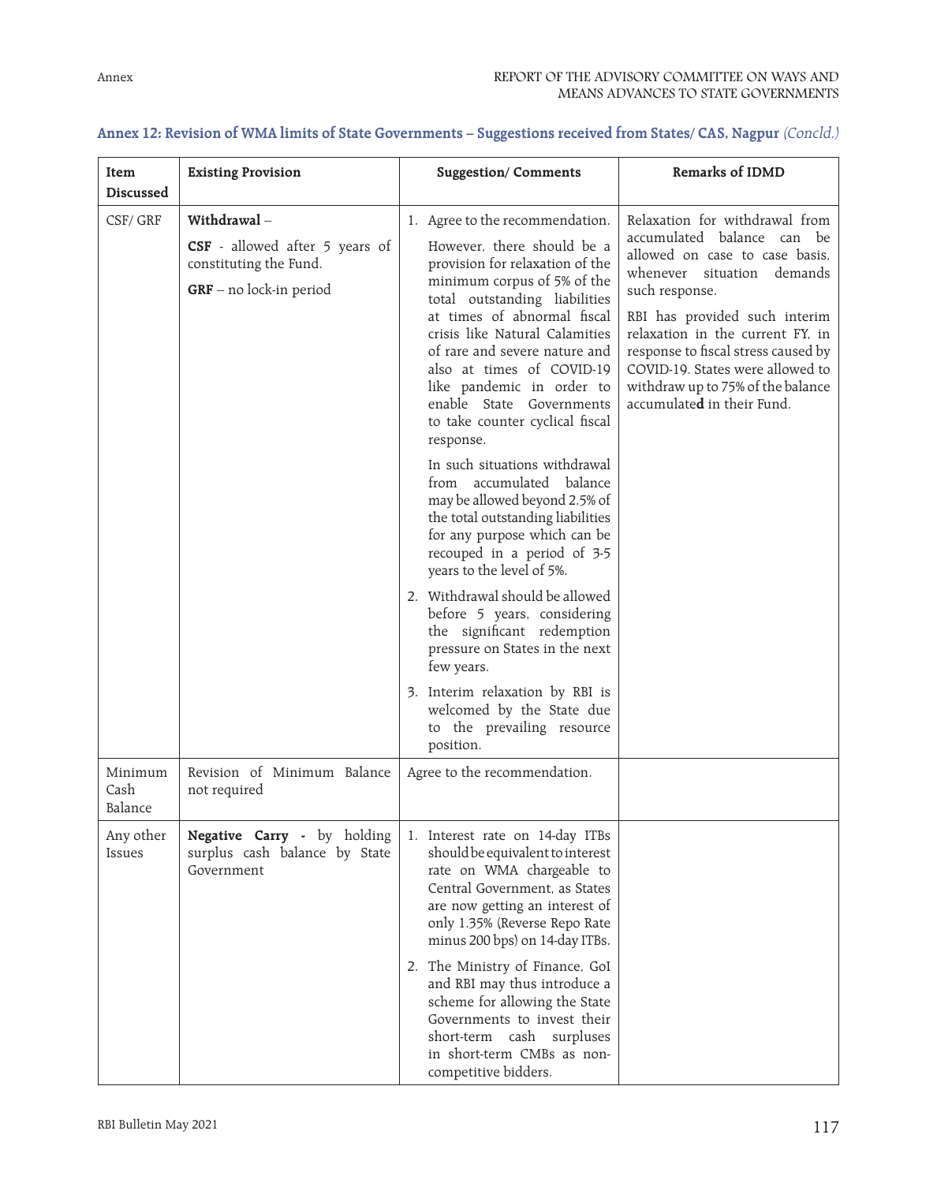## Annex 12: Revision of WMA limits of State Governments – Suggestions received from States/ CAS, Nagpur *(Concld.)*

| Item Discussed | Existing Provision | Suggestion/ Comments | Remarks of IDMD |
|---|---|---|---|
| CSF/ GRF | **Withdrawal** – <br><br> **CSF** - allowed after 5 years of constituting the Fund. <br><br> **GRF** – no lock-in period | 1. Agree to the recommendation. <br><br> However, there should be a provision for relaxation of the minimum corpus of 5% of the total outstanding liabilities at times of abnormal fiscal crisis like Natural Calamities of rare and severe nature and also at times of COVID-19 like pandemic in order to enable State Governments to take counter cyclical fiscal response. <br><br> In such situations withdrawal from accumulated balance may be allowed beyond 2.5% of the total outstanding liabilities for any purpose which can be recouped in a period of 3-5 years to the level of 5%. <br><br> 2. Withdrawal should be allowed before 5 years, considering the significant redemption pressure on States in the next few years. <br><br> 3. Interim relaxation by RBI is welcomed by the State due to the prevailing resource position. | Relaxation for withdrawal from accumulated balance can be allowed on case to case basis, whenever situation demands such response. <br><br> RBI has provided such interim relaxation in the current FY, in response to fiscal stress caused by COVID-19. States were allowed to withdraw up to 75% of the balance accumulate**d** in their Fund. |
| Minimum Cash Balance | Revision of Minimum Balance not required | Agree to the recommendation. | |
| Any other Issues | **Negative Carry** - by holding surplus cash balance by State Government | 1. Interest rate on 14-day ITBs should be equivalent to interest rate on WMA chargeable to Central Government, as States are now getting an interest of only 1.35% (Reverse Repo Rate minus 200 bps) on 14-day ITBs. <br><br> 2. The Ministry of Finance, GoI and RBI may thus introduce a scheme for allowing the State Governments to invest their short-term cash surpluses in short-term CMBs as non-competitive bidders. | |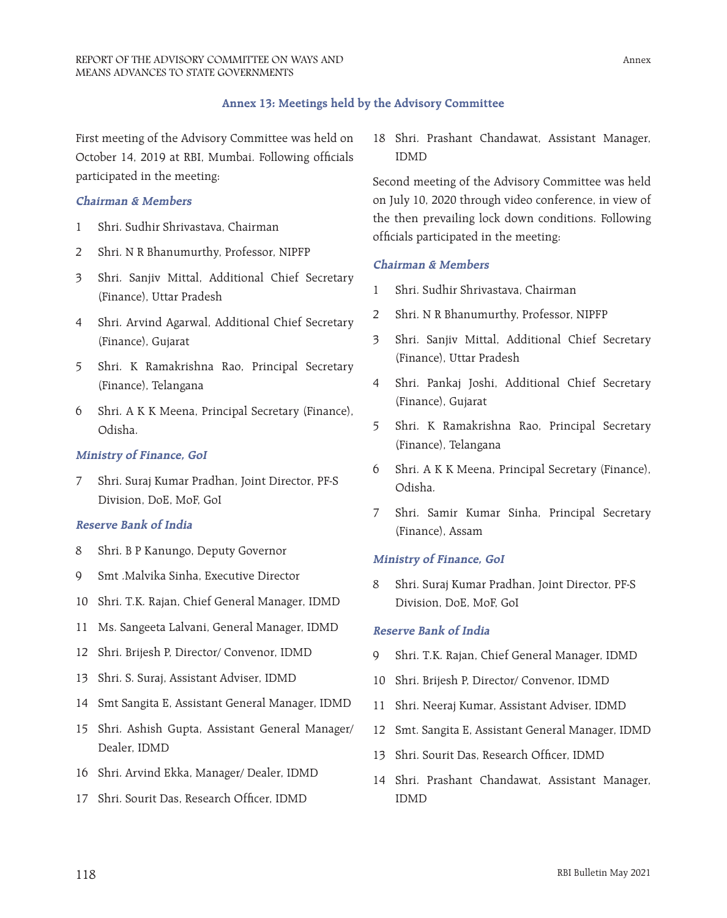## Annex 13: Meetings held by the Advisory Committee

First meeting of the Advisory Committee was held on October 14, 2019 at RBI, Mumbai. Following officials participated in the meeting:

***Chairman & Members***

1 Shri. Sudhir Shrivastava, Chairman

2 Shri. N R Bhanumurthy, Professor, NIPFP

3 Shri. Sanjiv Mittal, Additional Chief Secretary (Finance), Uttar Pradesh

4 Shri. Arvind Agarwal, Additional Chief Secretary (Finance), Gujarat

5 Shri. K Ramakrishna Rao, Principal Secretary (Finance), Telangana

6 Shri. A K K Meena, Principal Secretary (Finance), Odisha.

***Ministry of Finance, GoI***

7 Shri. Suraj Kumar Pradhan, Joint Director, PF-S Division, DoE, MoF, GoI

***Reserve Bank of India***

8 Shri. B P Kanungo, Deputy Governor

9 Smt .Malvika Sinha, Executive Director

10 Shri. T.K. Rajan, Chief General Manager, IDMD

11 Ms. Sangeeta Lalvani, General Manager, IDMD

12 Shri. Brijesh P, Director/ Convenor, IDMD

13 Shri. S. Suraj, Assistant Adviser, IDMD

14 Smt Sangita E, Assistant General Manager, IDMD

15 Shri. Ashish Gupta, Assistant General Manager/ Dealer, IDMD

16 Shri. Arvind Ekka, Manager/ Dealer, IDMD

17 Shri. Sourit Das, Research Officer, IDMD

18 Shri. Prashant Chandawat, Assistant Manager, IDMD

Second meeting of the Advisory Committee was held on July 10, 2020 through video conference, in view of the then prevailing lock down conditions. Following officials participated in the meeting:

***Chairman & Members***

1 Shri. Sudhir Shrivastava, Chairman

2 Shri. N R Bhanumurthy, Professor, NIPFP

3 Shri. Sanjiv Mittal, Additional Chief Secretary (Finance), Uttar Pradesh

4 Shri. Pankaj Joshi, Additional Chief Secretary (Finance), Gujarat

5 Shri. K Ramakrishna Rao, Principal Secretary (Finance), Telangana

6 Shri. A K K Meena, Principal Secretary (Finance), Odisha.

7 Shri. Samir Kumar Sinha, Principal Secretary (Finance), Assam

***Ministry of Finance, GoI***

8 Shri. Suraj Kumar Pradhan, Joint Director, PF-S Division, DoE, MoF, GoI

***Reserve Bank of India***

9 Shri. T.K. Rajan, Chief General Manager, IDMD

10 Shri. Brijesh P, Director/ Convenor, IDMD

11 Shri. Neeraj Kumar, Assistant Adviser, IDMD

12 Smt. Sangita E, Assistant General Manager, IDMD

13 Shri. Sourit Das, Research Officer, IDMD

14 Shri. Prashant Chandawat, Assistant Manager, IDMD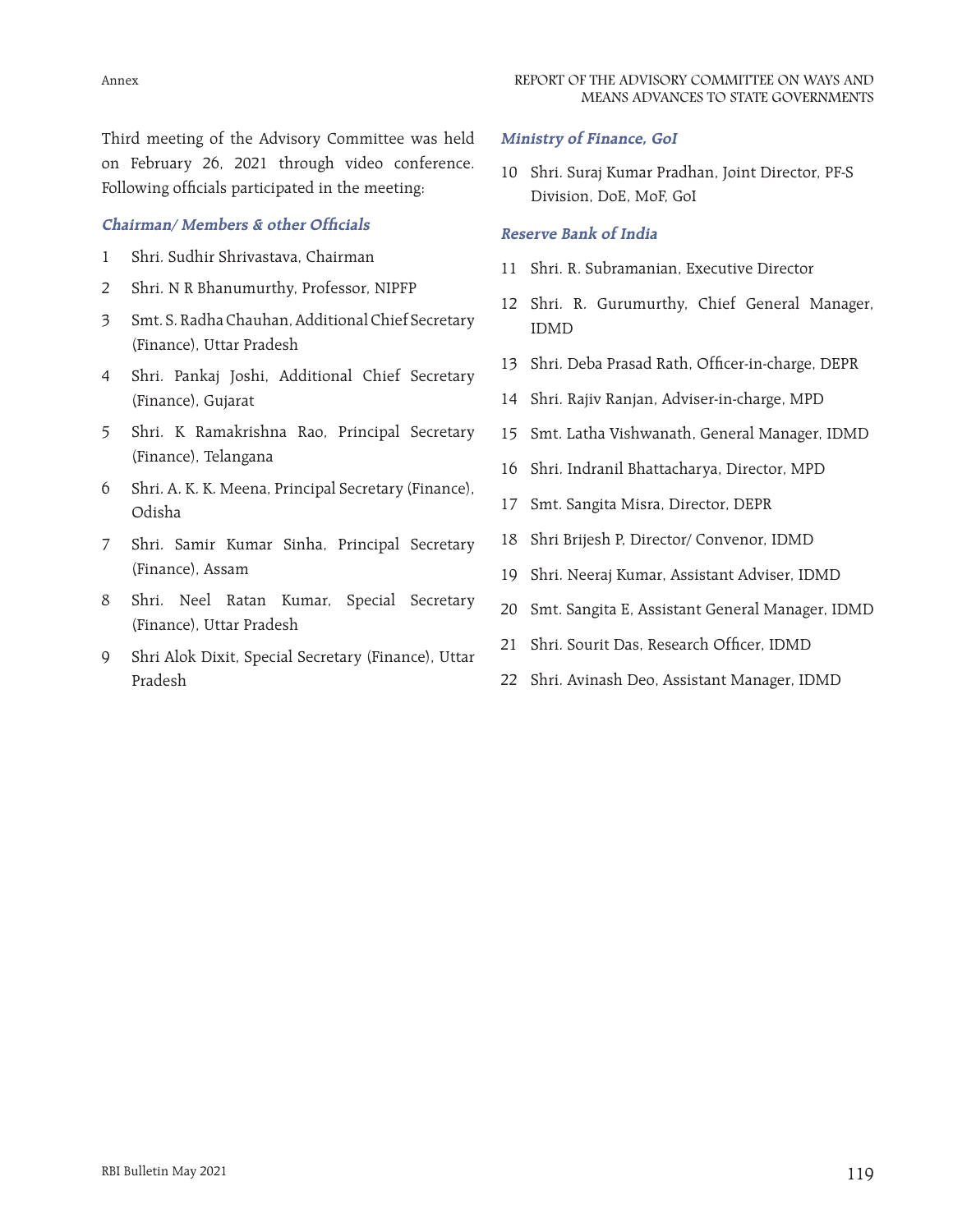Third meeting of the Advisory Committee was held on February 26, 2021 through video conference. Following officials participated in the meeting:

### *Chairman/ Members & other Officials*

1 Shri. Sudhir Shrivastava, Chairman

2 Shri. N R Bhanumurthy, Professor, NIPFP

3 Smt. S. Radha Chauhan, Additional Chief Secretary (Finance), Uttar Pradesh

4 Shri. Pankaj Joshi, Additional Chief Secretary (Finance), Gujarat

5 Shri. K Ramakrishna Rao, Principal Secretary (Finance), Telangana

6 Shri. A. K. K. Meena, Principal Secretary (Finance), Odisha

7 Shri. Samir Kumar Sinha, Principal Secretary (Finance), Assam

8 Shri. Neel Ratan Kumar, Special Secretary (Finance), Uttar Pradesh

9 Shri Alok Dixit, Special Secretary (Finance), Uttar Pradesh

### *Ministry of Finance, GoI*

10 Shri. Suraj Kumar Pradhan, Joint Director, PF-S Division, DoE, MoF, GoI

### *Reserve Bank of India*

11 Shri. R. Subramanian, Executive Director

12 Shri. R. Gurumurthy, Chief General Manager, IDMD

13 Shri. Deba Prasad Rath, Officer-in-charge, DEPR

14 Shri. Rajiv Ranjan, Adviser-in-charge, MPD

15 Smt. Latha Vishwanath, General Manager, IDMD

16 Shri. Indranil Bhattacharya, Director, MPD

17 Smt. Sangita Misra, Director, DEPR

18 Shri Brijesh P, Director/ Convenor, IDMD

19 Shri. Neeraj Kumar, Assistant Adviser, IDMD

20 Smt. Sangita E, Assistant General Manager, IDMD

21 Shri. Sourit Das, Research Officer, IDMD

22 Shri. Avinash Deo, Assistant Manager, IDMD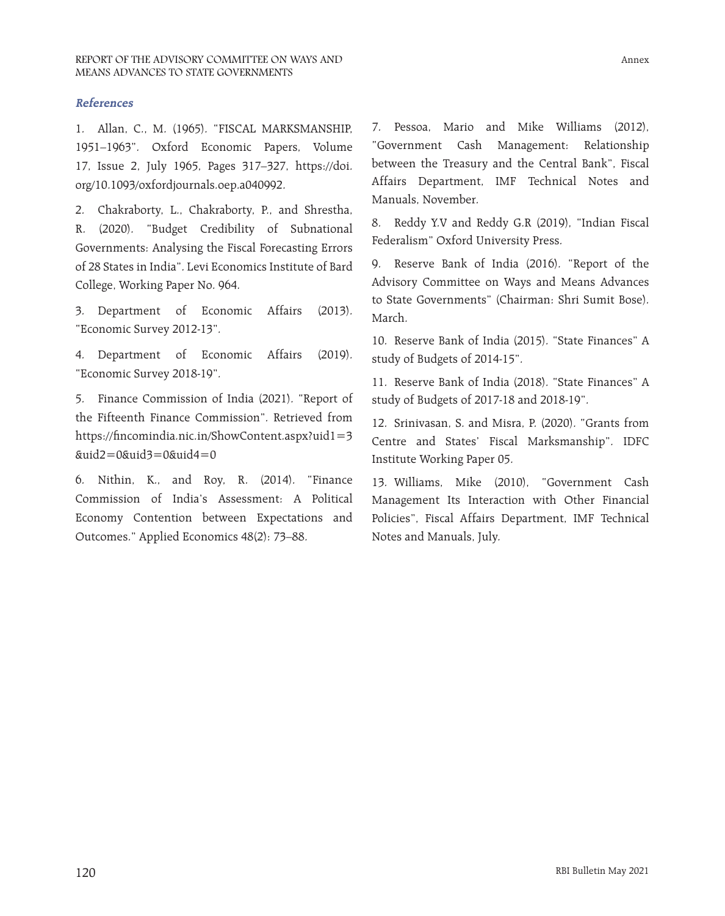### *References*

1. Allan, C., M. (1965). "FISCAL MARKSMANSHIP, 1951–1963". Oxford Economic Papers, Volume 17, Issue 2, July 1965, Pages 317–327, https://doi.org/10.1093/oxfordjournals.oep.a040992.

2. Chakraborty, L., Chakraborty, P., and Shrestha, R. (2020). "Budget Credibility of Subnational Governments: Analysing the Fiscal Forecasting Errors of 28 States in India". Levi Economics Institute of Bard College, Working Paper No. 964.

3. Department of Economic Affairs (2013). "Economic Survey 2012-13".

4. Department of Economic Affairs (2019). "Economic Survey 2018-19".

5. Finance Commission of India (2021). "Report of the Fifteenth Finance Commission". Retrieved from https://fincomindia.nic.in/ShowContent.aspx?uid1=3&uid2=0&uid3=0&uid4=0

6. Nithin, K., and Roy, R. (2014). "Finance Commission of India's Assessment: A Political Economy Contention between Expectations and Outcomes." Applied Economics 48(2): 73–88.

7. Pessoa, Mario and Mike Williams (2012), "Government Cash Management: Relationship between the Treasury and the Central Bank", Fiscal Affairs Department, IMF Technical Notes and Manuals, November.

8. Reddy Y.V and Reddy G.R (2019), "Indian Fiscal Federalism" Oxford University Press.

9. Reserve Bank of India (2016). "Report of the Advisory Committee on Ways and Means Advances to State Governments" (Chairman: Shri Sumit Bose). March.

10. Reserve Bank of India (2015). "State Finances" A study of Budgets of 2014-15".

11. Reserve Bank of India (2018). "State Finances" A study of Budgets of 2017-18 and 2018-19".

12. Srinivasan, S. and Misra, P. (2020). "Grants from Centre and States' Fiscal Marksmanship". IDFC Institute Working Paper 05.

13. Williams, Mike (2010), "Government Cash Management Its Interaction with Other Financial Policies", Fiscal Affairs Department, IMF Technical Notes and Manuals, July.